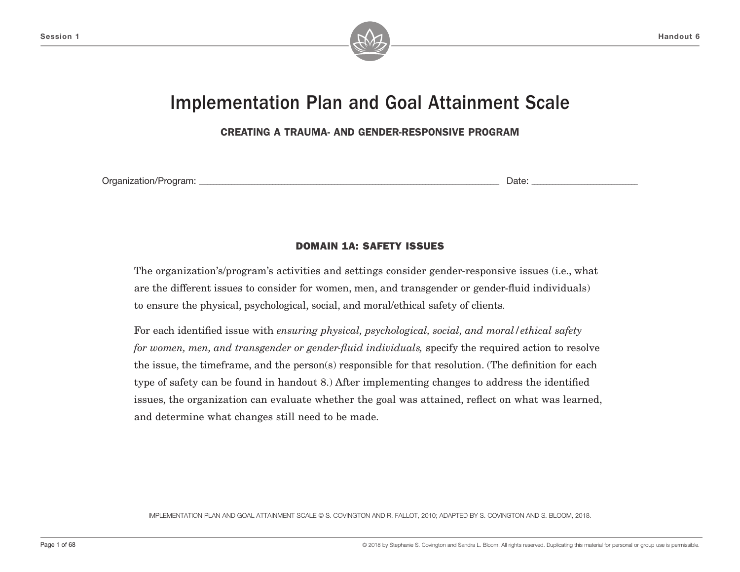# Implementation Plan and Goal Attainment Scale

**CREATING A TRAUMA- AND GENDER-RESPONSIVE PROGRAM**

Organization/Program: ______________________________________________ Date: ________________

## DOMAIN 1A: SAFETY ISSUES

The organization's/program's activities and settings consider gender-responsive issues (i.e., what are the different issues to consider for women, men, and transgender or gender-fluid individuals) to ensure the physical, psychological, social, and moral/ethical safety of clients.

For each identified issue with *ensuring physical, psychological, social, and moral/ethical safety for women, men, and transgender or gender-fluid individuals,* specify the required action to resolve the issue, the timeframe, and the person(s) responsible for that resolution. (The definition for each type of safety can be found in handout 8.) After implementing changes to address the identified issues, the organization can evaluate whether the goal was attained, reflect on what was learned, and determine what changes still need to be made.

IMPLEMENTATION PLAN AND GOAL ATTAINMENT SCALE © S. COVINGTON AND R. FALLOT, 2010; ADAPTED BY S. COVINGTON AND S. BLOOM, 2018.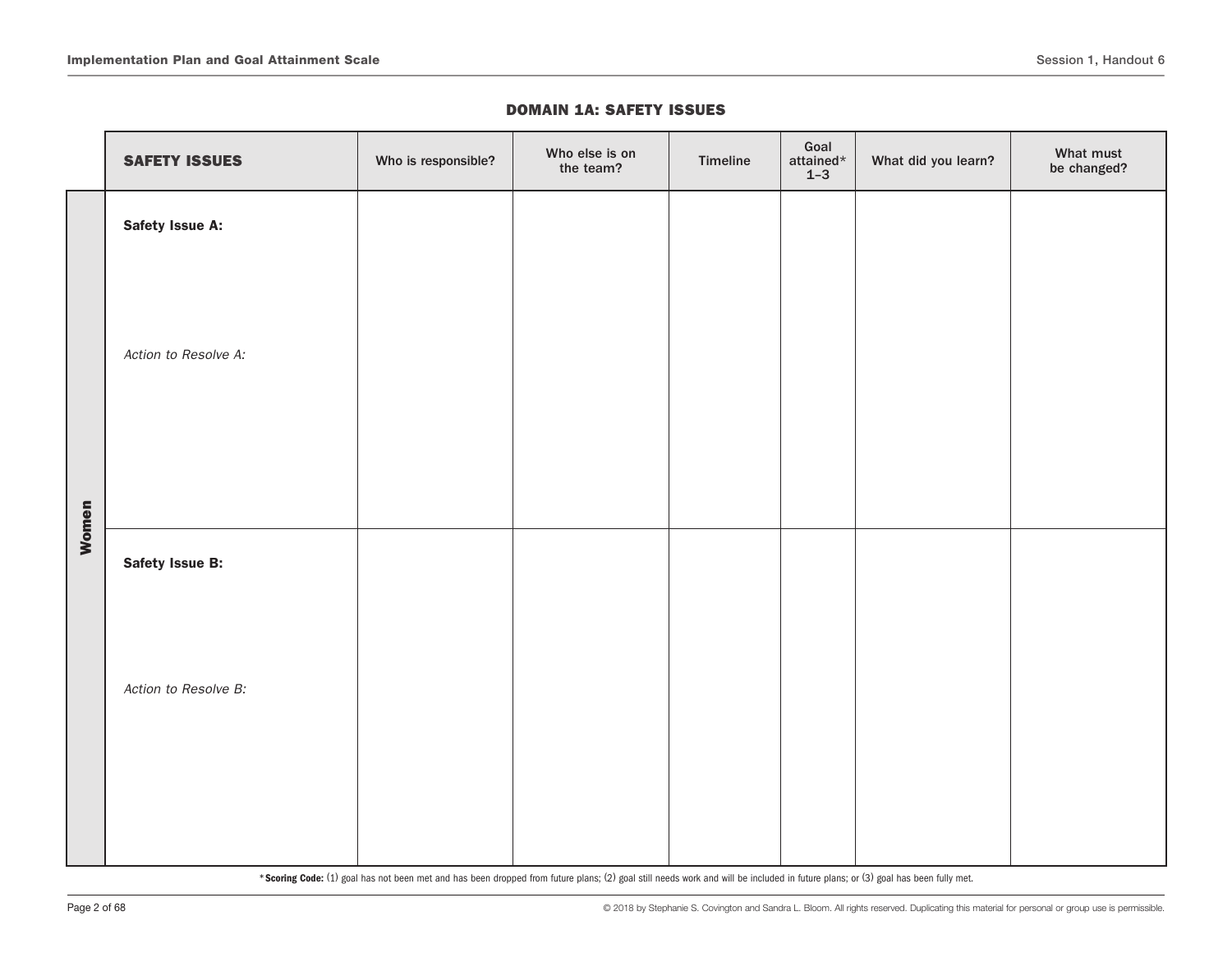## DOMAIN 1A: SAFETY ISSUES

| | **SAFETY ISSUES** | Who is responsible? | Who else is on the team? | Timeline | Goal attained* 1–3 | What did you learn? | What must be changed? |
|---|---|---|---|---|---|---|---|
| **Women** | **Safety Issue A:**<br><br>*Action to Resolve A:* | | | | | | |
| **Women** | **Safety Issue B:**<br><br>*Action to Resolve B:* | | | | | | |

***Scoring Code:** (1) goal has not been met and has been dropped from future plans; (2) goal still needs work and will be included in future plans; or (3) goal has been fully met.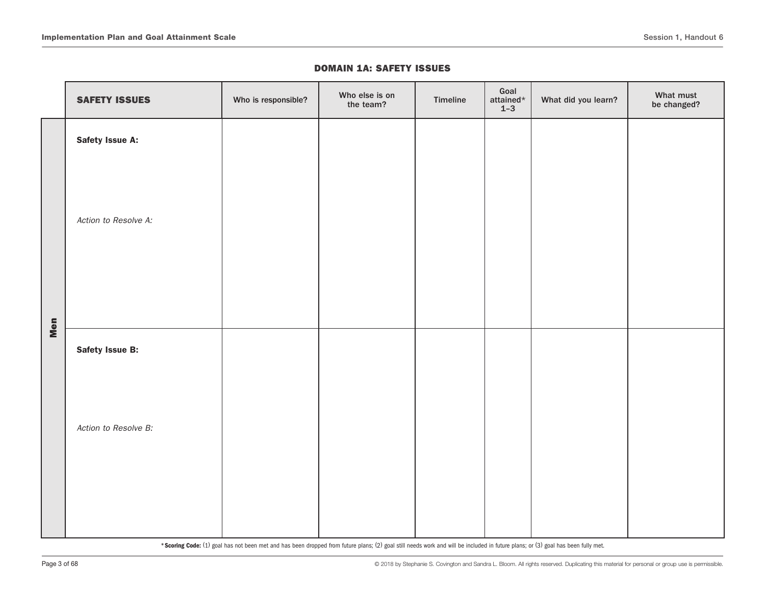## DOMAIN 1A: SAFETY ISSUES

| | SAFETY ISSUES | Who is responsible? | Who else is on the team? | Timeline | Goal attained* 1–3 | What did you learn? | What must be changed? |
|---|---|---|---|---|---|---|---|
| Men | **Safety Issue A:**<br><br>*Action to Resolve A:* | | | | | | |
| | **Safety Issue B:**<br><br>*Action to Resolve B:* | | | | | | |

\* **Scoring Code:** (1) goal has not been met and has been dropped from future plans; (2) goal still needs work and will be included in future plans; or (3) goal has been fully met.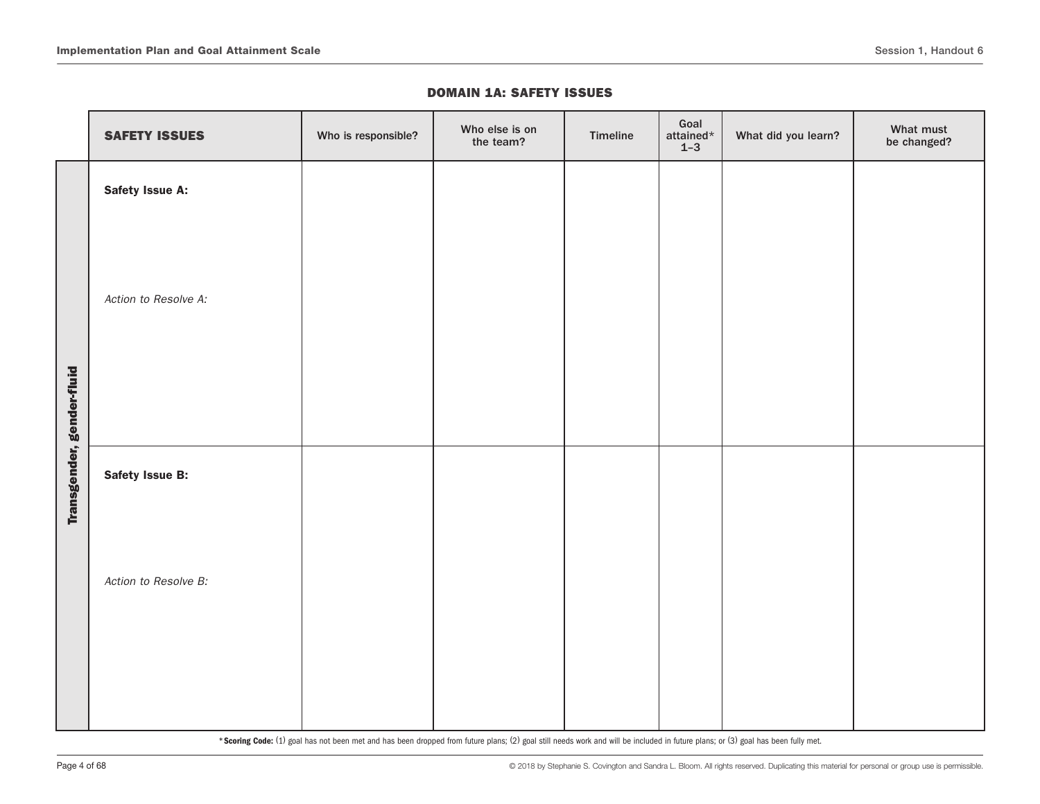## DOMAIN 1A: SAFETY ISSUES

| | SAFETY ISSUES | Who is responsible? | Who else is on the team? | Timeline | Goal attained* 1–3 | What did you learn? | What must be changed? |
|---|---|---|---|---|---|---|---|
| **Transgender, gender-fluid** | **Safety Issue A:**<br><br>*Action to Resolve A:* | | | | | | |
| | **Safety Issue B:**<br><br>*Action to Resolve B:* | | | | | | |

***Scoring Code:** (1) goal has not been met and has been dropped from future plans; (2) goal still needs work and will be included in future plans; or (3) goal has been fully met.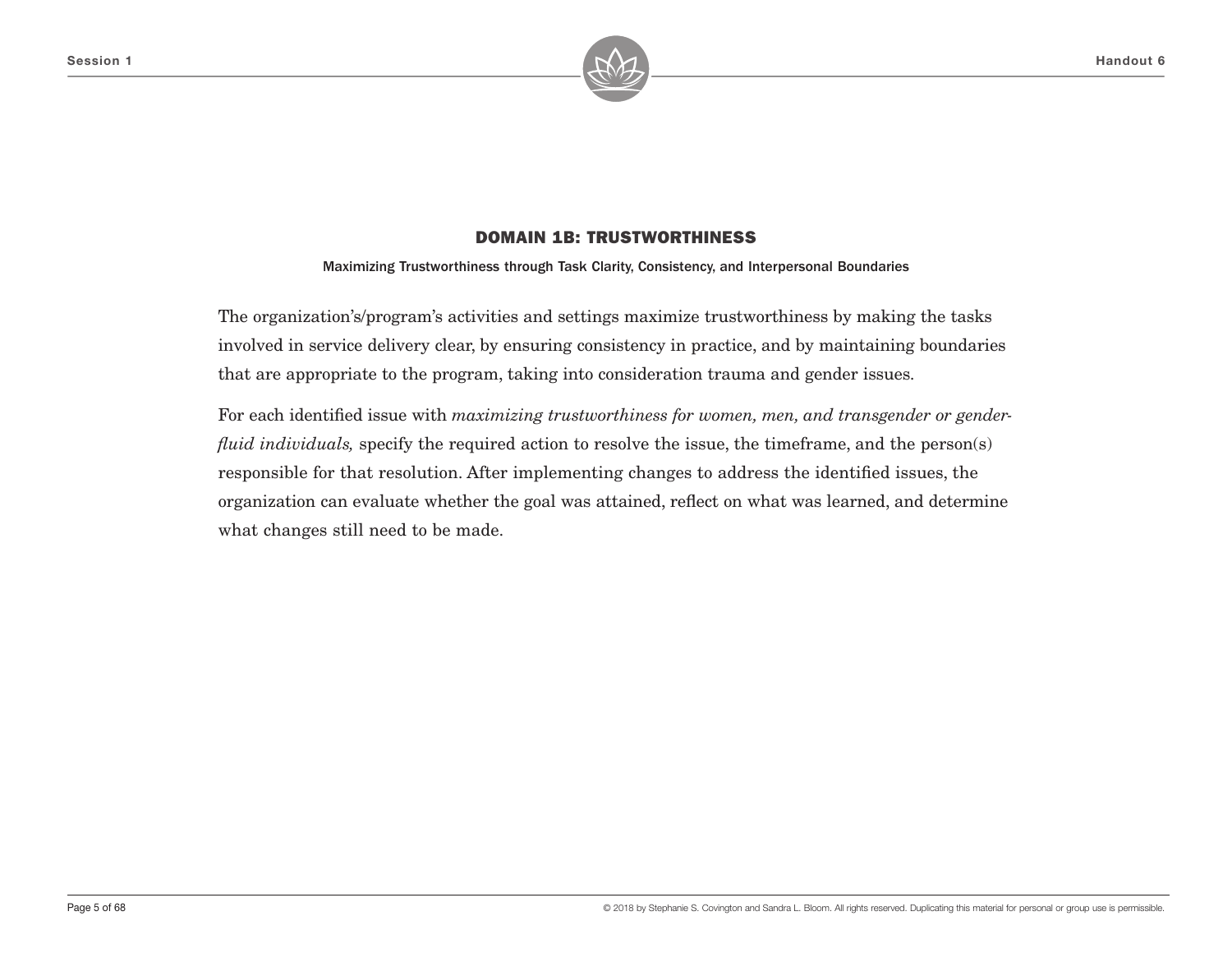## DOMAIN 1B: TRUSTWORTHINESS

**Maximizing Trustworthiness through Task Clarity, Consistency, and Interpersonal Boundaries**

The organization's/program's activities and settings maximize trustworthiness by making the tasks involved in service delivery clear, by ensuring consistency in practice, and by maintaining boundaries that are appropriate to the program, taking into consideration trauma and gender issues.

For each identified issue with *maximizing trustworthiness for women, men, and transgender or gender-fluid individuals,* specify the required action to resolve the issue, the timeframe, and the person(s) responsible for that resolution. After implementing changes to address the identified issues, the organization can evaluate whether the goal was attained, reflect on what was learned, and determine what changes still need to be made.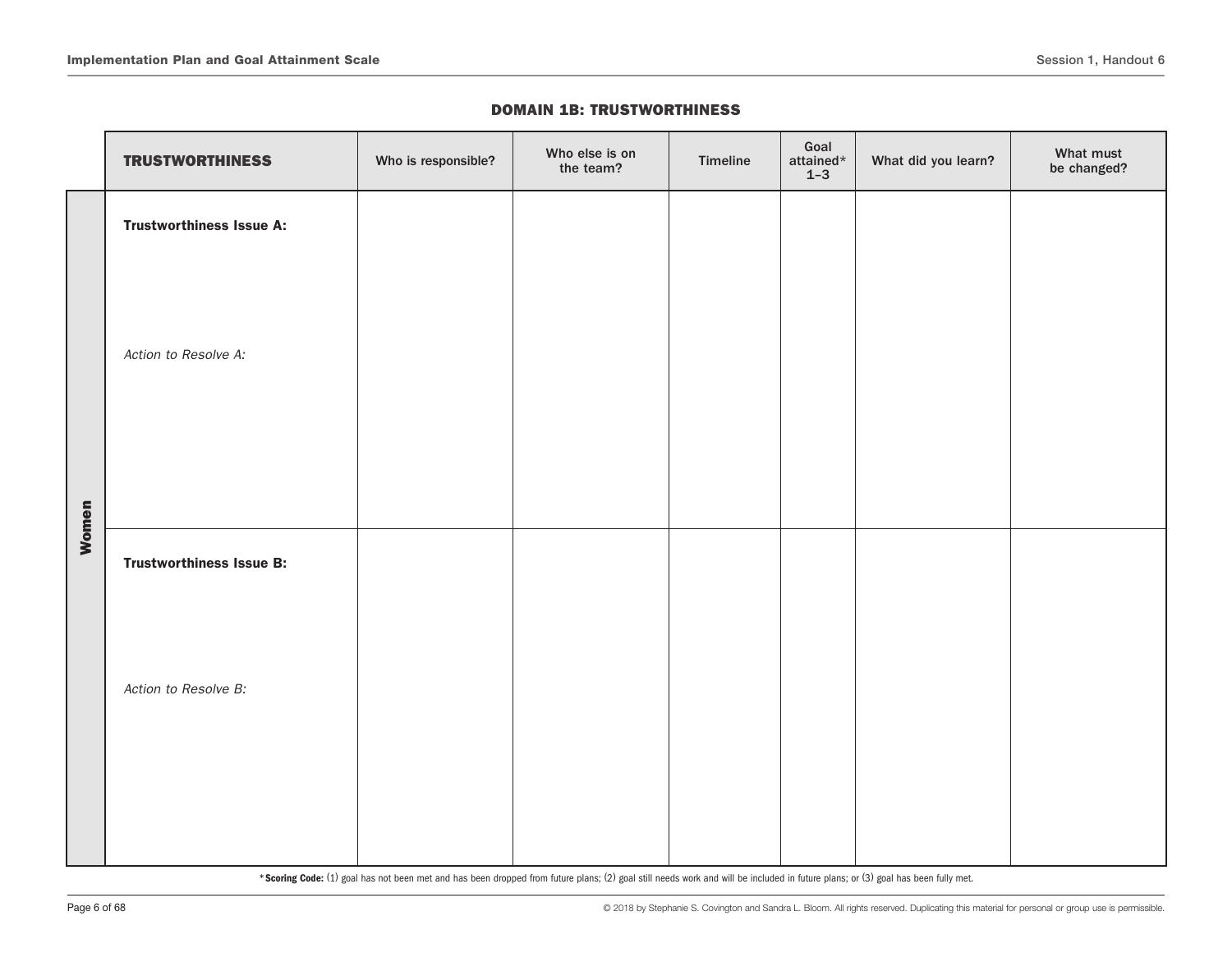## DOMAIN 1B: TRUSTWORTHINESS

| | **TRUSTWORTHINESS** | Who is responsible? | Who else is on the team? | Timeline | Goal attained* 1–3 | What did you learn? | What must be changed? |
|---|---|---|---|---|---|---|---|
| **Women** | **Trustworthiness Issue A:**<br><br>*Action to Resolve A:* | | | | | | |
| | **Trustworthiness Issue B:**<br><br>*Action to Resolve B:* | | | | | | |

***Scoring Code:** (1) goal has not been met and has been dropped from future plans; (2) goal still needs work and will be included in future plans; or (3) goal has been fully met.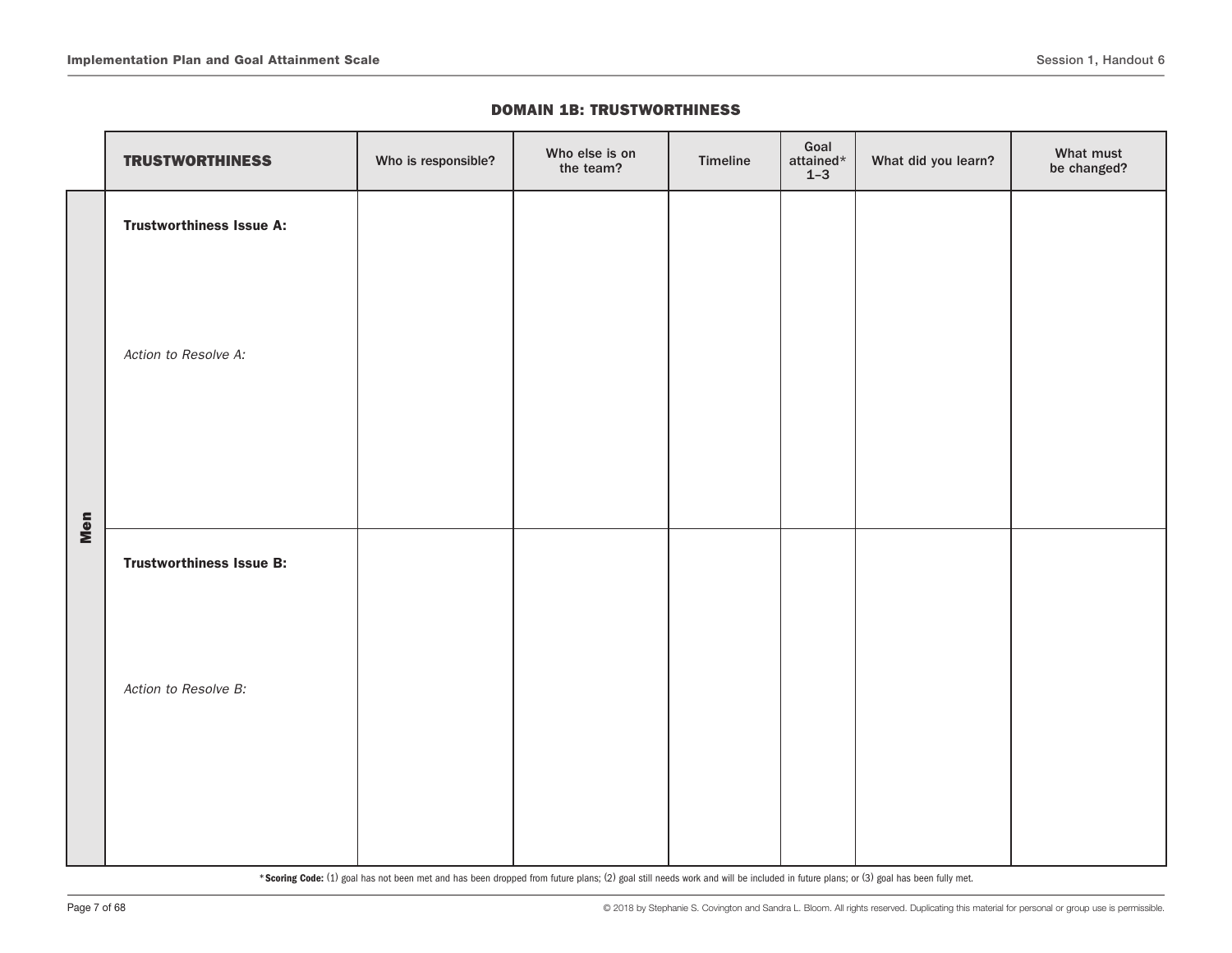## DOMAIN 1B: TRUSTWORTHINESS

| | **TRUSTWORTHINESS** | Who is responsible? | Who else is on the team? | Timeline | Goal attained* 1–3 | What did you learn? | What must be changed? |
|---|---|---|---|---|---|---|---|
| **Men** | **Trustworthiness Issue A:**<br><br>*Action to Resolve A:* | | | | | | |
| | **Trustworthiness Issue B:**<br><br>*Action to Resolve B:* | | | | | | |

***Scoring Code:** (1) goal has not been met and has been dropped from future plans; (2) goal still needs work and will be included in future plans; or (3) goal has been fully met.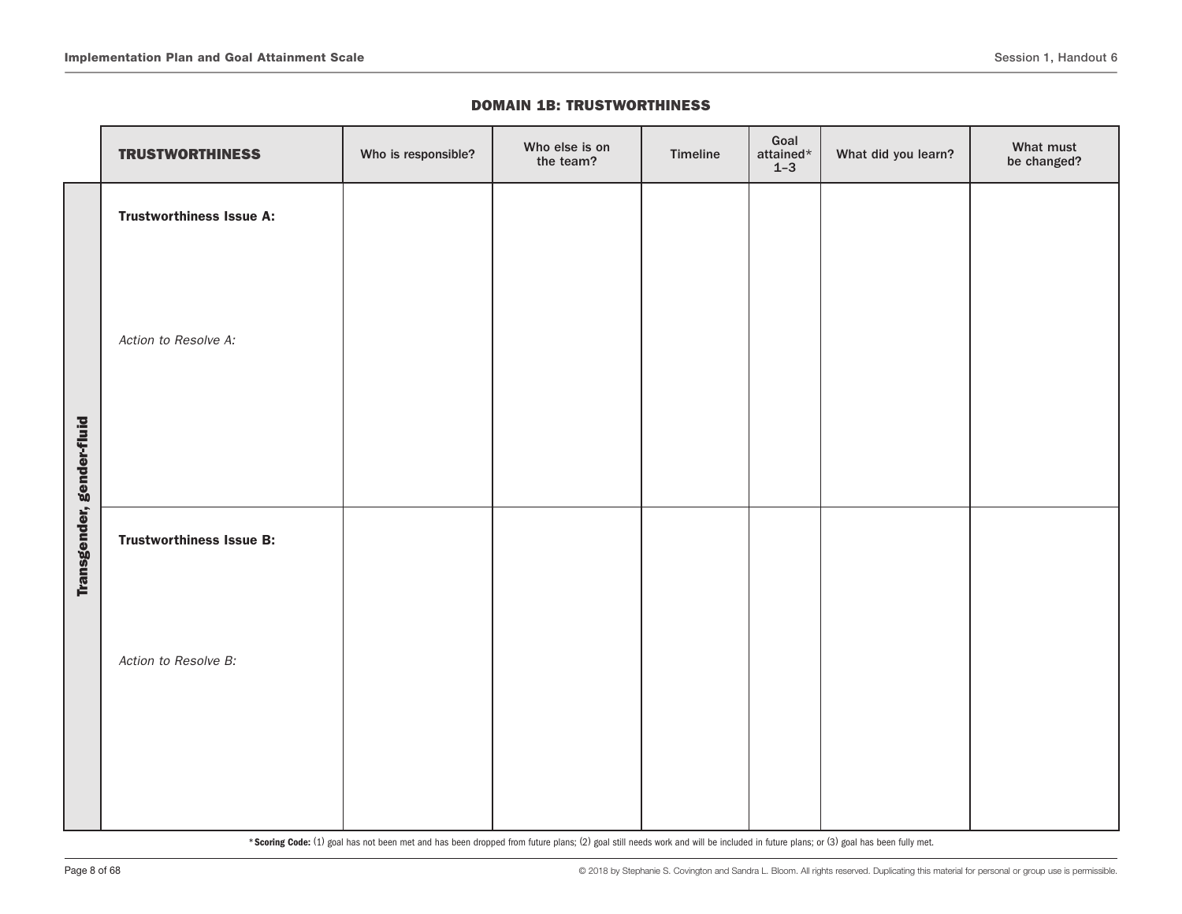## DOMAIN 1B: TRUSTWORTHINESS

| | **TRUSTWORTHINESS** | Who is responsible? | Who else is on the team? | Timeline | Goal attained* 1–3 | What did you learn? | What must be changed? |
|---|---|---|---|---|---|---|---|
| **Transgender, gender-fluid** | **Trustworthiness Issue A:** <br><br> *Action to Resolve A:* | | | | | | |
| | **Trustworthiness Issue B:** <br><br> *Action to Resolve B:* | | | | | | |

***Scoring Code:** (1) goal has not been met and has been dropped from future plans; (2) goal still needs work and will be included in future plans; or (3) goal has been fully met.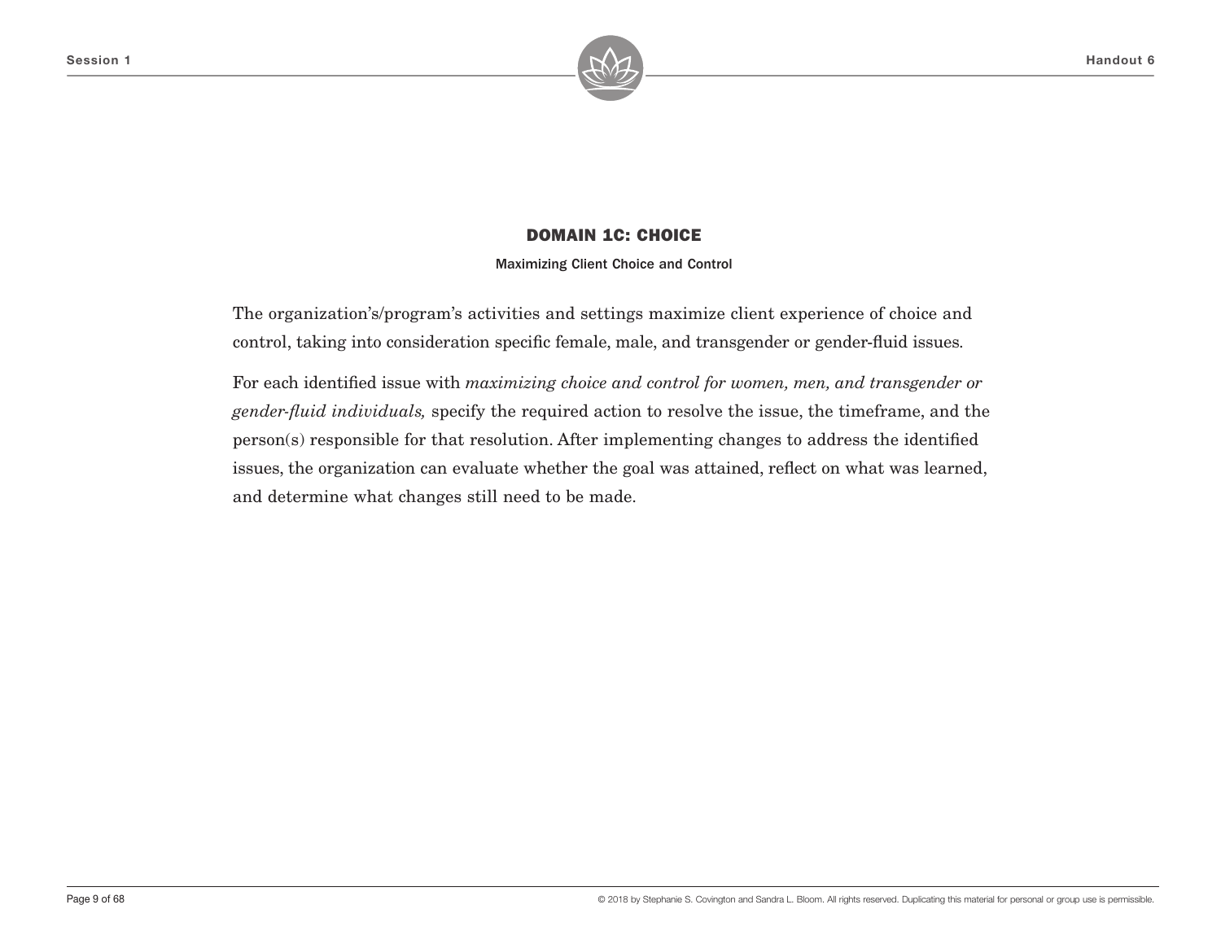## DOMAIN 1C: CHOICE

**Maximizing Client Choice and Control**

The organization's/program's activities and settings maximize client experience of choice and control, taking into consideration specific female, male, and transgender or gender-fluid issues.

For each identified issue with *maximizing choice and control for women, men, and transgender or gender-fluid individuals,* specify the required action to resolve the issue, the timeframe, and the person(s) responsible for that resolution. After implementing changes to address the identified issues, the organization can evaluate whether the goal was attained, reflect on what was learned, and determine what changes still need to be made.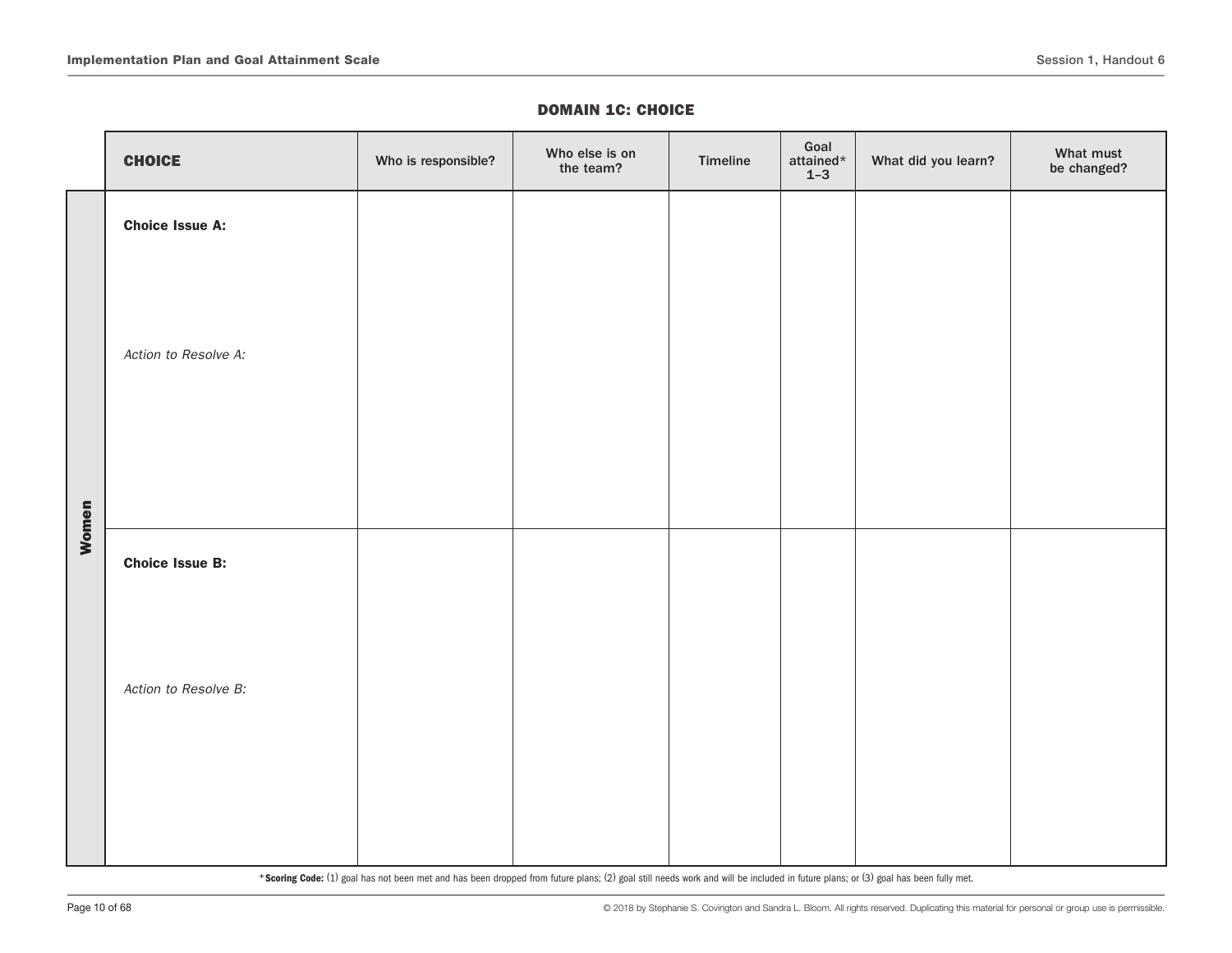## DOMAIN 1C: CHOICE

| | **CHOICE** | Who is responsible? | Who else is on the team? | Timeline | Goal attained* 1–3 | What did you learn? | What must be changed? |
|---|---|---|---|---|---|---|---|
| **Women** | **Choice Issue A:**<br><br>*Action to Resolve A:* | | | | | | |
| | **Choice Issue B:**<br><br>*Action to Resolve B:* | | | | | | |

***Scoring Code:** (1) goal has not been met and has been dropped from future plans; (2) goal still needs work and will be included in future plans; or (3) goal has been fully met.

© 2018 by Stephanie S. Covington and Sandra L. Bloom. All rights reserved. Duplicating this material for personal or group use is permissible.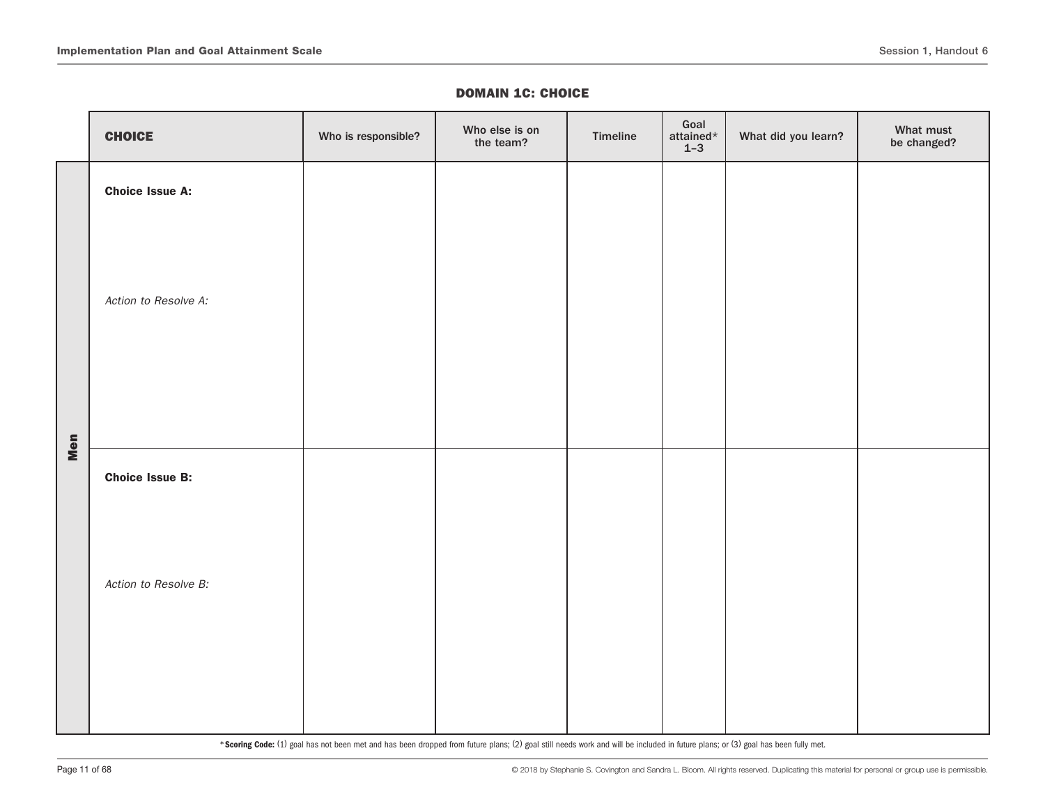## DOMAIN 1C: CHOICE

| | CHOICE | Who is responsible? | Who else is on the team? | Timeline | Goal attained* 1–3 | What did you learn? | What must be changed? |
|---|---|---|---|---|---|---|---|
| Men | **Choice Issue A:**<br><br>*Action to Resolve A:* | | | | | | |
| | **Choice Issue B:**<br><br>*Action to Resolve B:* | | | | | | |

***Scoring Code:** (1) goal has not been met and has been dropped from future plans; (2) goal still needs work and will be included in future plans; or (3) goal has been fully met.

© 2018 by Stephanie S. Covington and Sandra L. Bloom. All rights reserved. Duplicating this material for personal or group use is permissible.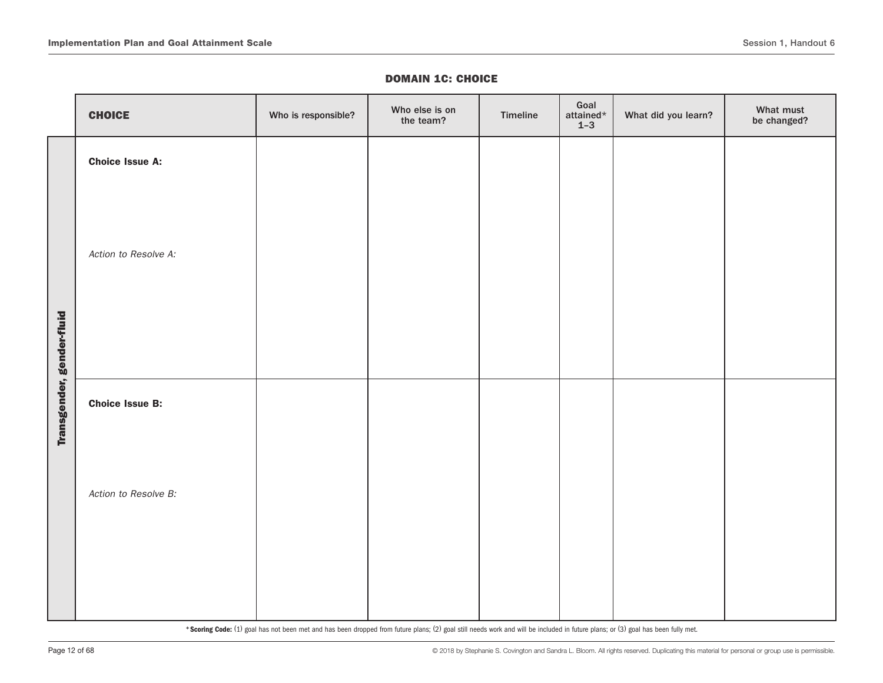## DOMAIN 1C: CHOICE

| | CHOICE | Who is responsible? | Who else is on the team? | Timeline | Goal attained* 1–3 | What did you learn? | What must be changed? |
|---|---|---|---|---|---|---|---|
| **Transgender, gender-fluid** | **Choice Issue A:**<br><br>*Action to Resolve A:* | | | | | | |
| | **Choice Issue B:**<br><br>*Action to Resolve B:* | | | | | | |

***Scoring Code:** (1) goal has not been met and has been dropped from future plans; (2) goal still needs work and will be included in future plans; or (3) goal has been fully met.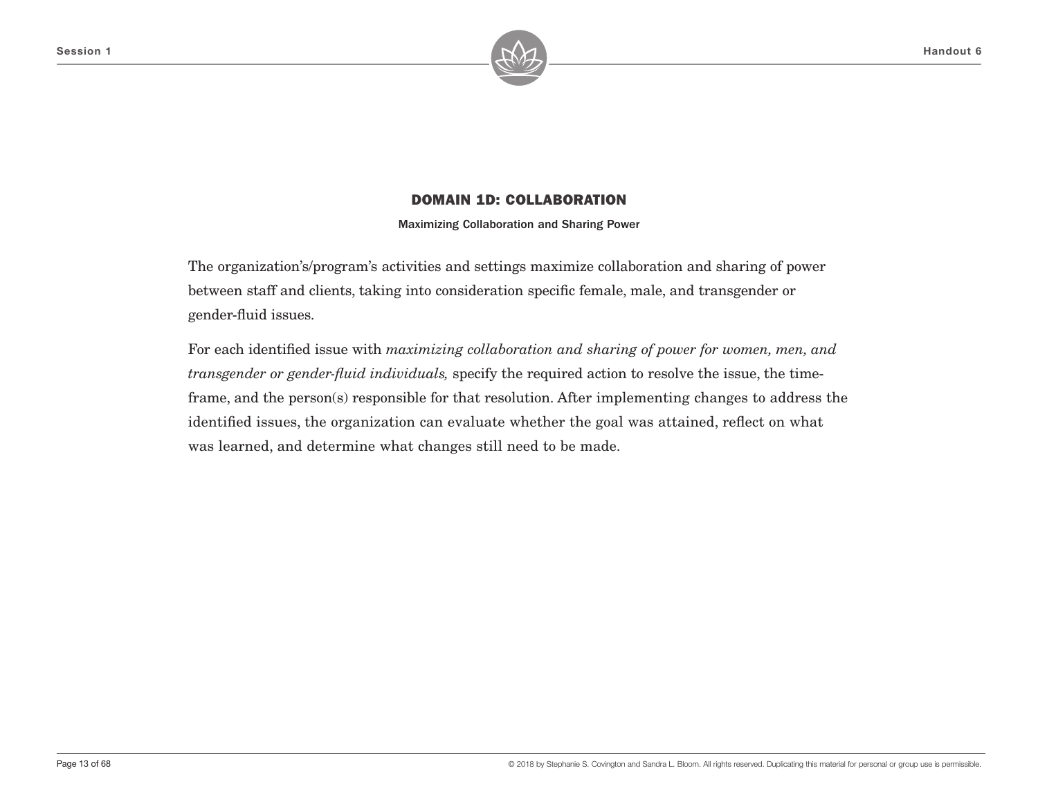## DOMAIN 1D: COLLABORATION

**Maximizing Collaboration and Sharing Power**

The organization's/program's activities and settings maximize collaboration and sharing of power between staff and clients, taking into consideration specific female, male, and transgender or gender-fluid issues.

For each identified issue with *maximizing collaboration and sharing of power for women, men, and transgender or gender-fluid individuals,* specify the required action to resolve the issue, the time-frame, and the person(s) responsible for that resolution. After implementing changes to address the identified issues, the organization can evaluate whether the goal was attained, reflect on what was learned, and determine what changes still need to be made.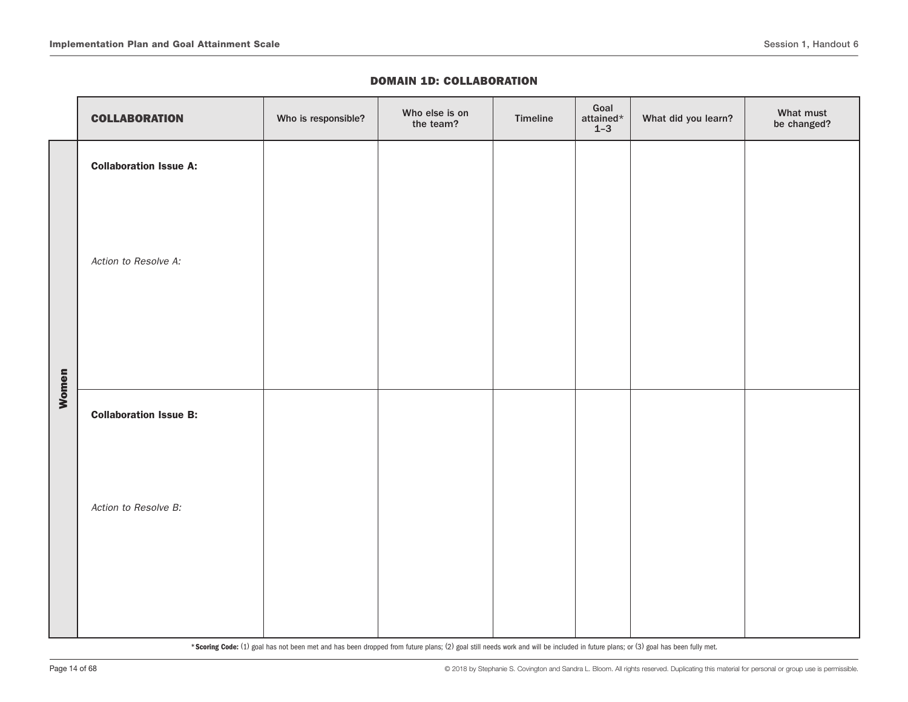## DOMAIN 1D: COLLABORATION

| | COLLABORATION | Who is responsible? | Who else is on the team? | Timeline | Goal attained* 1–3 | What did you learn? | What must be changed? |
|---|---|---|---|---|---|---|---|
| Women | **Collaboration Issue A:**<br><br>*Action to Resolve A:* | | | | | | |
| | **Collaboration Issue B:**<br><br>*Action to Resolve B:* | | | | | | |

***Scoring Code:** (1) goal has not been met and has been dropped from future plans; (2) goal still needs work and will be included in future plans; or (3) goal has been fully met.

© 2018 by Stephanie S. Covington and Sandra L. Bloom. All rights reserved. Duplicating this material for personal or group use is permissible.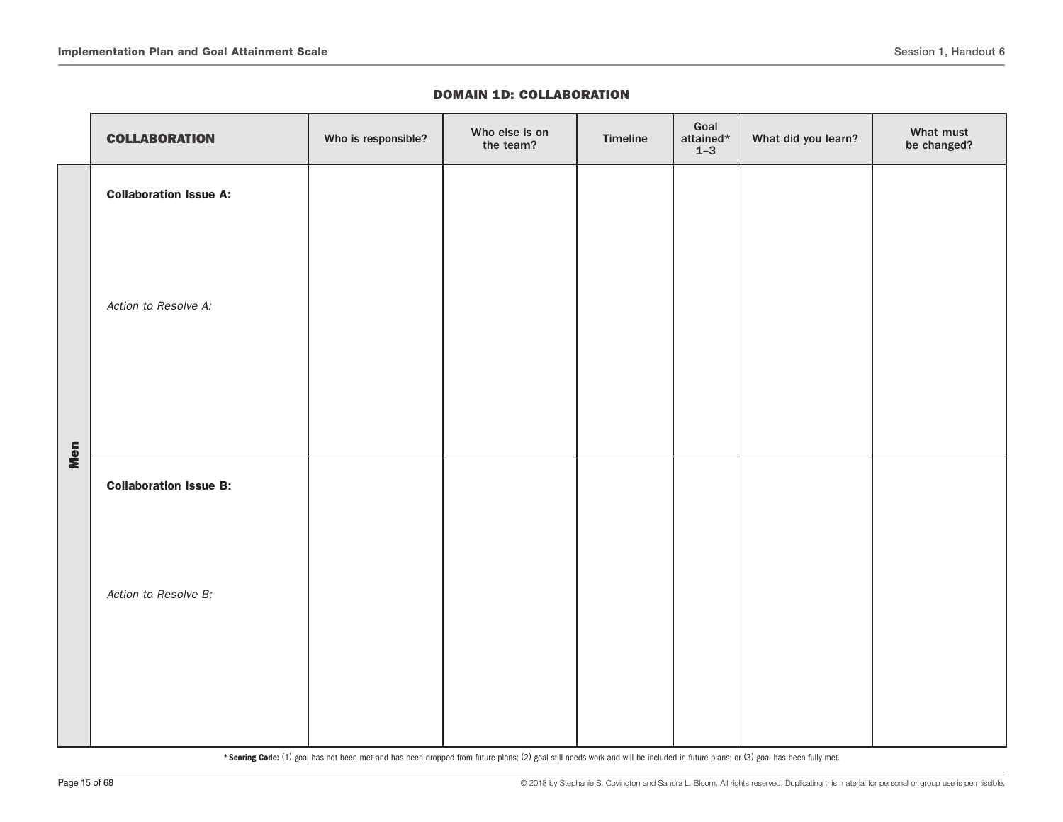## DOMAIN 1D: COLLABORATION

| | COLLABORATION | Who is responsible? | Who else is on the team? | Timeline | Goal attained* 1–3 | What did you learn? | What must be changed? |
|---|---|---|---|---|---|---|---|
| Men | **Collaboration Issue A:** <br><br> *Action to Resolve A:* | | | | | | |
| | **Collaboration Issue B:** <br><br> *Action to Resolve B:* | | | | | | |

***Scoring Code:** (1) goal has not been met and has been dropped from future plans; (2) goal still needs work and will be included in future plans; or (3) goal has been fully met.

© 2018 by Stephanie S. Covington and Sandra L. Bloom. All rights reserved. Duplicating this material for personal or group use is permissible.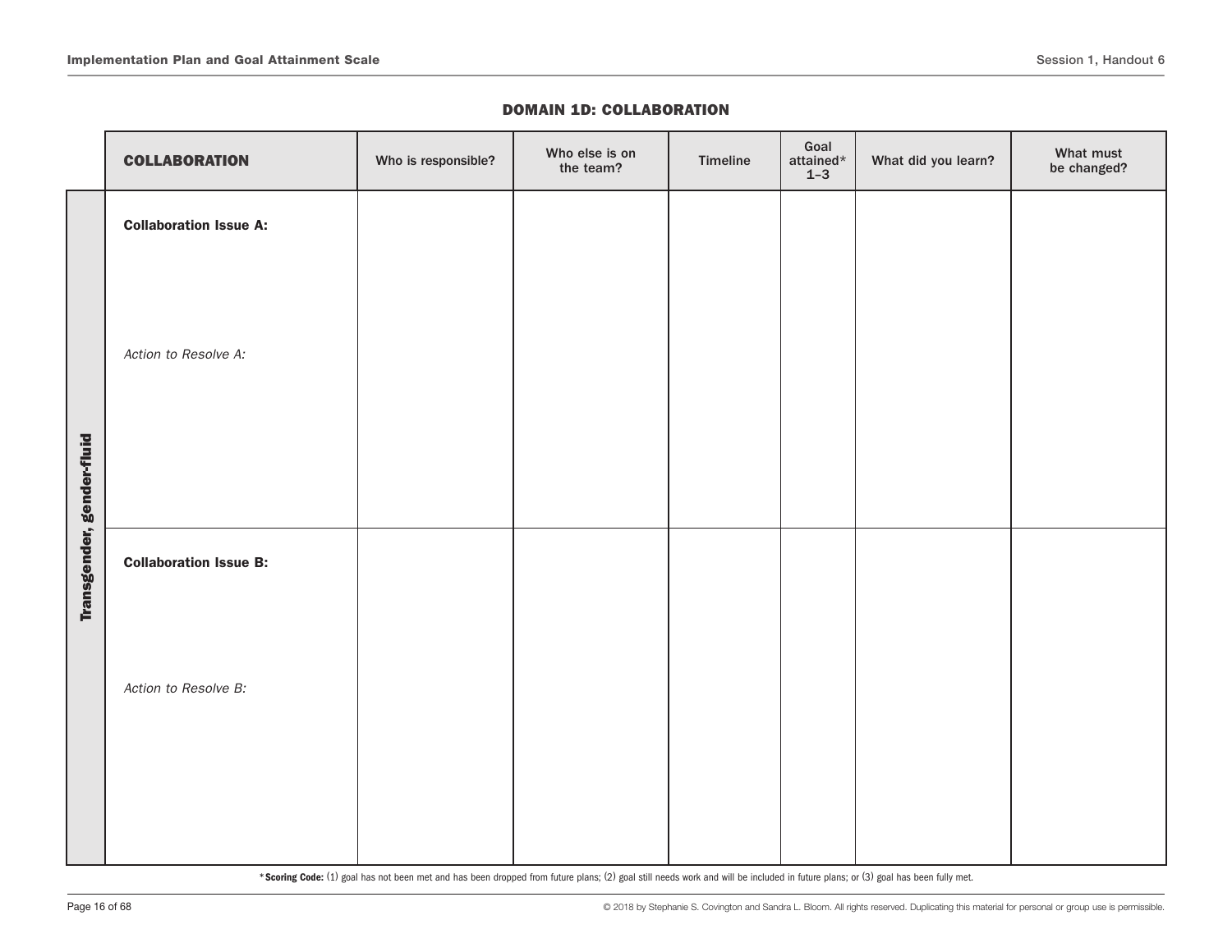## DOMAIN 1D: COLLABORATION

| | **COLLABORATION** | Who is responsible? | Who else is on the team? | Timeline | Goal attained* 1–3 | What did you learn? | What must be changed? |
|---|---|---|---|---|---|---|---|
| **Transgender, gender-fluid** | **Collaboration Issue A:**<br><br>*Action to Resolve A:* | | | | | | |
| | **Collaboration Issue B:**<br><br>*Action to Resolve B:* | | | | | | |

*** Scoring Code:** (1) goal has not been met and has been dropped from future plans; (2) goal still needs work and will be included in future plans; or (3) goal has been fully met.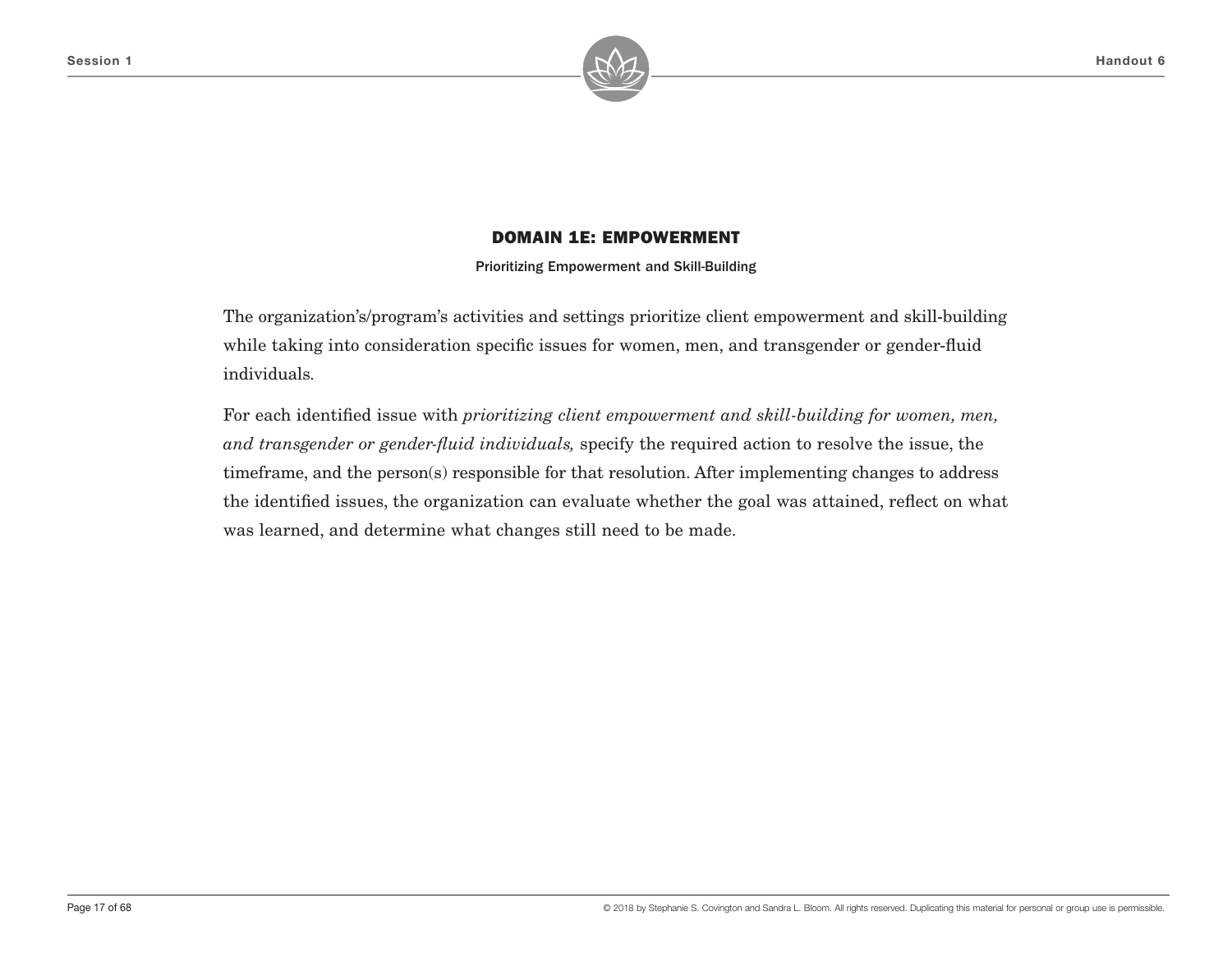## DOMAIN 1E: EMPOWERMENT

**Prioritizing Empowerment and Skill-Building**

The organization's/program's activities and settings prioritize client empowerment and skill-building while taking into consideration specific issues for women, men, and transgender or gender-fluid individuals.

For each identified issue with *prioritizing client empowerment and skill-building for women, men, and transgender or gender-fluid individuals,* specify the required action to resolve the issue, the timeframe, and the person(s) responsible for that resolution. After implementing changes to address the identified issues, the organization can evaluate whether the goal was attained, reflect on what was learned, and determine what changes still need to be made.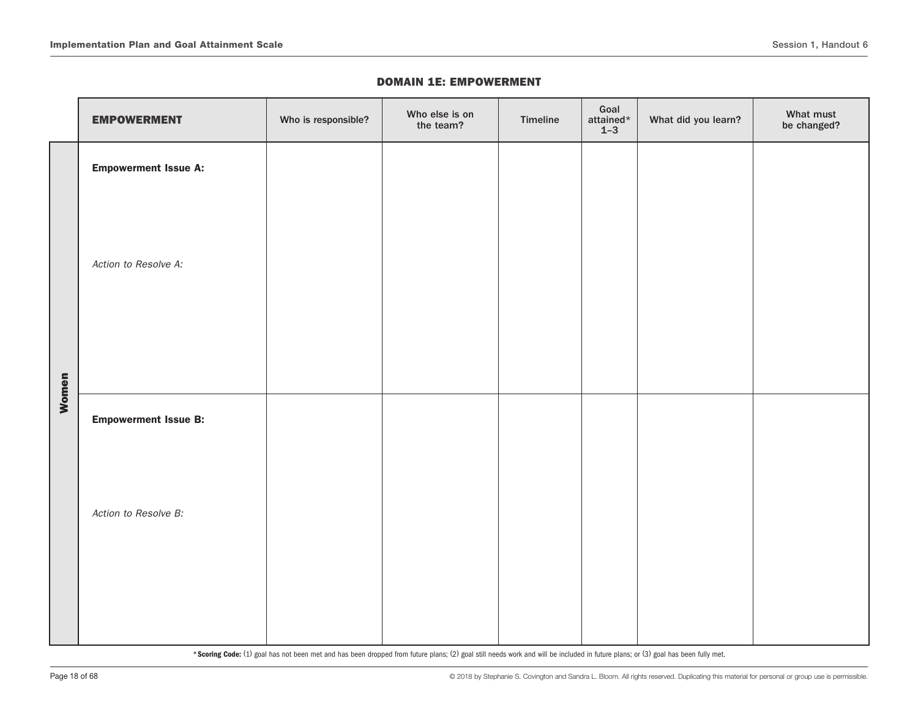## DOMAIN 1E: EMPOWERMENT

| | EMPOWERMENT | Who is responsible? | Who else is on the team? | Timeline | Goal attained* 1–3 | What did you learn? | What must be changed? |
|---|---|---|---|---|---|---|---|
| Women | **Empowerment Issue A:**<br><br>*Action to Resolve A:* | | | | | | |
| | **Empowerment Issue B:**<br><br>*Action to Resolve B:* | | | | | | |

***Scoring Code:** (1) goal has not been met and has been dropped from future plans; (2) goal still needs work and will be included in future plans; or (3) goal has been fully met.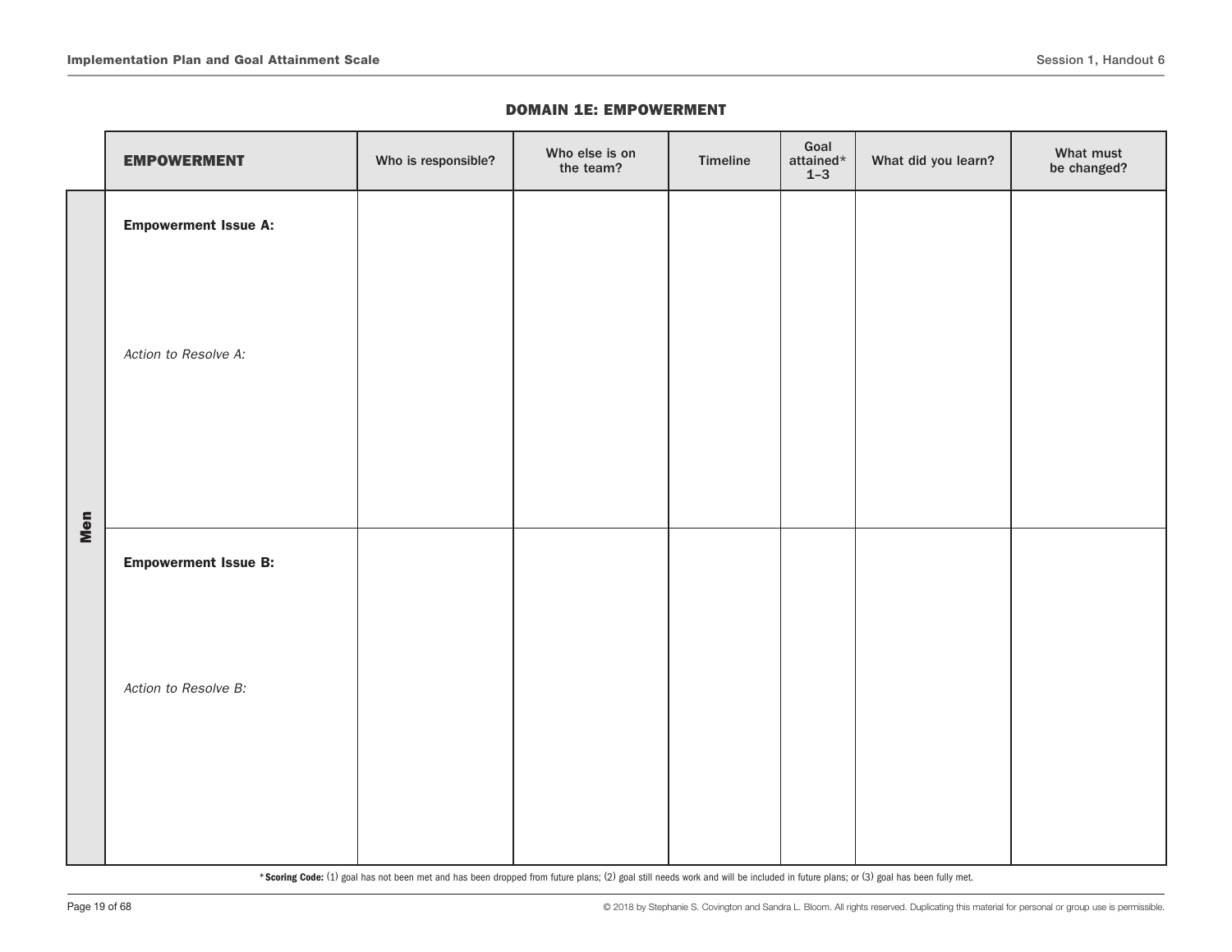## DOMAIN 1E: EMPOWERMENT

| | EMPOWERMENT | Who is responsible? | Who else is on the team? | Timeline | Goal attained* 1–3 | What did you learn? | What must be changed? |
|---|---|---|---|---|---|---|---|
| Men | **Empowerment Issue A:**<br><br>*Action to Resolve A:* | | | | | | |
| | **Empowerment Issue B:**<br><br>*Action to Resolve B:* | | | | | | |

***Scoring Code:** (1) goal has not been met and has been dropped from future plans; (2) goal still needs work and will be included in future plans; or (3) goal has been fully met.

© 2018 by Stephanie S. Covington and Sandra L. Bloom. All rights reserved. Duplicating this material for personal or group use is permissible.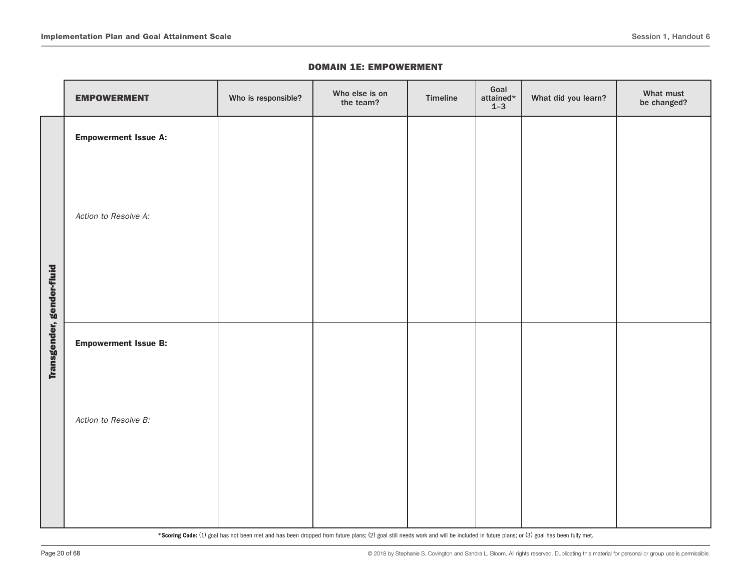## DOMAIN 1E: EMPOWERMENT

| | EMPOWERMENT | Who is responsible? | Who else is on the team? | Timeline | Goal attained* 1–3 | What did you learn? | What must be changed? |
|---|---|---|---|---|---|---|---|
| Transgender, gender-fluid | **Empowerment Issue A:**<br><br>*Action to Resolve A:* | | | | | | |
| | **Empowerment Issue B:**<br><br>*Action to Resolve B:* | | | | | | |

***Scoring Code:** (1) goal has not been met and has been dropped from future plans; (2) goal still needs work and will be included in future plans; or (3) goal has been fully met.

© 2018 by Stephanie S. Covington and Sandra L. Bloom. All rights reserved. Duplicating this material for personal or group use is permissible.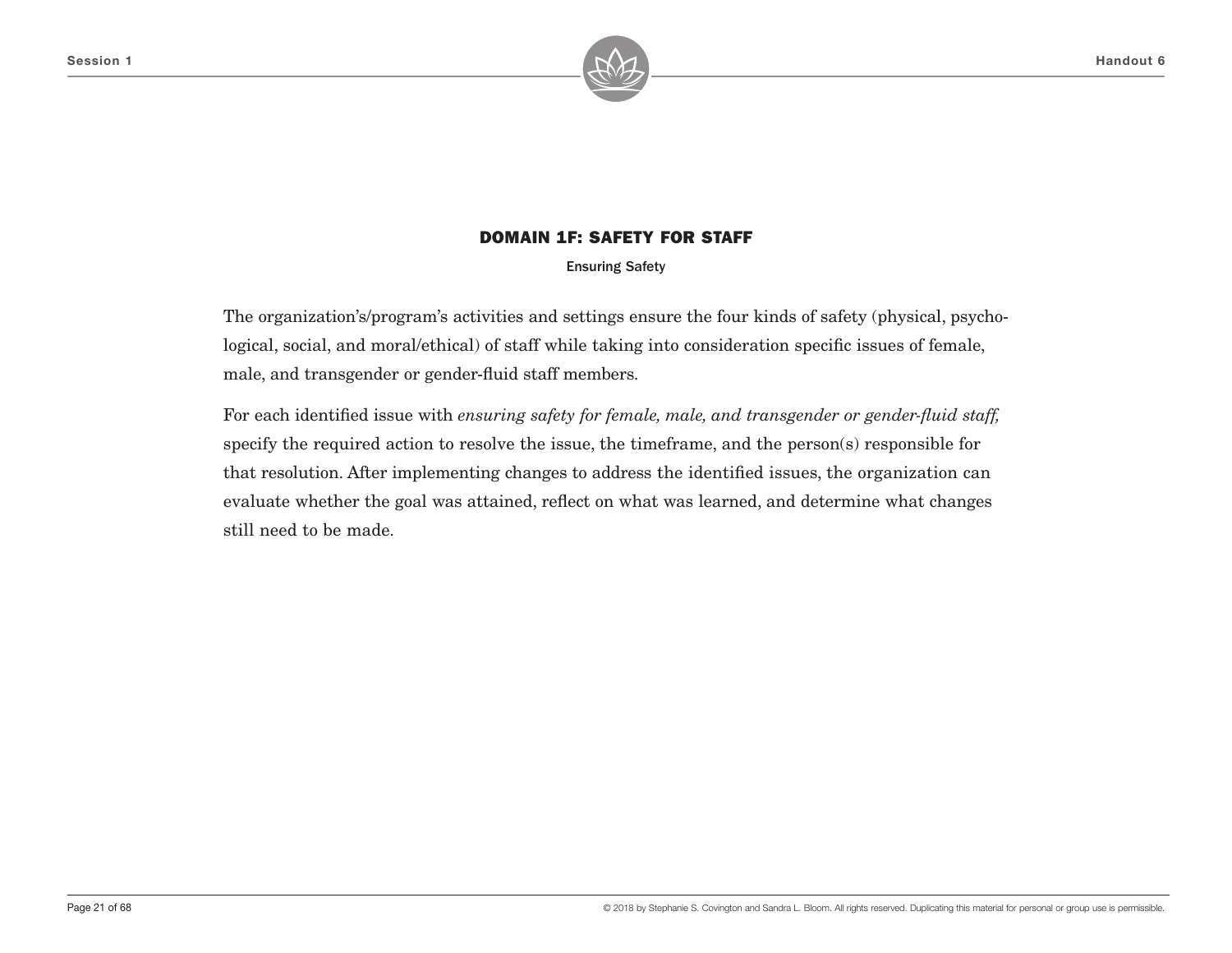## DOMAIN 1F: SAFETY FOR STAFF

Ensuring Safety

The organization's/program's activities and settings ensure the four kinds of safety (physical, psychological, social, and moral/ethical) of staff while taking into consideration specific issues of female, male, and transgender or gender-fluid staff members.

For each identified issue with *ensuring safety for female, male, and transgender or gender-fluid staff,* specify the required action to resolve the issue, the timeframe, and the person(s) responsible for that resolution. After implementing changes to address the identified issues, the organization can evaluate whether the goal was attained, reflect on what was learned, and determine what changes still need to be made.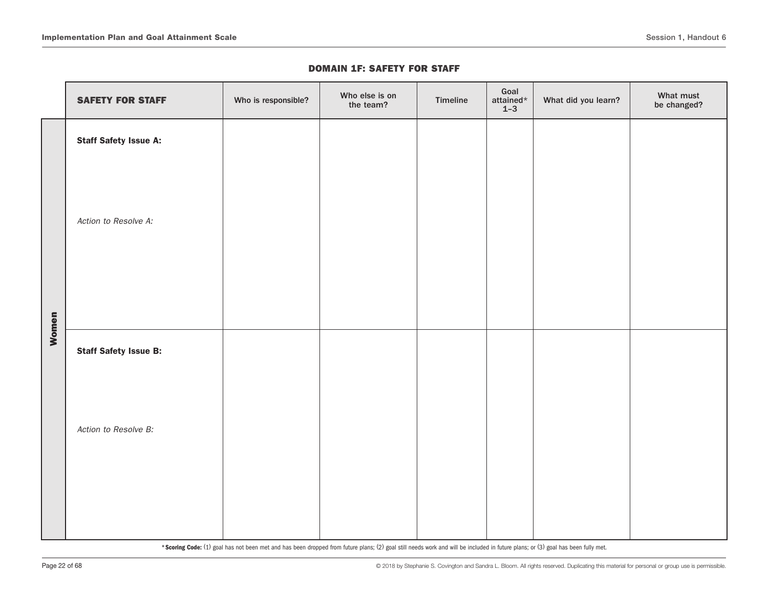## DOMAIN 1F: SAFETY FOR STAFF

| | SAFETY FOR STAFF | Who is responsible? | Who else is on the team? | Timeline | Goal attained* 1–3 | What did you learn? | What must be changed? |
|---|---|---|---|---|---|---|---|
| Women | **Staff Safety Issue A:**<br><br>*Action to Resolve A:* | | | | | | |
| | **Staff Safety Issue B:**<br><br>*Action to Resolve B:* | | | | | | |

***Scoring Code:** (1) goal has not been met and has been dropped from future plans; (2) goal still needs work and will be included in future plans; or (3) goal has been fully met.

© 2018 by Stephanie S. Covington and Sandra L. Bloom. All rights reserved. Duplicating this material for personal or group use is permissible.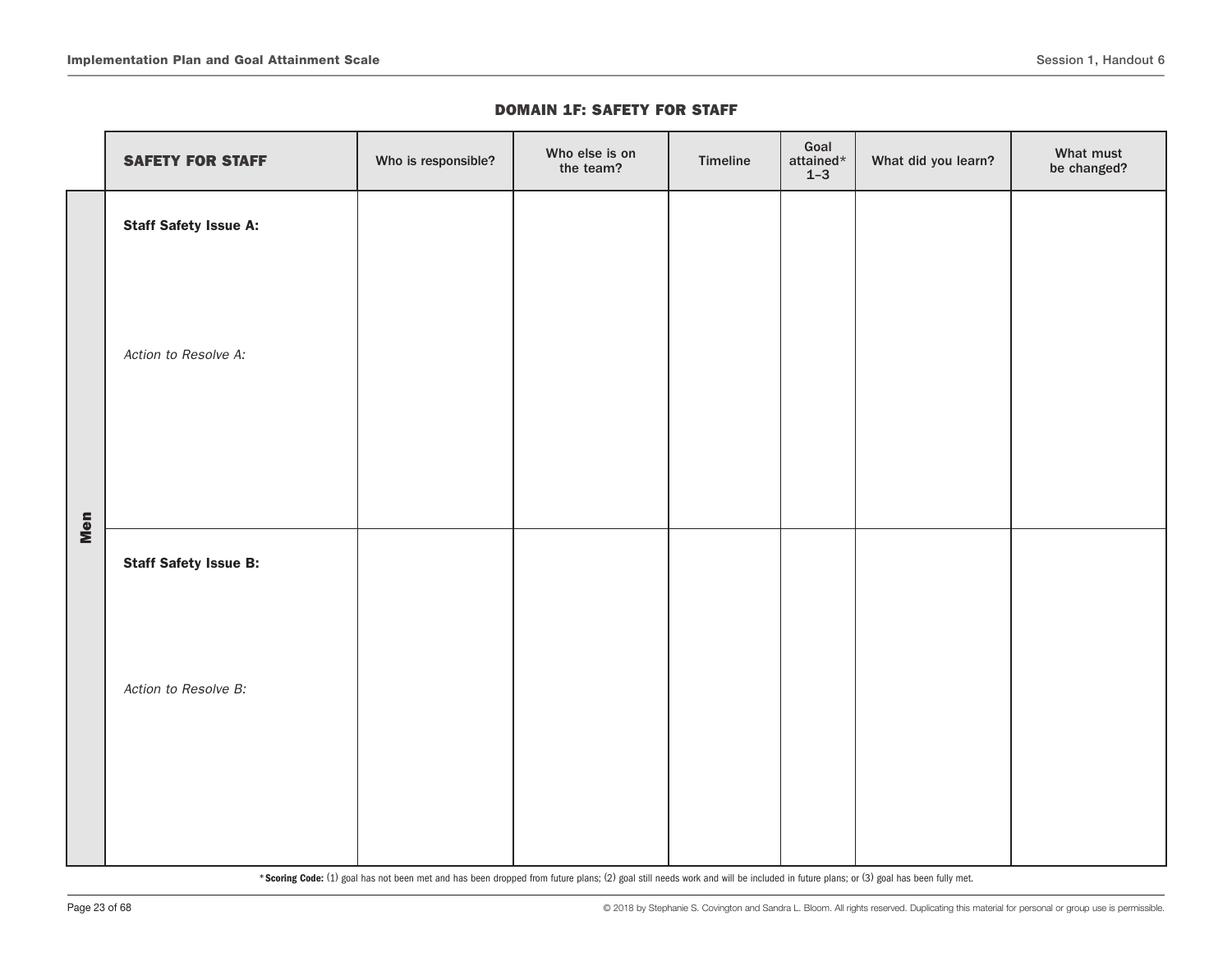### DOMAIN 1F: SAFETY FOR STAFF

| | SAFETY FOR STAFF | Who is responsible? | Who else is on the team? | Timeline | Goal attained* 1–3 | What did you learn? | What must be changed? |
|---|---|---|---|---|---|---|---|
| Men | **Staff Safety Issue A:**<br><br>*Action to Resolve A:* | | | | | | |
| | **Staff Safety Issue B:**<br><br>*Action to Resolve B:* | | | | | | |

***Scoring Code:** (1) goal has not been met and has been dropped from future plans; (2) goal still needs work and will be included in future plans; or (3) goal has been fully met.

© 2018 by Stephanie S. Covington and Sandra L. Bloom. All rights reserved. Duplicating this material for personal or group use is permissible.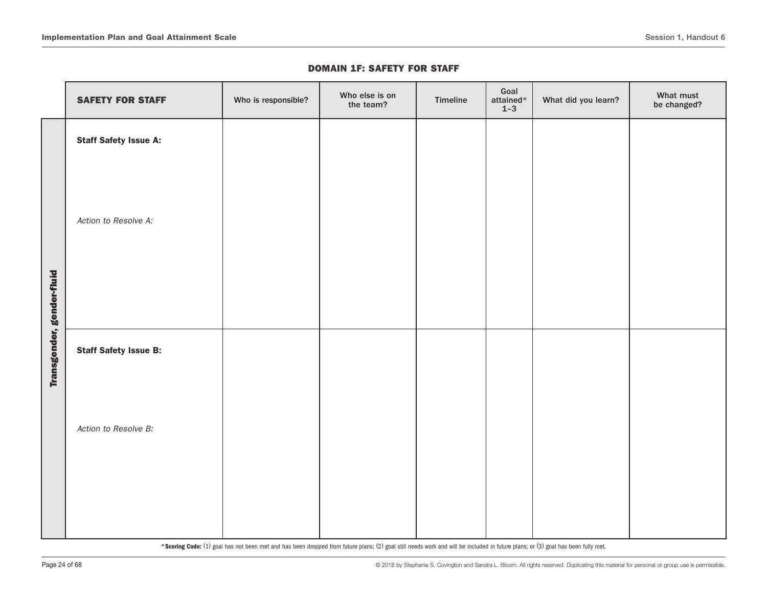## DOMAIN 1F: SAFETY FOR STAFF

| | **SAFETY FOR STAFF** | Who is responsible? | Who else is on the team? | Timeline | Goal attained* 1–3 | What did you learn? | What must be changed? |
|---|---|---|---|---|---|---|---|
| **Transgender, gender-fluid** | **Staff Safety Issue A:**<br><br>*Action to Resolve A:* | | | | | | |
| | **Staff Safety Issue B:**<br><br>*Action to Resolve B:* | | | | | | |

***Scoring Code:** (1) goal has not been met and has been dropped from future plans; (2) goal still needs work and will be included in future plans; or (3) goal has been fully met.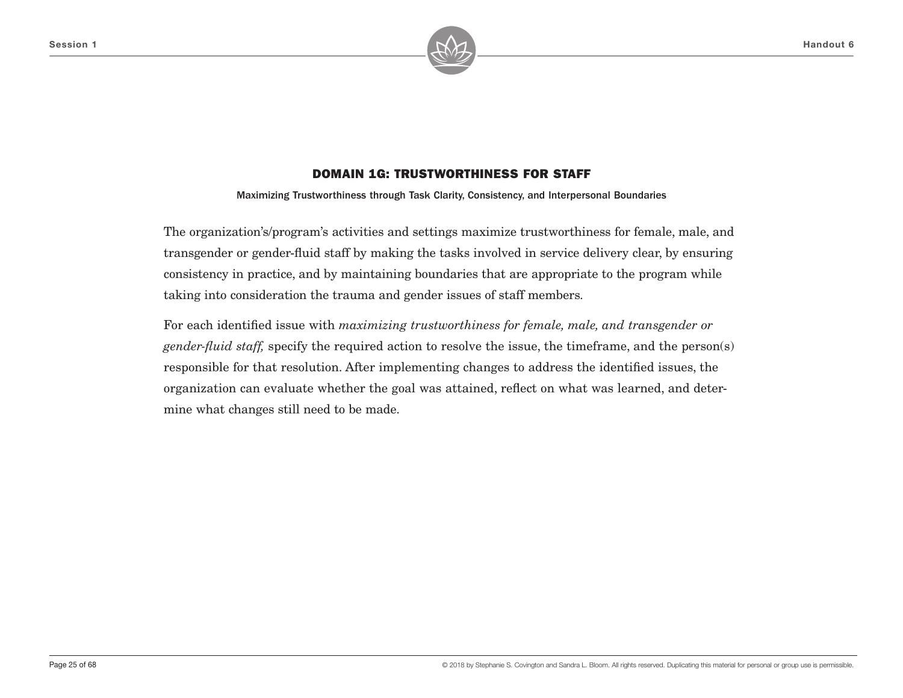## DOMAIN 1G: TRUSTWORTHINESS FOR STAFF

**Maximizing Trustworthiness through Task Clarity, Consistency, and Interpersonal Boundaries**

The organization's/program's activities and settings maximize trustworthiness for female, male, and transgender or gender-fluid staff by making the tasks involved in service delivery clear, by ensuring consistency in practice, and by maintaining boundaries that are appropriate to the program while taking into consideration the trauma and gender issues of staff members.

For each identified issue with *maximizing trustworthiness for female, male, and transgender or gender-fluid staff,* specify the required action to resolve the issue, the timeframe, and the person(s) responsible for that resolution. After implementing changes to address the identified issues, the organization can evaluate whether the goal was attained, reflect on what was learned, and determine what changes still need to be made.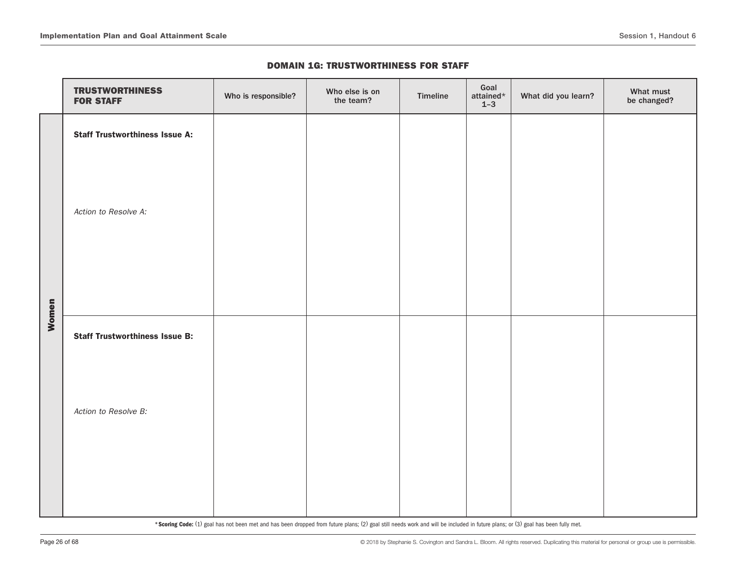## DOMAIN 1G: TRUSTWORTHINESS FOR STAFF

| | **TRUSTWORTHINESS FOR STAFF** | Who is responsible? | Who else is on the team? | Timeline | Goal attained* 1–3 | What did you learn? | What must be changed? |
|---|---|---|---|---|---|---|---|
| **Women** | **Staff Trustworthiness Issue A:**<br><br>*Action to Resolve A:* | | | | | | |
| | **Staff Trustworthiness Issue B:**<br><br>*Action to Resolve B:* | | | | | | |

***Scoring Code:** (1) goal has not been met and has been dropped from future plans; (2) goal still needs work and will be included in future plans; or (3) goal has been fully met.

© 2018 by Stephanie S. Covington and Sandra L. Bloom. All rights reserved. Duplicating this material for personal or group use is permissible.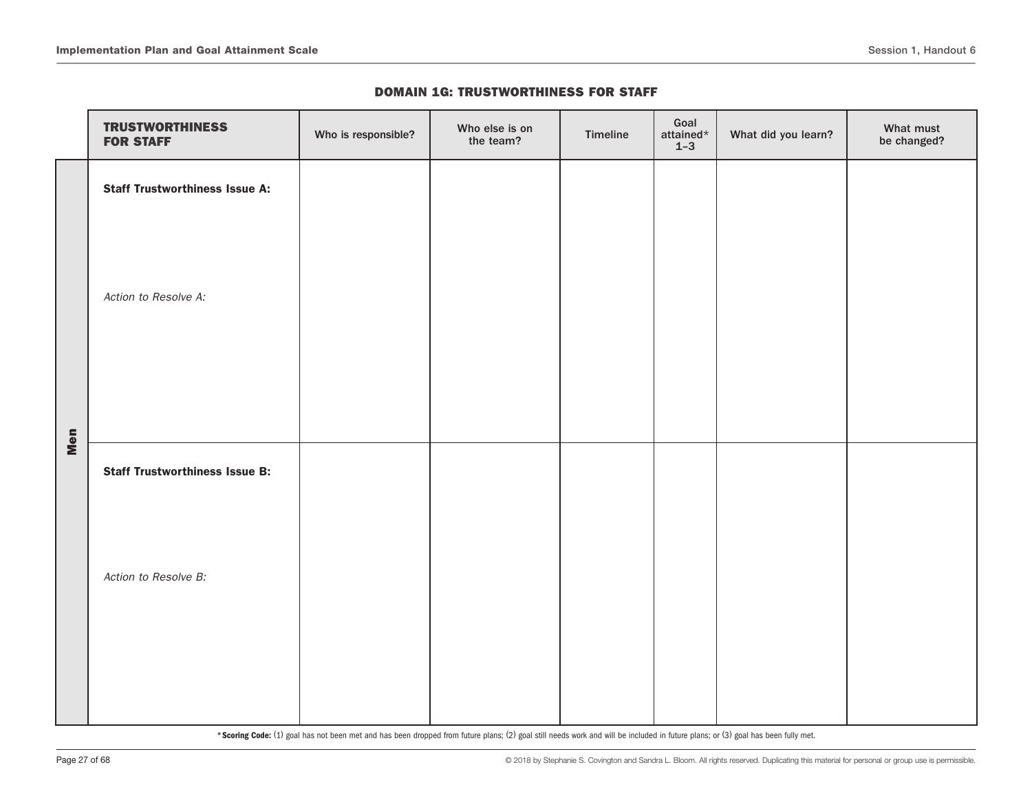## DOMAIN 1G: TRUSTWORTHINESS FOR STAFF

| | TRUSTWORTHINESS FOR STAFF | Who is responsible? | Who else is on the team? | Timeline | Goal attained* 1–3 | What did you learn? | What must be changed? |
|---|---|---|---|---|---|---|---|
| Men | **Staff Trustworthiness Issue A:**<br><br>*Action to Resolve A:* | | | | | | |
| | **Staff Trustworthiness Issue B:**<br><br>*Action to Resolve B:* | | | | | | |

***Scoring Code:** (1) goal has not been met and has been dropped from future plans; (2) goal still needs work and will be included in future plans; or (3) goal has been fully met.

© 2018 by Stephanie S. Covington and Sandra L. Bloom. All rights reserved. Duplicating this material for personal or group use is permissible.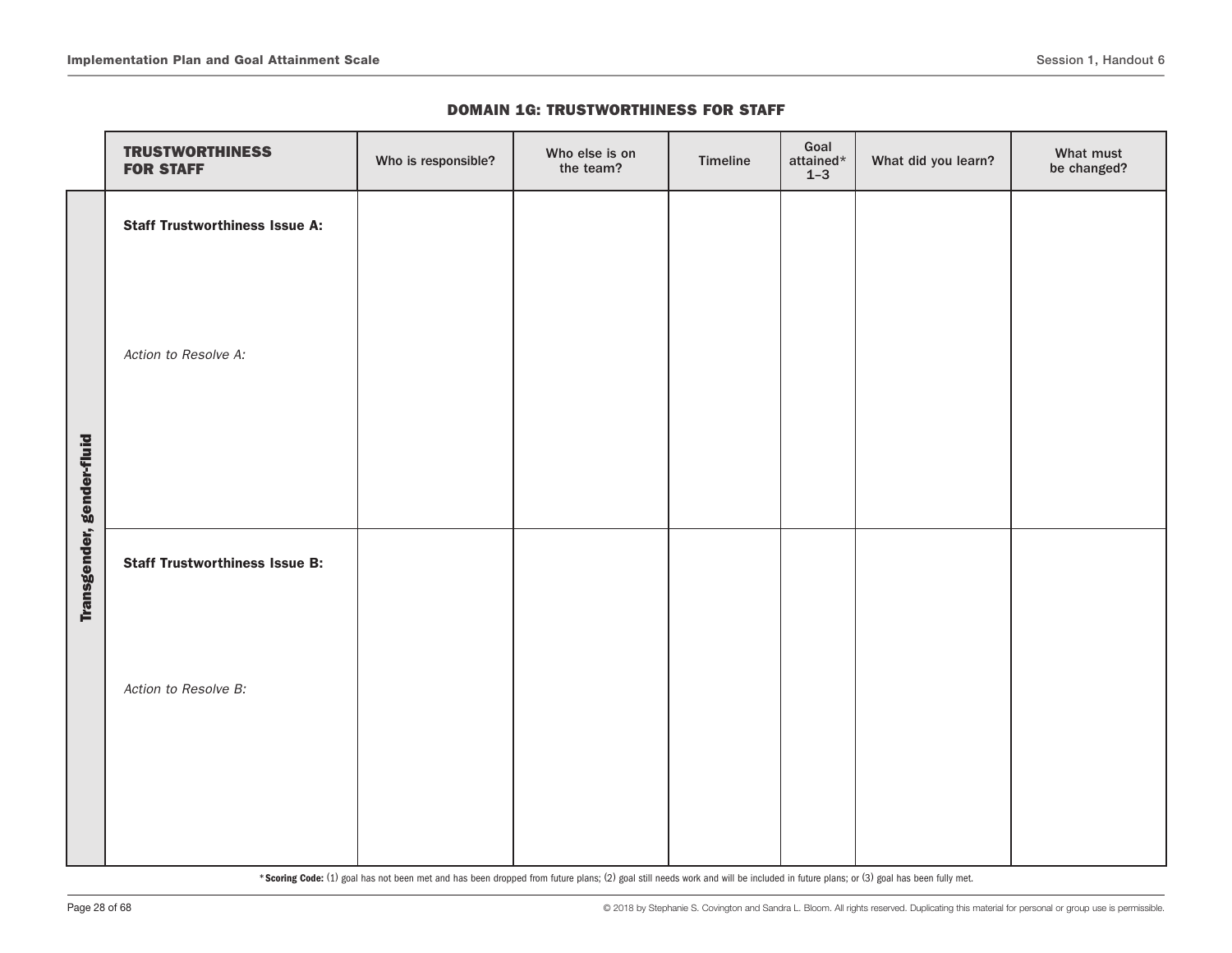## DOMAIN 1G: TRUSTWORTHINESS FOR STAFF

| | **TRUSTWORTHINESS FOR STAFF** | Who is responsible? | Who else is on the team? | Timeline | Goal attained* 1–3 | What did you learn? | What must be changed? |
|---|---|---|---|---|---|---|---|
| **Transgender, gender-fluid** | **Staff Trustworthiness Issue A:**<br><br>*Action to Resolve A:* | | | | | | |
| | **Staff Trustworthiness Issue B:**<br><br>*Action to Resolve B:* | | | | | | |

***Scoring Code:** (1) goal has not been met and has been dropped from future plans; (2) goal still needs work and will be included in future plans; or (3) goal has been fully met.

© 2018 by Stephanie S. Covington and Sandra L. Bloom. All rights reserved. Duplicating this material for personal or group use is permissible.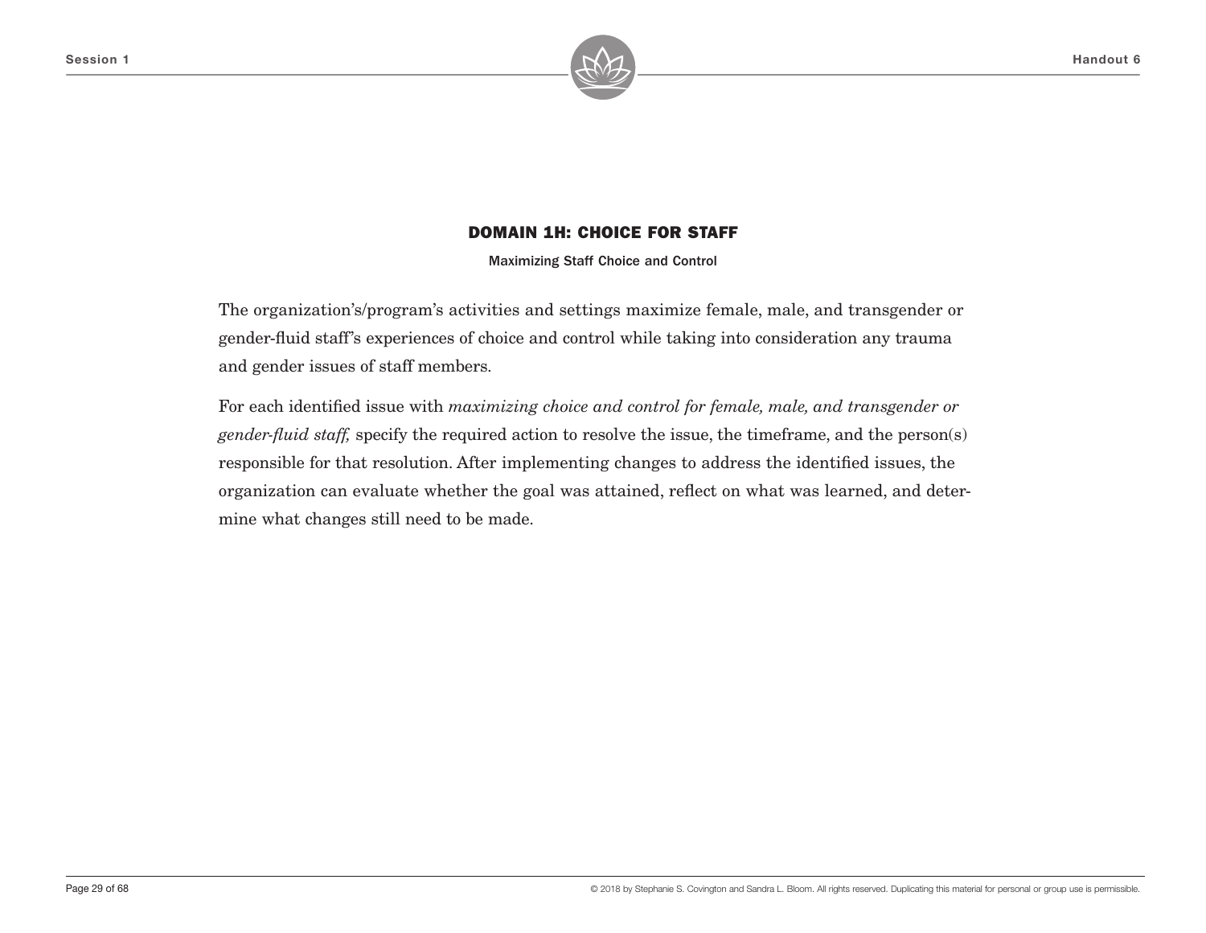## DOMAIN 1H: CHOICE FOR STAFF

**Maximizing Staff Choice and Control**

The organization's/program's activities and settings maximize female, male, and transgender or gender-fluid staff's experiences of choice and control while taking into consideration any trauma and gender issues of staff members.

For each identified issue with *maximizing choice and control for female, male, and transgender or gender-fluid staff,* specify the required action to resolve the issue, the timeframe, and the person(s) responsible for that resolution. After implementing changes to address the identified issues, the organization can evaluate whether the goal was attained, reflect on what was learned, and determine what changes still need to be made.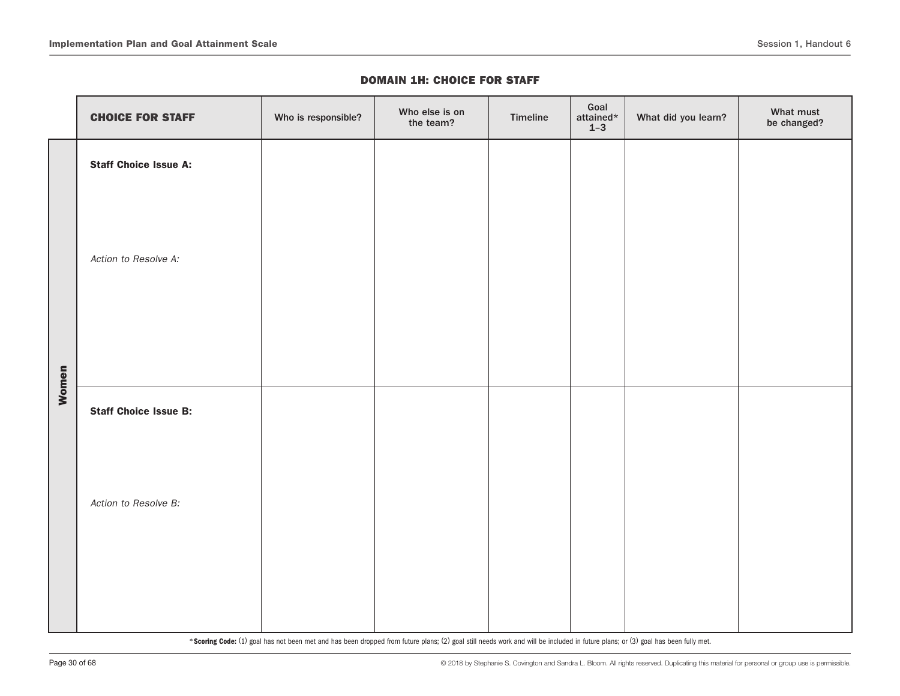## DOMAIN 1H: CHOICE FOR STAFF

| | **CHOICE FOR STAFF** | Who is responsible? | Who else is on the team? | Timeline | Goal attained* 1–3 | What did you learn? | What must be changed? |
|---|---|---|---|---|---|---|---|
| **Women** | **Staff Choice Issue A:**<br><br>*Action to Resolve A:* | | | | | | |
| | **Staff Choice Issue B:**<br><br>*Action to Resolve B:* | | | | | | |

***Scoring Code:** (1) goal has not been met and has been dropped from future plans; (2) goal still needs work and will be included in future plans; or (3) goal has been fully met.

© 2018 by Stephanie S. Covington and Sandra L. Bloom. All rights reserved. Duplicating this material for personal or group use is permissible.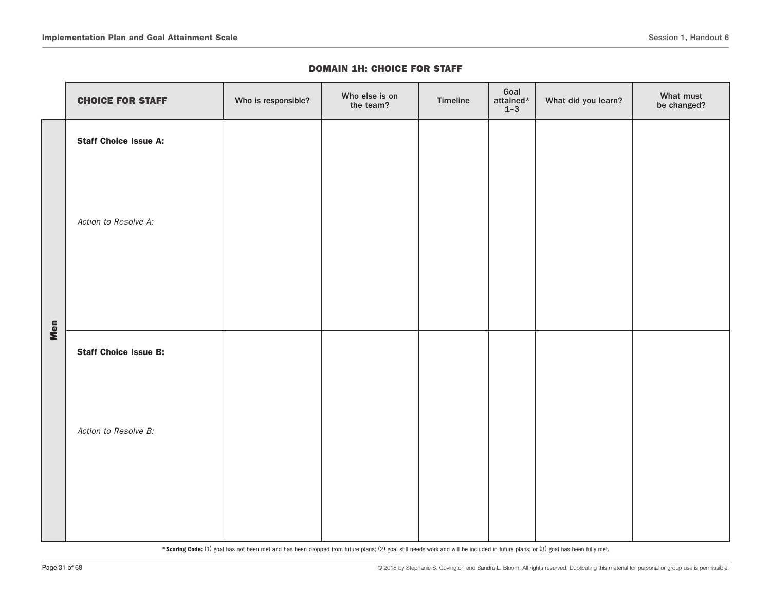### DOMAIN 1H: CHOICE FOR STAFF

| | CHOICE FOR STAFF | Who is responsible? | Who else is on the team? | Timeline | Goal attained* 1–3 | What did you learn? | What must be changed? |
|---|---|---|---|---|---|---|---|
| Men | **Staff Choice Issue A:**<br><br>*Action to Resolve A:* | | | | | | |
| | **Staff Choice Issue B:**<br><br>*Action to Resolve B:* | | | | | | |

***Scoring Code:** (1) goal has not been met and has been dropped from future plans; (2) goal still needs work and will be included in future plans; or (3) goal has been fully met.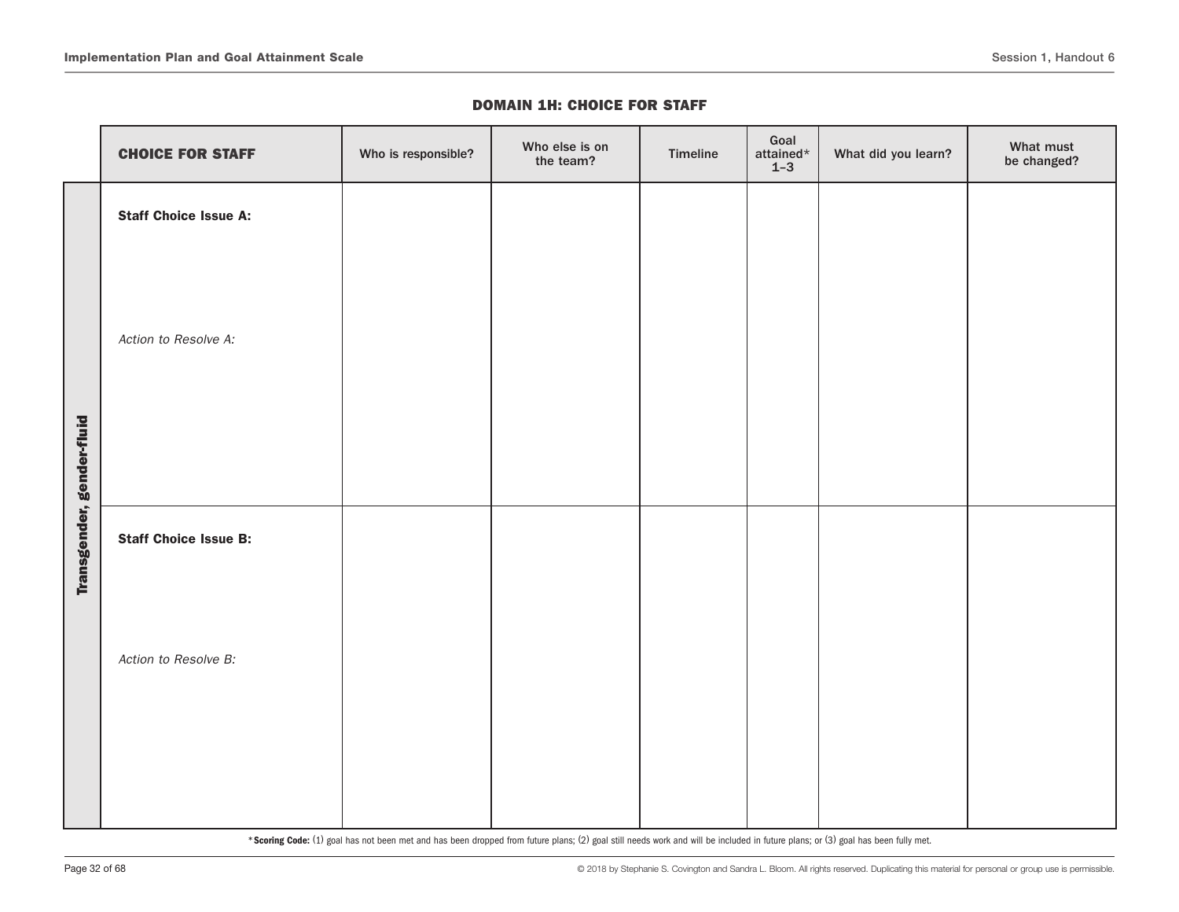## DOMAIN 1H: CHOICE FOR STAFF

| | CHOICE FOR STAFF | Who is responsible? | Who else is on the team? | Timeline | Goal attained* 1–3 | What did you learn? | What must be changed? |
|---|---|---|---|---|---|---|---|
| **Transgender, gender-fluid** | **Staff Choice Issue A:**<br><br>*Action to Resolve A:* | | | | | | |
| | **Staff Choice Issue B:**<br><br>*Action to Resolve B:* | | | | | | |

***Scoring Code:** (1) goal has not been met and has been dropped from future plans; (2) goal still needs work and will be included in future plans; or (3) goal has been fully met.

© 2018 by Stephanie S. Covington and Sandra L. Bloom. All rights reserved. Duplicating this material for personal or group use is permissible.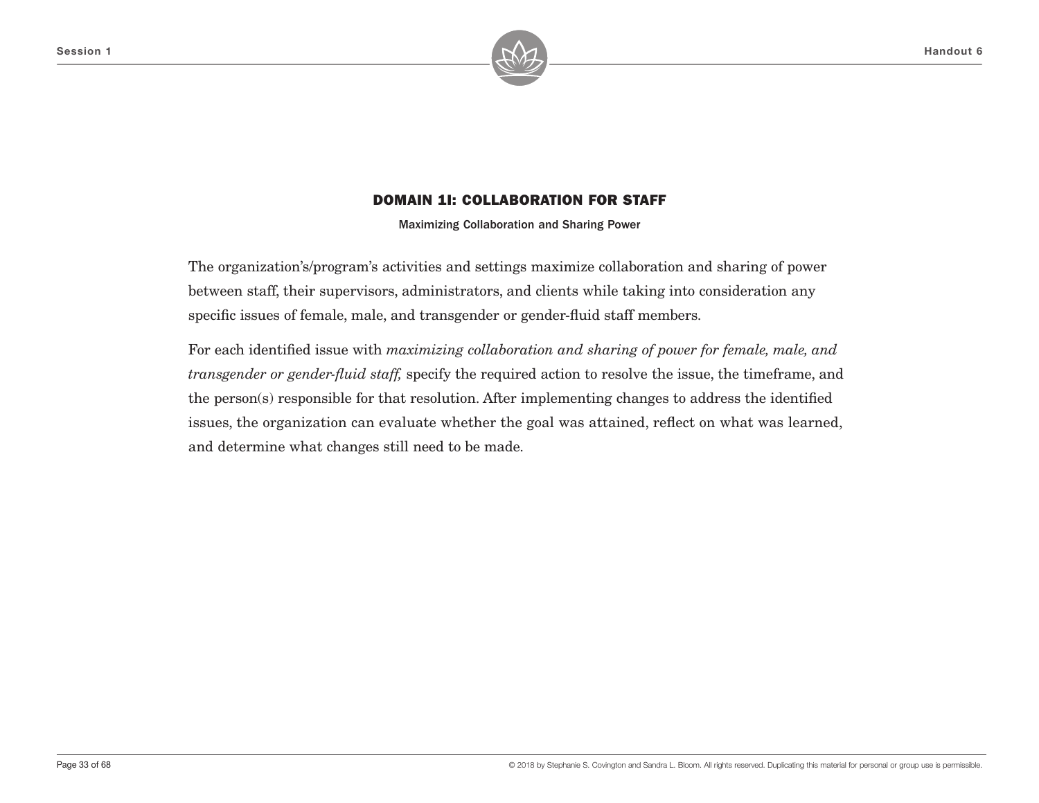## DOMAIN 1I: COLLABORATION FOR STAFF

**Maximizing Collaboration and Sharing Power**

The organization's/program's activities and settings maximize collaboration and sharing of power between staff, their supervisors, administrators, and clients while taking into consideration any specific issues of female, male, and transgender or gender-fluid staff members.

For each identified issue with *maximizing collaboration and sharing of power for female, male, and transgender or gender-fluid staff,* specify the required action to resolve the issue, the timeframe, and the person(s) responsible for that resolution. After implementing changes to address the identified issues, the organization can evaluate whether the goal was attained, reflect on what was learned, and determine what changes still need to be made.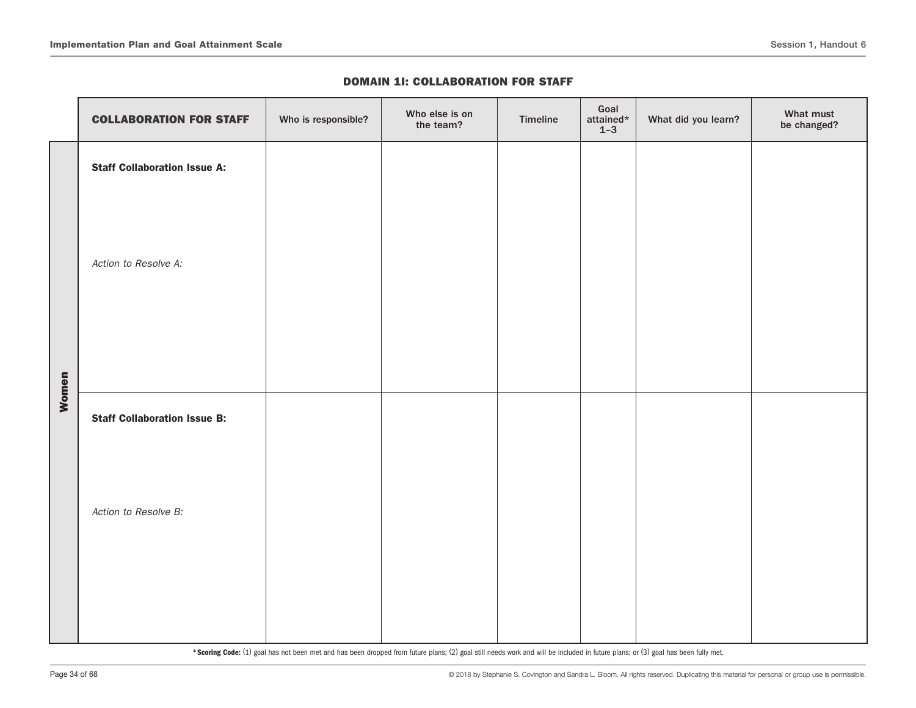## DOMAIN 1I: COLLABORATION FOR STAFF

| | COLLABORATION FOR STAFF | Who is responsible? | Who else is on the team? | Timeline | Goal attained* 1–3 | What did you learn? | What must be changed? |
|---|---|---|---|---|---|---|---|
| Women | **Staff Collaboration Issue A:**<br><br>*Action to Resolve A:* | | | | | | |
| | **Staff Collaboration Issue B:**<br><br>*Action to Resolve B:* | | | | | | |

***Scoring Code:** (1) goal has not been met and has been dropped from future plans; (2) goal still needs work and will be included in future plans; or (3) goal has been fully met.

© 2018 by Stephanie S. Covington and Sandra L. Bloom. All rights reserved. Duplicating this material for personal or group use is permissible.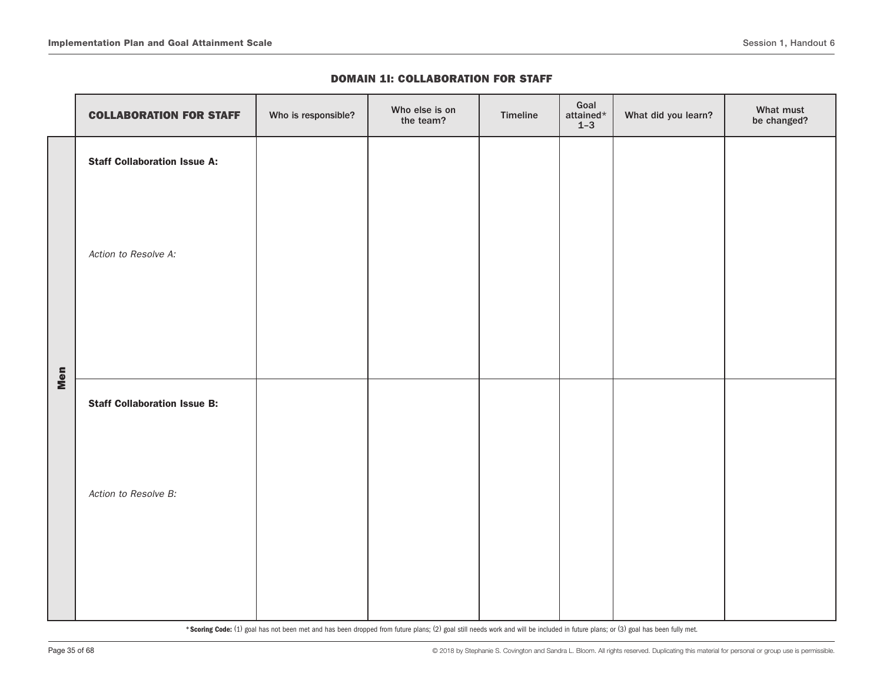## DOMAIN 1I: COLLABORATION FOR STAFF

| | **COLLABORATION FOR STAFF** | Who is responsible? | Who else is on the team? | Timeline | Goal attained* 1–3 | What did you learn? | What must be changed? |
|---|---|---|---|---|---|---|---|
| **Men** | **Staff Collaboration Issue A:**<br><br>*Action to Resolve A:* | | | | | | |
| | **Staff Collaboration Issue B:**<br><br>*Action to Resolve B:* | | | | | | |

***Scoring Code:** (1) goal has not been met and has been dropped from future plans; (2) goal still needs work and will be included in future plans; or (3) goal has been fully met.

© 2018 by Stephanie S. Covington and Sandra L. Bloom. All rights reserved. Duplicating this material for personal or group use is permissible.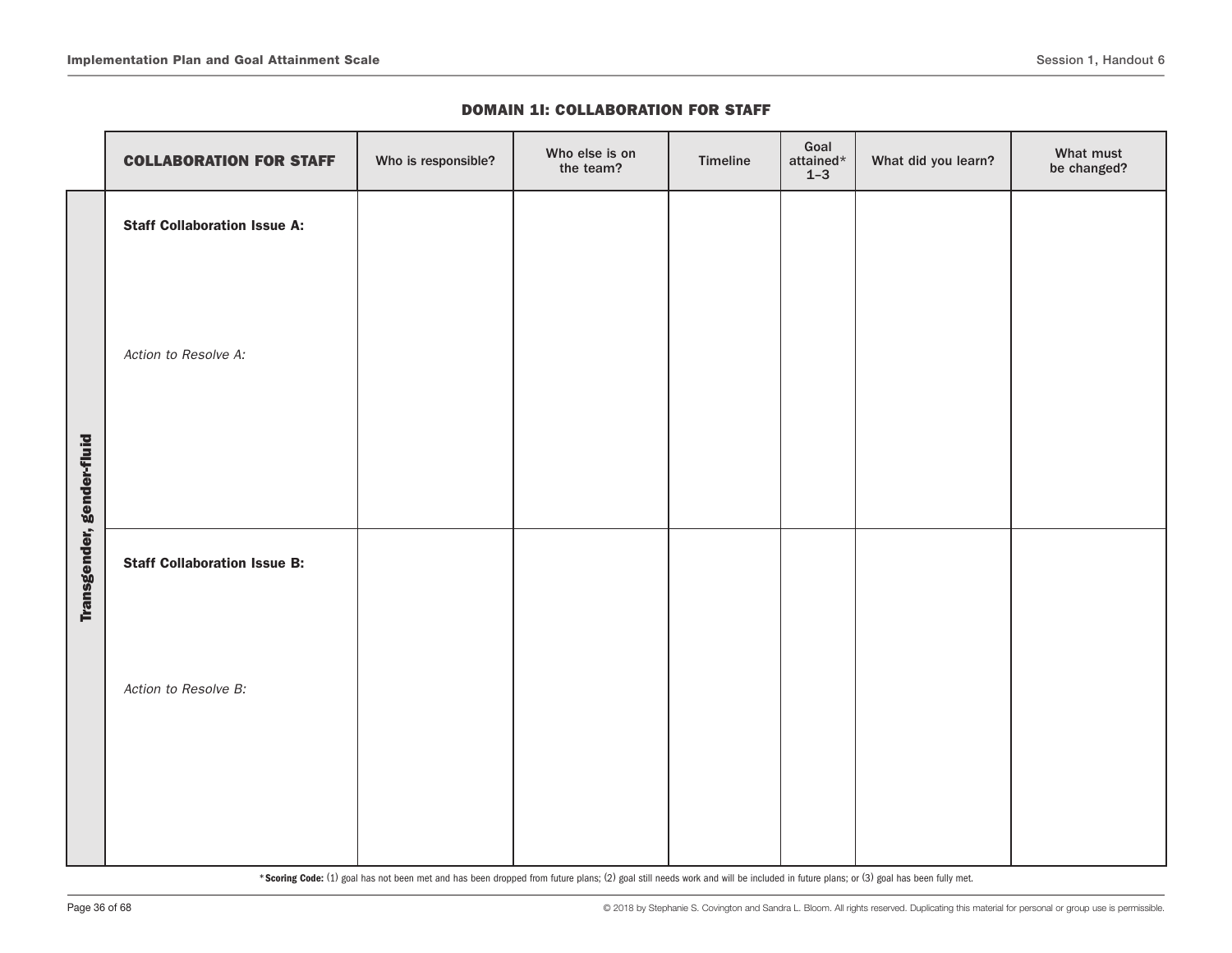## DOMAIN 1I: COLLABORATION FOR STAFF

| | COLLABORATION FOR STAFF | Who is responsible? | Who else is on the team? | Timeline | Goal attained* 1–3 | What did you learn? | What must be changed? |
|---|---|---|---|---|---|---|---|
| Transgender, gender-fluid | **Staff Collaboration Issue A:** <br><br> *Action to Resolve A:* | | | | | | |
| | **Staff Collaboration Issue B:** <br><br> *Action to Resolve B:* | | | | | | |

* **Scoring Code:** (1) goal has not been met and has been dropped from future plans; (2) goal still needs work and will be included in future plans; or (3) goal has been fully met.

© 2018 by Stephanie S. Covington and Sandra L. Bloom. All rights reserved. Duplicating this material for personal or group use is permissible.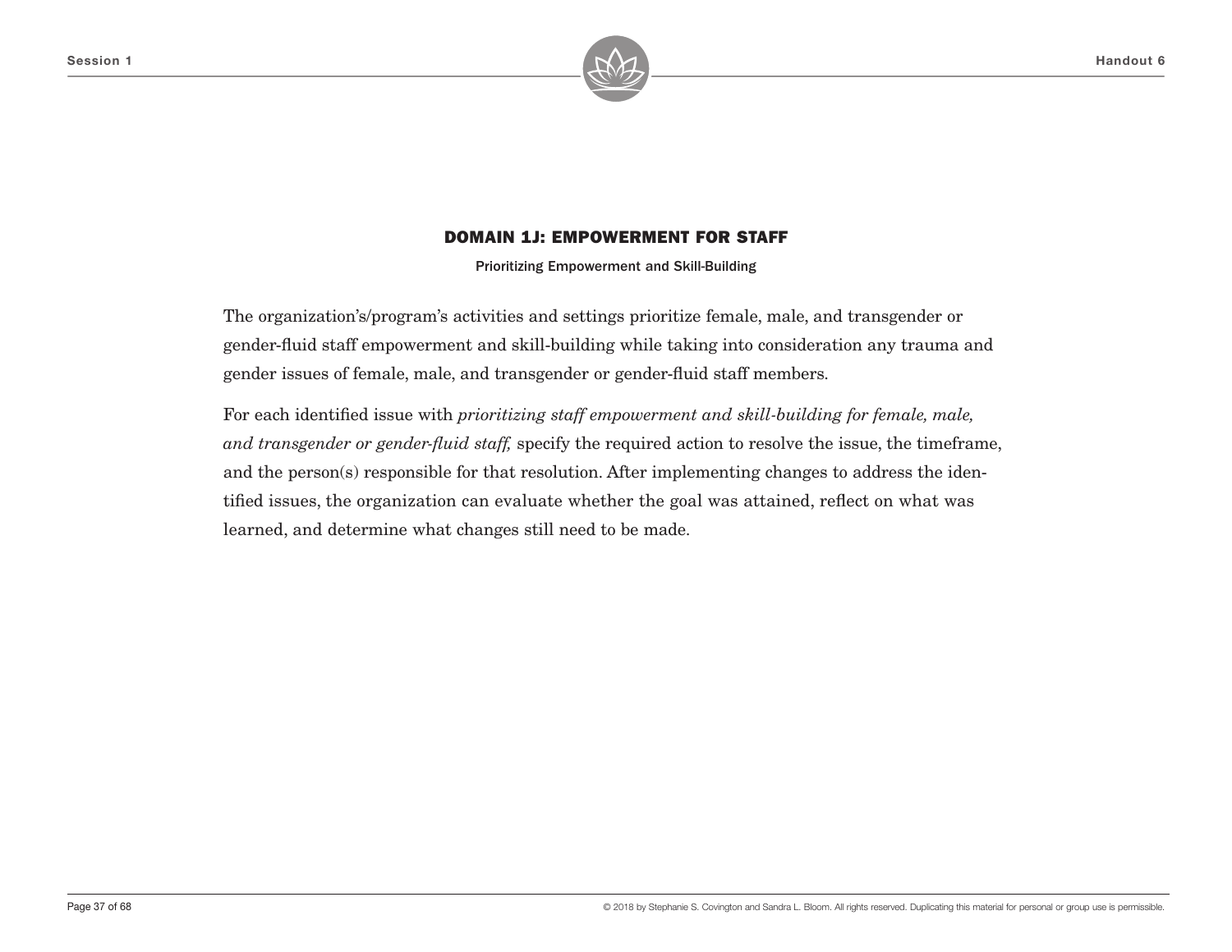## DOMAIN 1J: EMPOWERMENT FOR STAFF

Prioritizing Empowerment and Skill-Building

The organization's/program's activities and settings prioritize female, male, and transgender or gender-fluid staff empowerment and skill-building while taking into consideration any trauma and gender issues of female, male, and transgender or gender-fluid staff members.

For each identified issue with *prioritizing staff empowerment and skill-building for female, male, and transgender or gender-fluid staff,* specify the required action to resolve the issue, the timeframe, and the person(s) responsible for that resolution. After implementing changes to address the identified issues, the organization can evaluate whether the goal was attained, reflect on what was learned, and determine what changes still need to be made.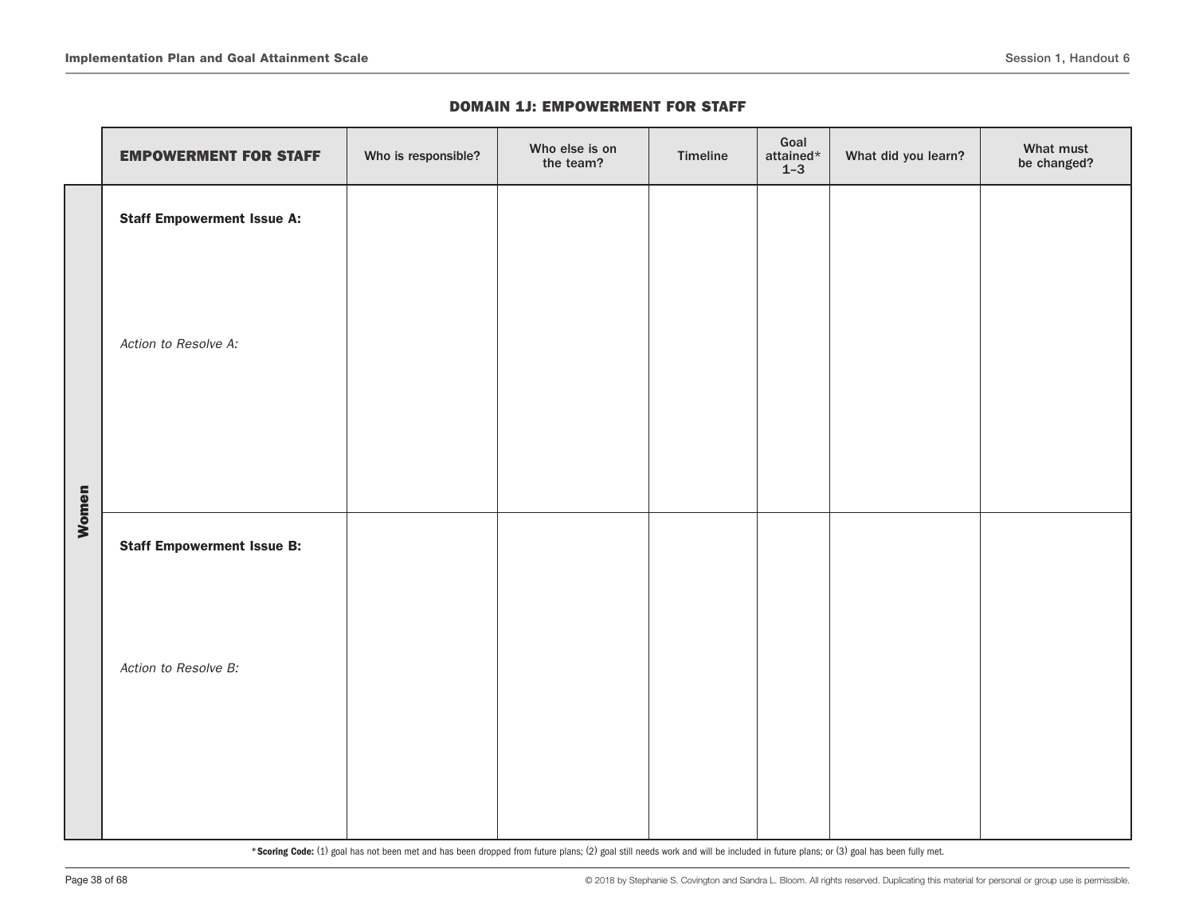## DOMAIN 1J: EMPOWERMENT FOR STAFF

| | EMPOWERMENT FOR STAFF | Who is responsible? | Who else is on the team? | Timeline | Goal attained* 1–3 | What did you learn? | What must be changed? |
|---|---|---|---|---|---|---|---|
| Women | **Staff Empowerment Issue A:**<br><br>*Action to Resolve A:* | | | | | | |
| | **Staff Empowerment Issue B:**<br><br>*Action to Resolve B:* | | | | | | |

***Scoring Code:** (1) goal has not been met and has been dropped from future plans; (2) goal still needs work and will be included in future plans; or (3) goal has been fully met.

© 2018 by Stephanie S. Covington and Sandra L. Bloom. All rights reserved. Duplicating this material for personal or group use is permissible.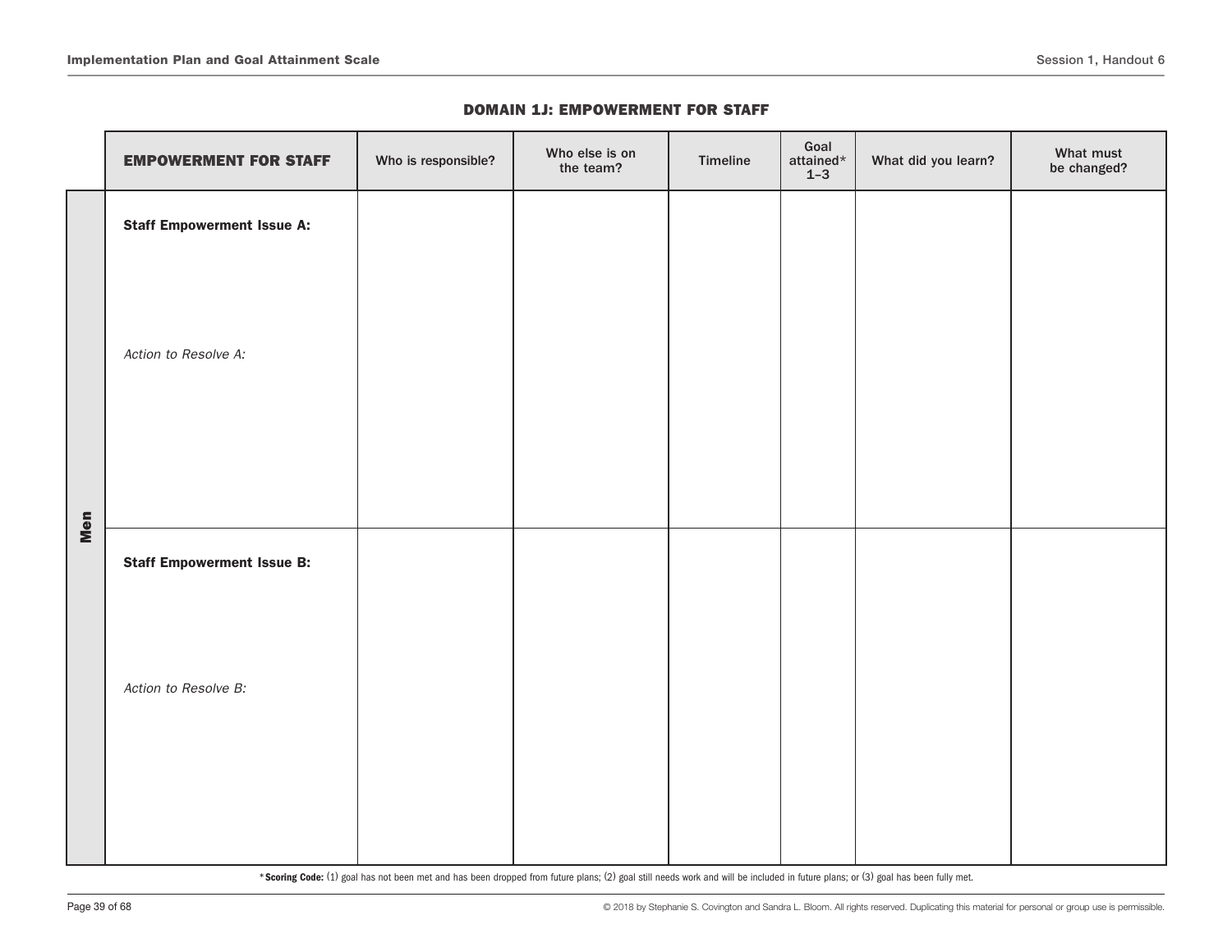## DOMAIN 1J: EMPOWERMENT FOR STAFF

| | EMPOWERMENT FOR STAFF | Who is responsible? | Who else is on the team? | Timeline | Goal attained* 1–3 | What did you learn? | What must be changed? |
|---|---|---|---|---|---|---|---|
| Men | **Staff Empowerment Issue A:**<br><br>*Action to Resolve A:* | | | | | | |
| | **Staff Empowerment Issue B:**<br><br>*Action to Resolve B:* | | | | | | |

***Scoring Code:** (1) goal has not been met and has been dropped from future plans; (2) goal still needs work and will be included in future plans; or (3) goal has been fully met.

© 2018 by Stephanie S. Covington and Sandra L. Bloom. All rights reserved. Duplicating this material for personal or group use is permissible.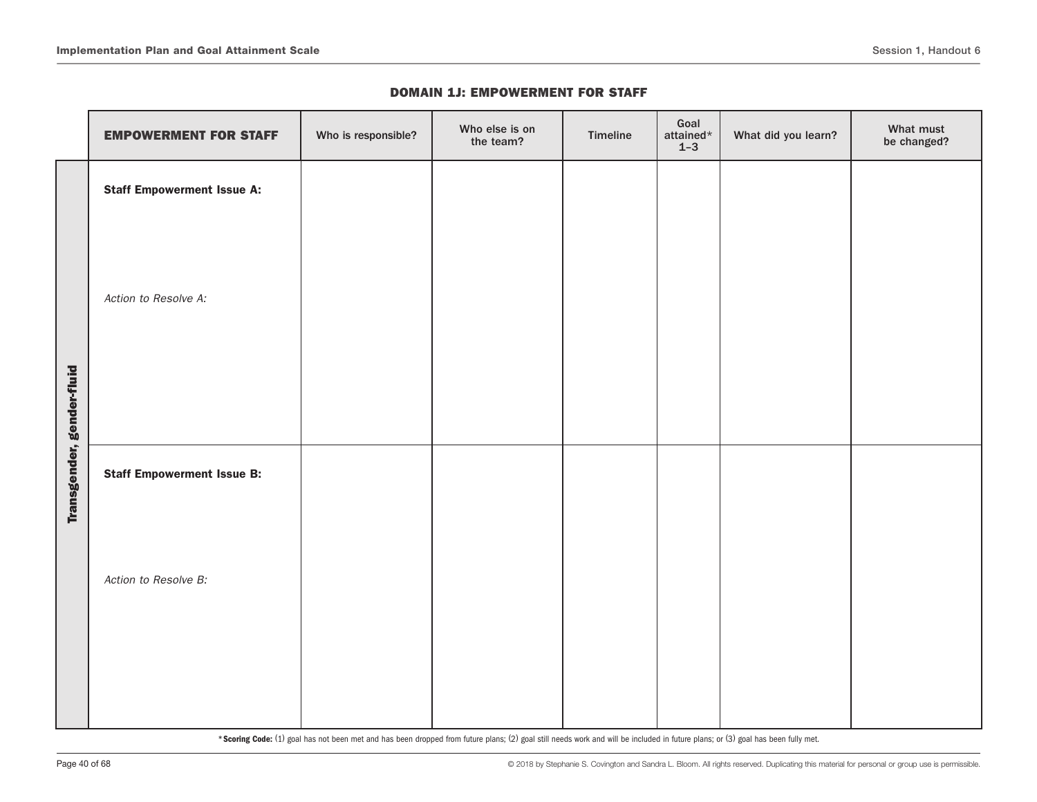## DOMAIN 1J: EMPOWERMENT FOR STAFF

| | EMPOWERMENT FOR STAFF | Who is responsible? | Who else is on the team? | Timeline | Goal attained* 1–3 | What did you learn? | What must be changed? |
|---|---|---|---|---|---|---|---|
| Transgender, gender-fluid | **Staff Empowerment Issue A:**<br><br>*Action to Resolve A:* | | | | | | |
| | **Staff Empowerment Issue B:**<br><br>*Action to Resolve B:* | | | | | | |

***Scoring Code:** (1) goal has not been met and has been dropped from future plans; (2) goal still needs work and will be included in future plans; or (3) goal has been fully met.

© 2018 by Stephanie S. Covington and Sandra L. Bloom. All rights reserved. Duplicating this material for personal or group use is permissible.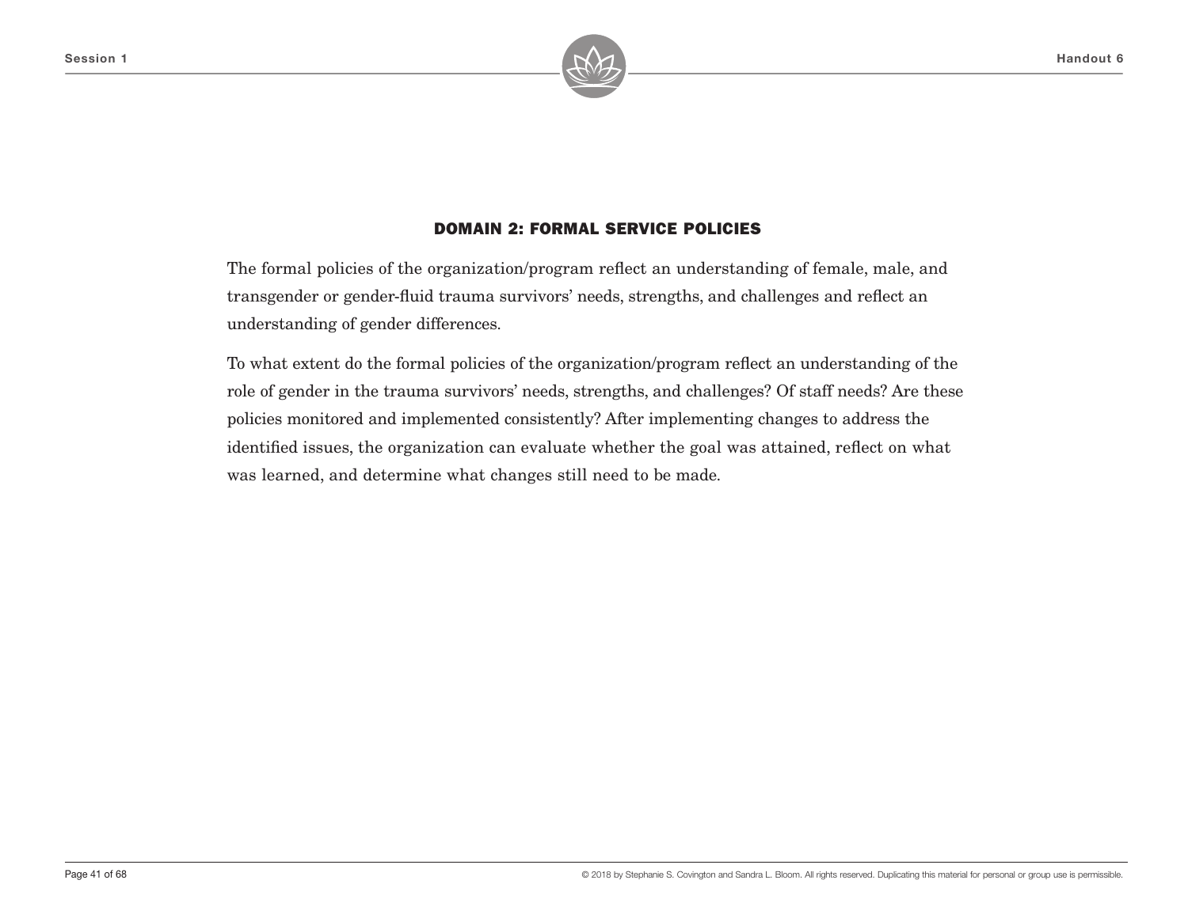## DOMAIN 2: FORMAL SERVICE POLICIES

The formal policies of the organization/program reflect an understanding of female, male, and transgender or gender-fluid trauma survivors' needs, strengths, and challenges and reflect an understanding of gender differences.

To what extent do the formal policies of the organization/program reflect an understanding of the role of gender in the trauma survivors' needs, strengths, and challenges? Of staff needs? Are these policies monitored and implemented consistently? After implementing changes to address the identified issues, the organization can evaluate whether the goal was attained, reflect on what was learned, and determine what changes still need to be made.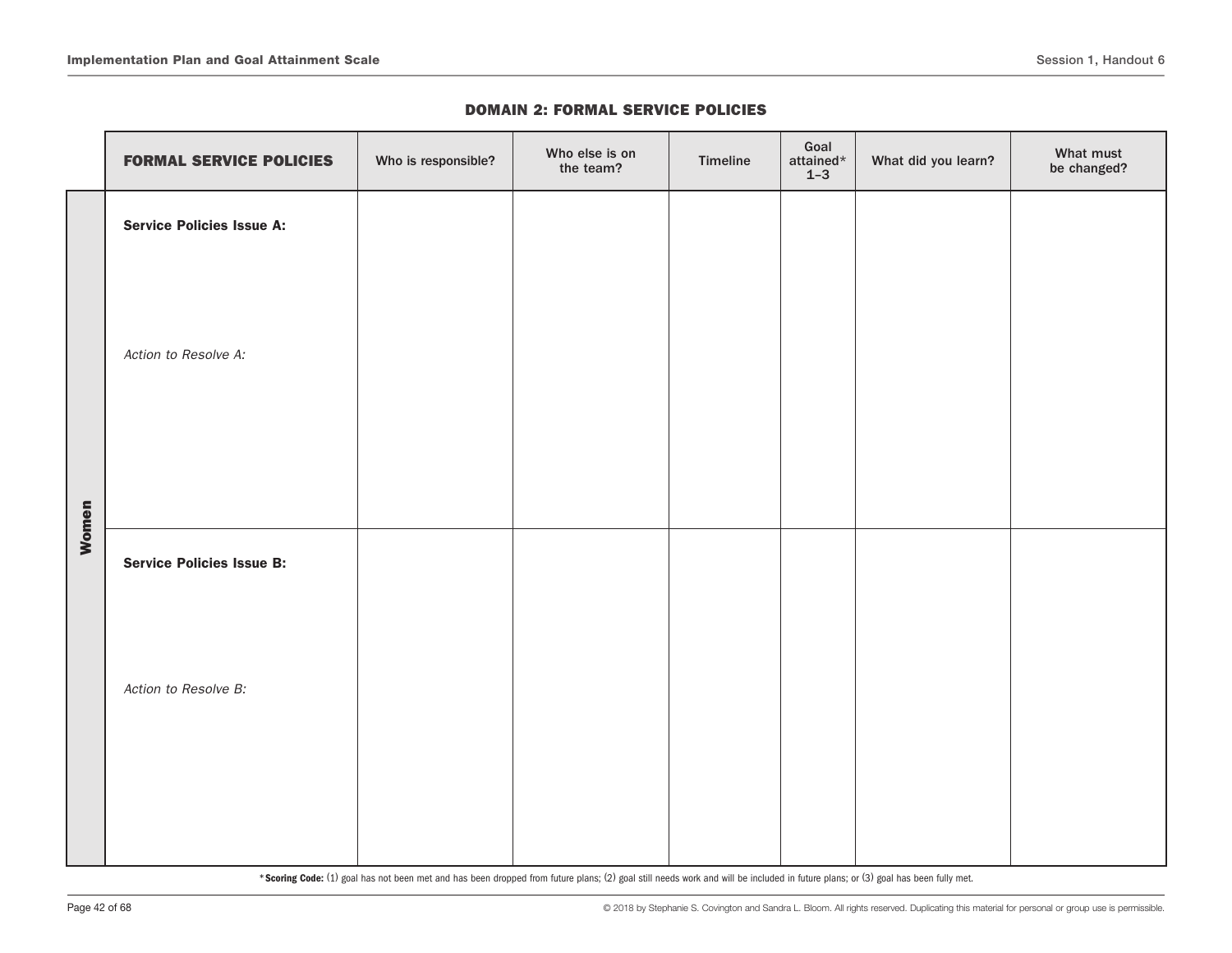## DOMAIN 2: FORMAL SERVICE POLICIES

| | FORMAL SERVICE POLICIES | Who is responsible? | Who else is on the team? | Timeline | Goal attained* 1–3 | What did you learn? | What must be changed? |
|---|---|---|---|---|---|---|---|
| Women | **Service Policies Issue A:**<br><br>*Action to Resolve A:* | | | | | | |
| Women | **Service Policies Issue B:**<br><br>*Action to Resolve B:* | | | | | | |

***Scoring Code:** (1) goal has not been met and has been dropped from future plans; (2) goal still needs work and will be included in future plans; or (3) goal has been fully met.

© 2018 by Stephanie S. Covington and Sandra L. Bloom. All rights reserved. Duplicating this material for personal or group use is permissible.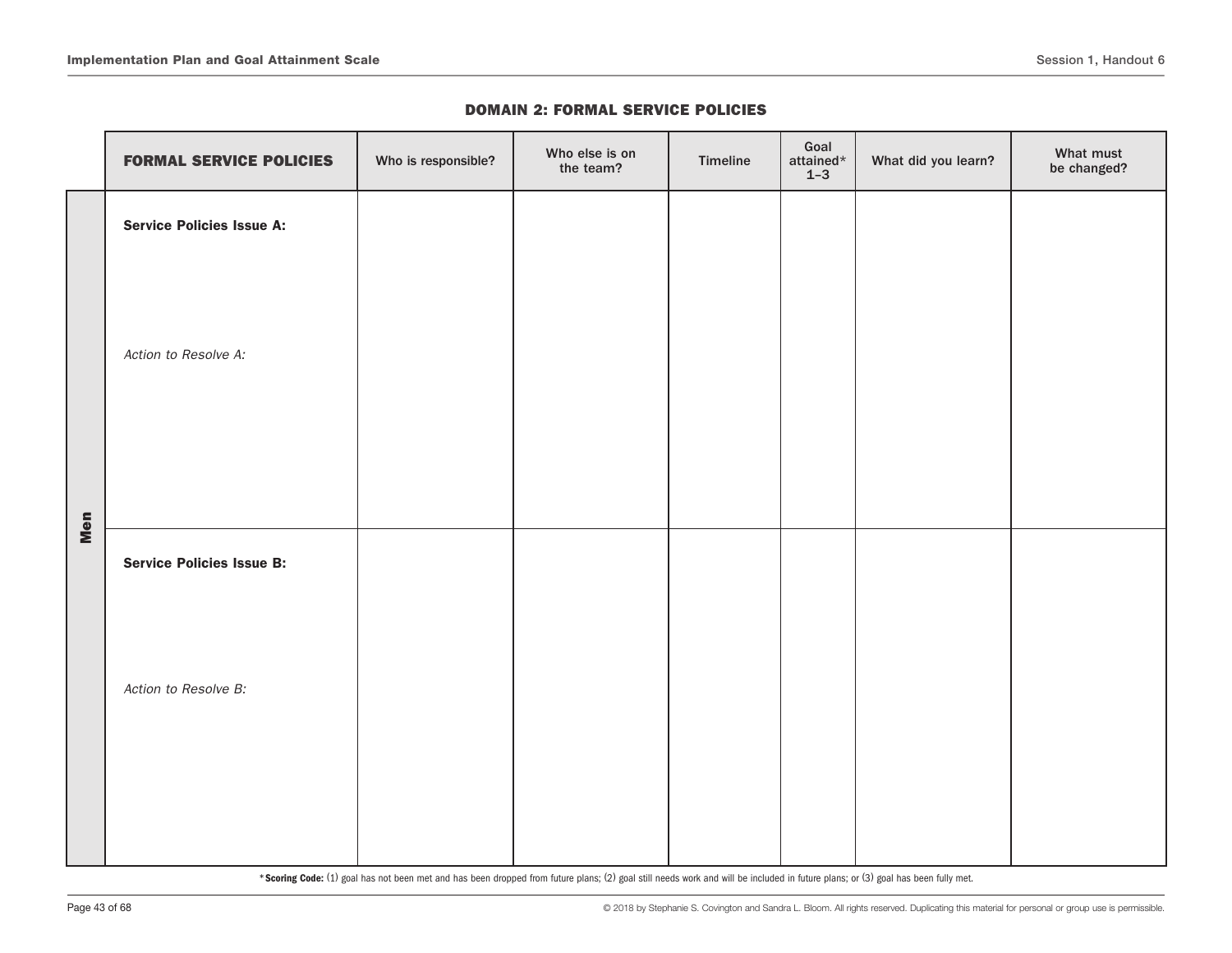## DOMAIN 2: FORMAL SERVICE POLICIES

| | FORMAL SERVICE POLICIES | Who is responsible? | Who else is on the team? | Timeline | Goal attained* 1–3 | What did you learn? | What must be changed? |
|---|---|---|---|---|---|---|---|
| Men | **Service Policies Issue A:**<br><br>*Action to Resolve A:* | | | | | | |
| | **Service Policies Issue B:**<br><br>*Action to Resolve B:* | | | | | | |

***Scoring Code:** (1) goal has not been met and has been dropped from future plans; (2) goal still needs work and will be included in future plans; or (3) goal has been fully met.

© 2018 by Stephanie S. Covington and Sandra L. Bloom. All rights reserved. Duplicating this material for personal or group use is permissible.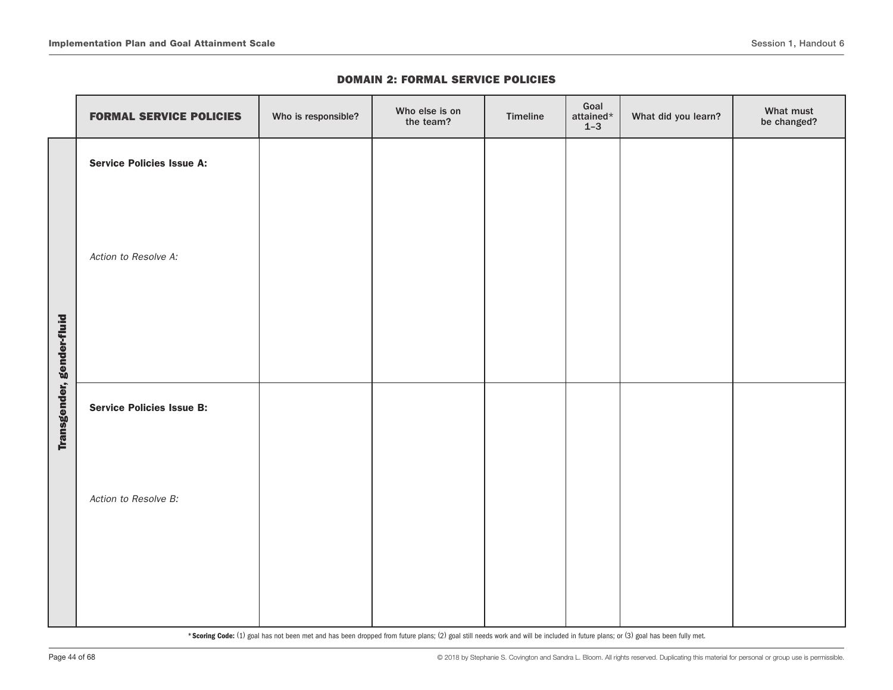## DOMAIN 2: FORMAL SERVICE POLICIES

| | FORMAL SERVICE POLICIES | Who is responsible? | Who else is on the team? | Timeline | Goal attained* 1–3 | What did you learn? | What must be changed? |
|---|---|---|---|---|---|---|---|
| **Transgender, gender-fluid** | **Service Policies Issue A:**<br><br>*Action to Resolve A:* | | | | | | |
| | **Service Policies Issue B:**<br><br>*Action to Resolve B:* | | | | | | |

***Scoring Code:** (1) goal has not been met and has been dropped from future plans; (2) goal still needs work and will be included in future plans; or (3) goal has been fully met.

© 2018 by Stephanie S. Covington and Sandra L. Bloom. All rights reserved. Duplicating this material for personal or group use is permissible.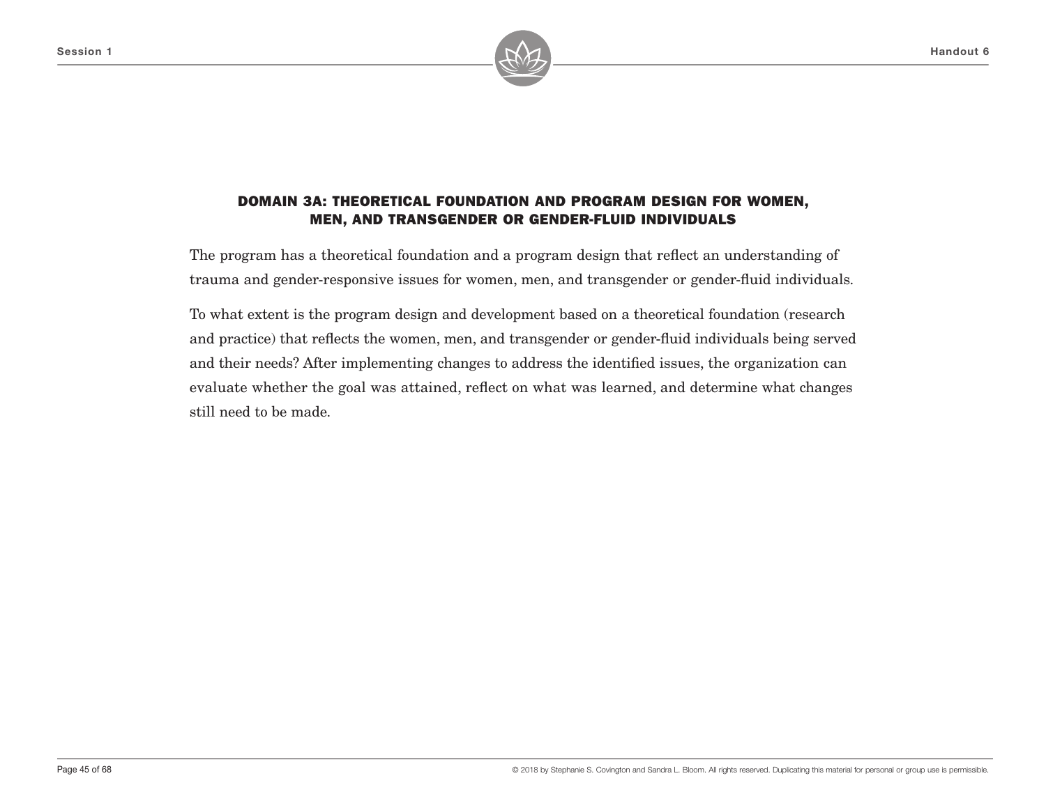## DOMAIN 3A: THEORETICAL FOUNDATION AND PROGRAM DESIGN FOR WOMEN, MEN, AND TRANSGENDER OR GENDER-FLUID INDIVIDUALS

The program has a theoretical foundation and a program design that reflect an understanding of trauma and gender-responsive issues for women, men, and transgender or gender-fluid individuals.

To what extent is the program design and development based on a theoretical foundation (research and practice) that reflects the women, men, and transgender or gender-fluid individuals being served and their needs? After implementing changes to address the identified issues, the organization can evaluate whether the goal was attained, reflect on what was learned, and determine what changes still need to be made.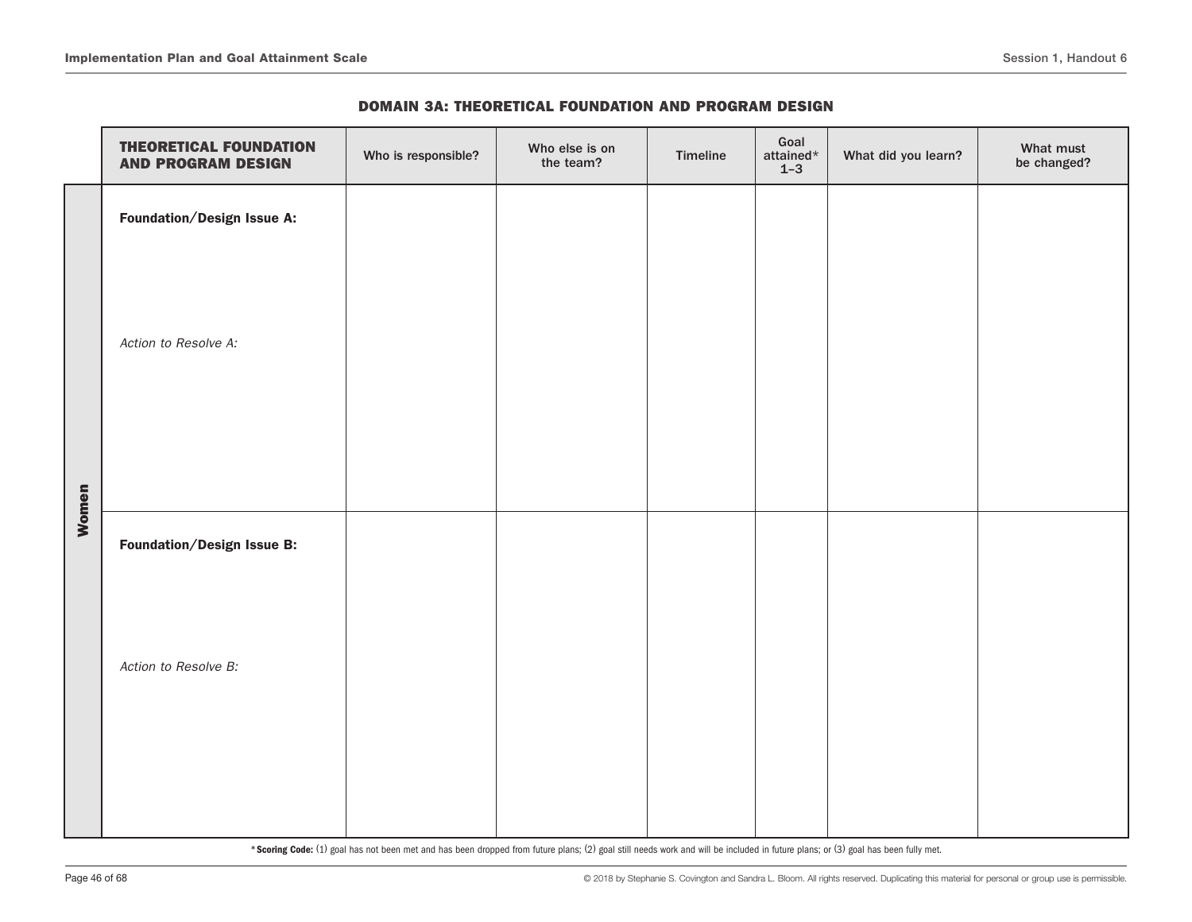## DOMAIN 3A: THEORETICAL FOUNDATION AND PROGRAM DESIGN

| | THEORETICAL FOUNDATION AND PROGRAM DESIGN | Who is responsible? | Who else is on the team? | Timeline | Goal attained* 1–3 | What did you learn? | What must be changed? |
|---|---|---|---|---|---|---|---|
| Women | **Foundation/Design Issue A:**<br><br>*Action to Resolve A:* | | | | | | |
| | **Foundation/Design Issue B:**<br><br>*Action to Resolve B:* | | | | | | |

***Scoring Code:** (1) goal has not been met and has been dropped from future plans; (2) goal still needs work and will be included in future plans; or (3) goal has been fully met.

© 2018 by Stephanie S. Covington and Sandra L. Bloom. All rights reserved. Duplicating this material for personal or group use is permissible.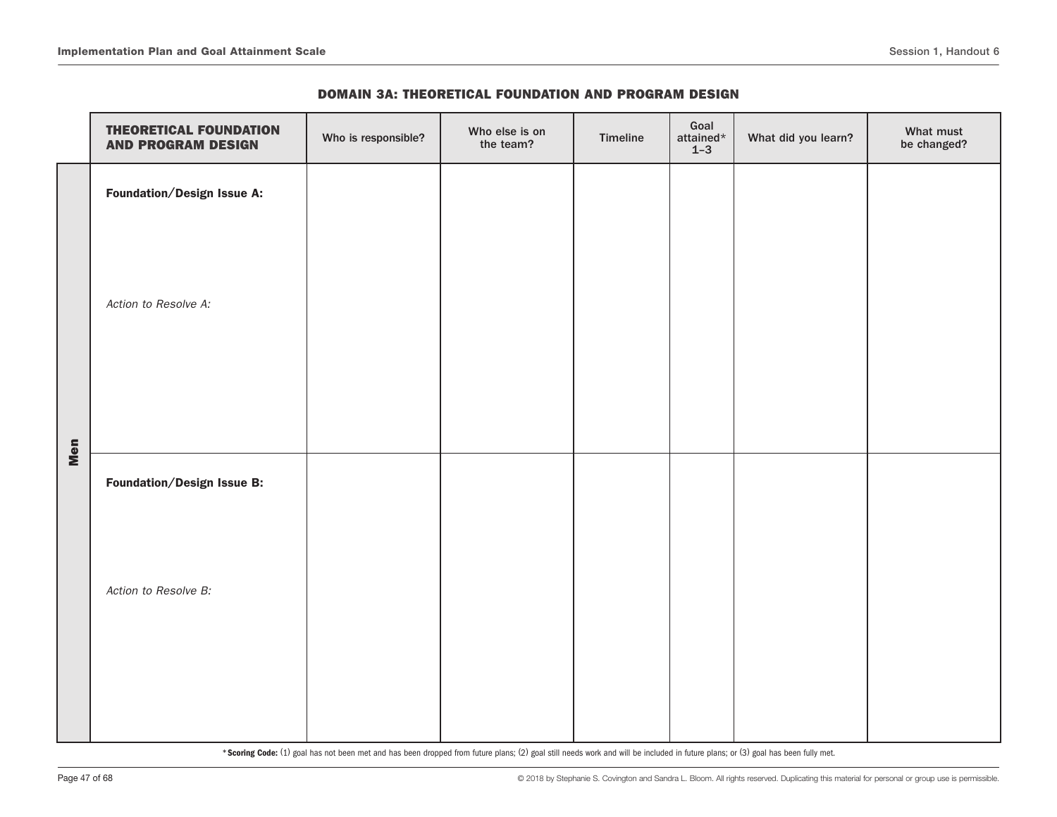## DOMAIN 3A: THEORETICAL FOUNDATION AND PROGRAM DESIGN

| | THEORETICAL FOUNDATION AND PROGRAM DESIGN | Who is responsible? | Who else is on the team? | Timeline | Goal attained* 1–3 | What did you learn? | What must be changed? |
|---|---|---|---|---|---|---|---|
| Men | **Foundation/Design Issue A:**<br><br>*Action to Resolve A:* | | | | | | |
| | **Foundation/Design Issue B:**<br><br>*Action to Resolve B:* | | | | | | |

***Scoring Code:** (1) goal has not been met and has been dropped from future plans; (2) goal still needs work and will be included in future plans; or (3) goal has been fully met.

© 2018 by Stephanie S. Covington and Sandra L. Bloom. All rights reserved. Duplicating this material for personal or group use is permissible.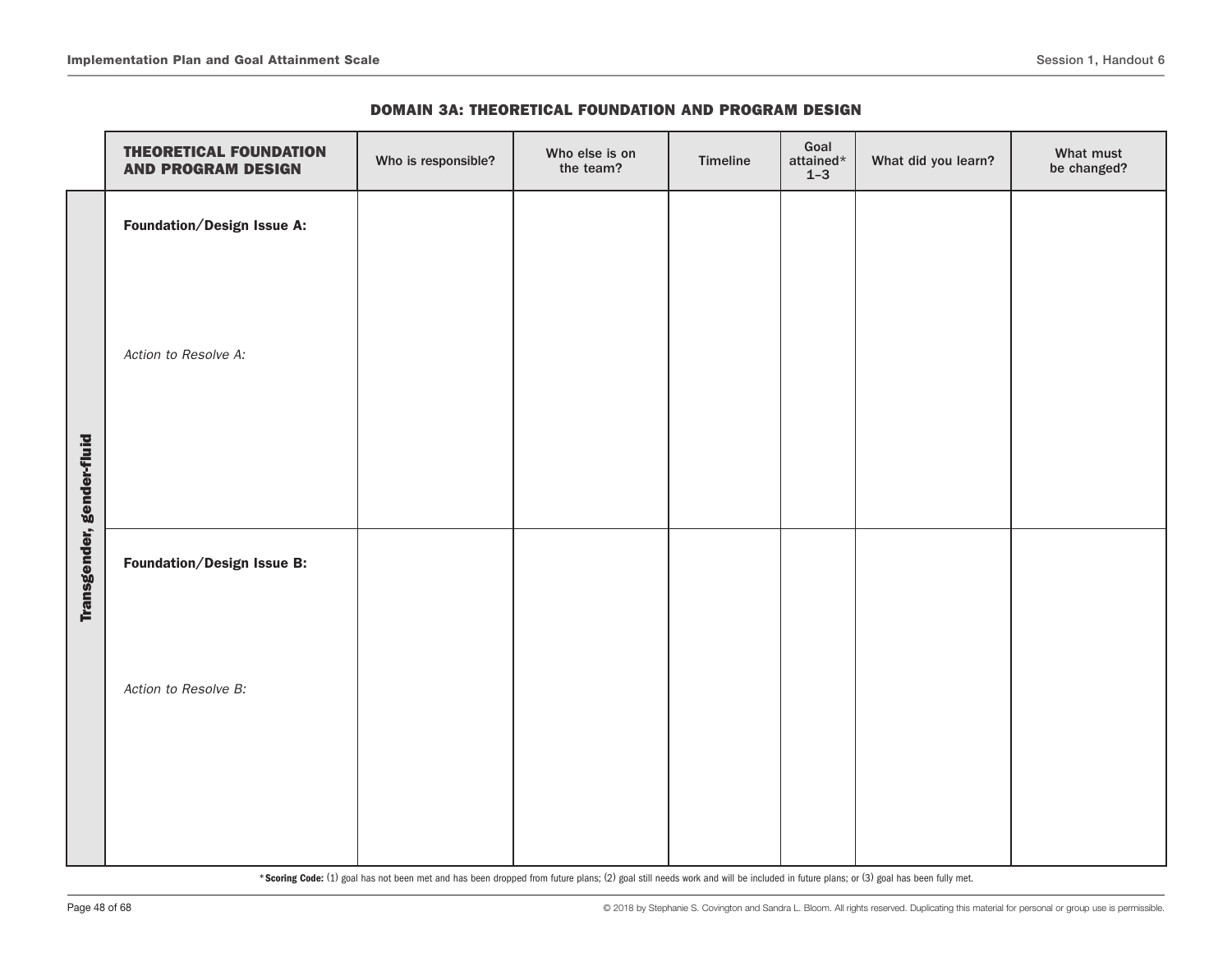## DOMAIN 3A: THEORETICAL FOUNDATION AND PROGRAM DESIGN

| | THEORETICAL FOUNDATION AND PROGRAM DESIGN | Who is responsible? | Who else is on the team? | Timeline | Goal attained* 1–3 | What did you learn? | What must be changed? |
|---|---|---|---|---|---|---|---|
| **Transgender, gender-fluid** | **Foundation/Design Issue A:**<br><br>*Action to Resolve A:* | | | | | | |
| | **Foundation/Design Issue B:**<br><br>*Action to Resolve B:* | | | | | | |

***Scoring Code:** (1) goal has not been met and has been dropped from future plans; (2) goal still needs work and will be included in future plans; or (3) goal has been fully met.

© 2018 by Stephanie S. Covington and Sandra L. Bloom. All rights reserved. Duplicating this material for personal or group use is permissible.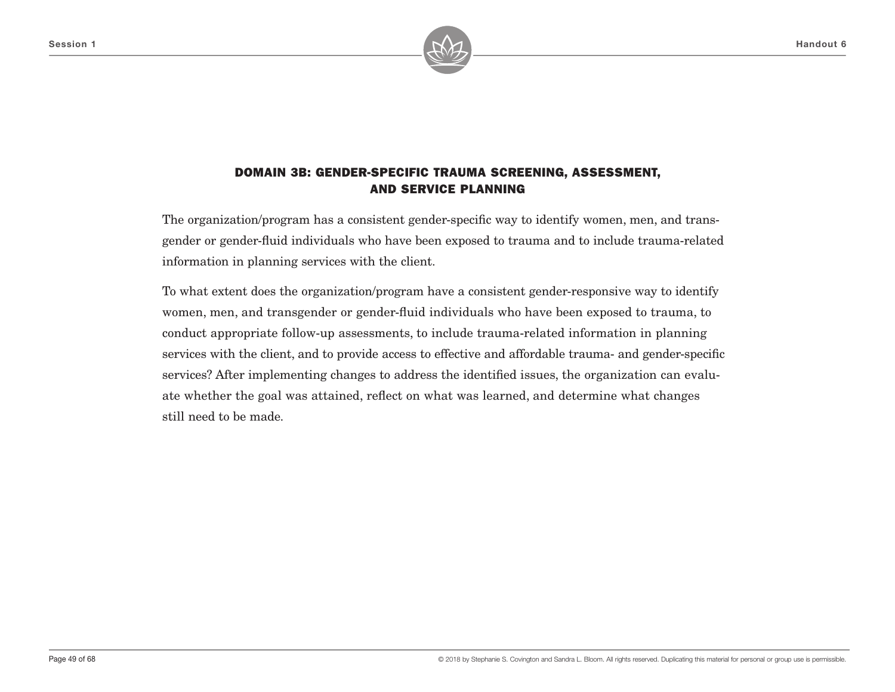## DOMAIN 3B: GENDER-SPECIFIC TRAUMA SCREENING, ASSESSMENT, AND SERVICE PLANNING

The organization/program has a consistent gender-specific way to identify women, men, and transgender or gender-fluid individuals who have been exposed to trauma and to include trauma-related information in planning services with the client.

To what extent does the organization/program have a consistent gender-responsive way to identify women, men, and transgender or gender-fluid individuals who have been exposed to trauma, to conduct appropriate follow-up assessments, to include trauma-related information in planning services with the client, and to provide access to effective and affordable trauma- and gender-specific services? After implementing changes to address the identified issues, the organization can evaluate whether the goal was attained, reflect on what was learned, and determine what changes still need to be made.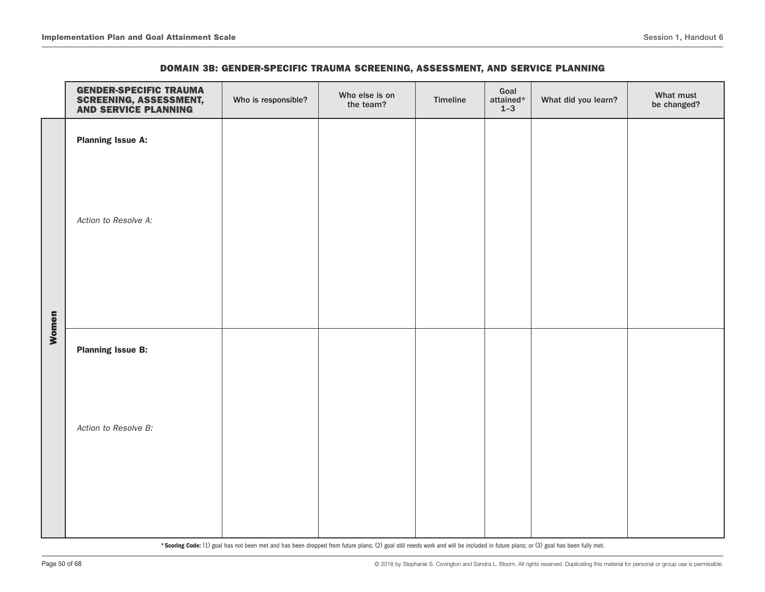## DOMAIN 3B: GENDER-SPECIFIC TRAUMA SCREENING, ASSESSMENT, AND SERVICE PLANNING

| | GENDER-SPECIFIC TRAUMA SCREENING, ASSESSMENT, AND SERVICE PLANNING | Who is responsible? | Who else is on the team? | Timeline | Goal attained* 1–3 | What did you learn? | What must be changed? |
|---|---|---|---|---|---|---|---|
| **Women** | **Planning Issue A:**<br><br>*Action to Resolve A:* | | | | | | |
| | **Planning Issue B:**<br><br>*Action to Resolve B:* | | | | | | |

***Scoring Code:** (1) goal has not been met and has been dropped from future plans; (2) goal still needs work and will be included in future plans; or (3) goal has been fully met.

© 2018 by Stephanie S. Covington and Sandra L. Bloom. All rights reserved. Duplicating this material for personal or group use is permissible.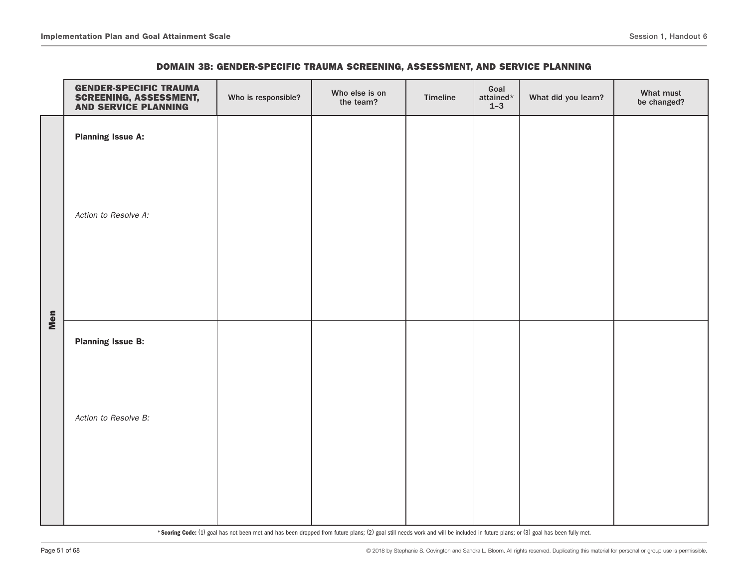## DOMAIN 3B: GENDER-SPECIFIC TRAUMA SCREENING, ASSESSMENT, AND SERVICE PLANNING

| | GENDER-SPECIFIC TRAUMA SCREENING, ASSESSMENT, AND SERVICE PLANNING | Who is responsible? | Who else is on the team? | Timeline | Goal attained* 1–3 | What did you learn? | What must be changed? |
|---|---|---|---|---|---|---|---|
| Men | **Planning Issue A:**<br><br>*Action to Resolve A:* | | | | | | |
| Men | **Planning Issue B:**<br><br>*Action to Resolve B:* | | | | | | |

***Scoring Code:** (1) goal has not been met and has been dropped from future plans; (2) goal still needs work and will be included in future plans; or (3) goal has been fully met.

© 2018 by Stephanie S. Covington and Sandra L. Bloom. All rights reserved. Duplicating this material for personal or group use is permissible.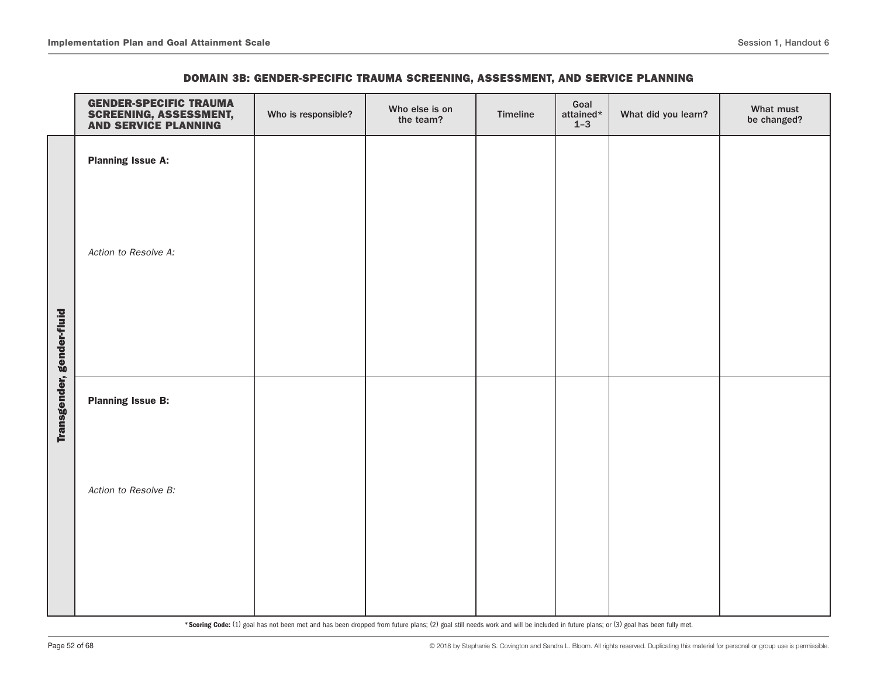## DOMAIN 3B: GENDER-SPECIFIC TRAUMA SCREENING, ASSESSMENT, AND SERVICE PLANNING

| | GENDER-SPECIFIC TRAUMA SCREENING, ASSESSMENT, AND SERVICE PLANNING | Who is responsible? | Who else is on the team? | Timeline | Goal attained* 1–3 | What did you learn? | What must be changed? |
|---|---|---|---|---|---|---|---|
| **Transgender, gender-fluid** | **Planning Issue A:**<br><br>*Action to Resolve A:* | | | | | | |
| | **Planning Issue B:**<br><br>*Action to Resolve B:* | | | | | | |

***Scoring Code:** (1) goal has not been met and has been dropped from future plans; (2) goal still needs work and will be included in future plans; or (3) goal has been fully met.

© 2018 by Stephanie S. Covington and Sandra L. Bloom. All rights reserved. Duplicating this material for personal or group use is permissible.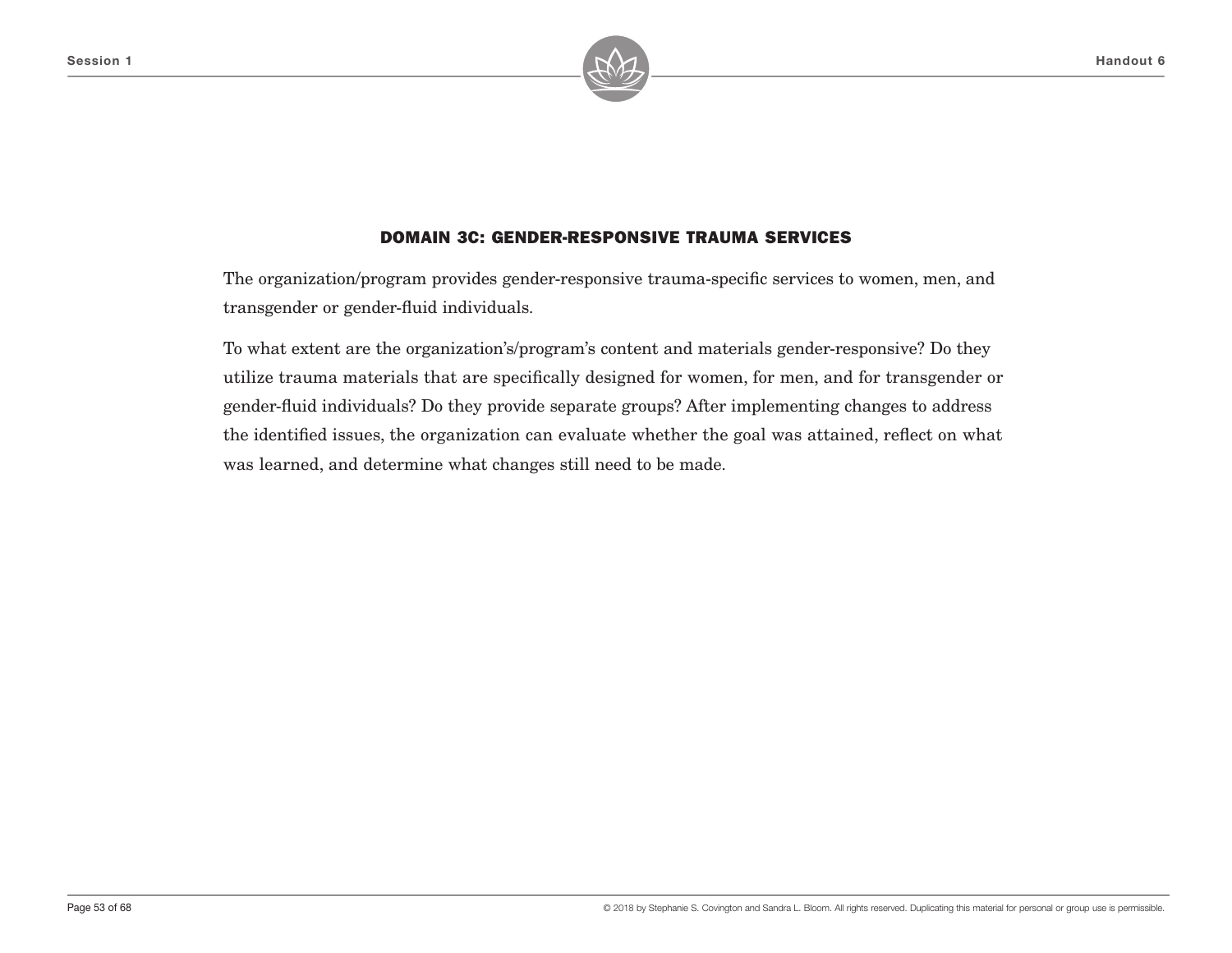## DOMAIN 3C: GENDER-RESPONSIVE TRAUMA SERVICES

The organization/program provides gender-responsive trauma-specific services to women, men, and transgender or gender-fluid individuals.

To what extent are the organization's/program's content and materials gender-responsive? Do they utilize trauma materials that are specifically designed for women, for men, and for transgender or gender-fluid individuals? Do they provide separate groups? After implementing changes to address the identified issues, the organization can evaluate whether the goal was attained, reflect on what was learned, and determine what changes still need to be made.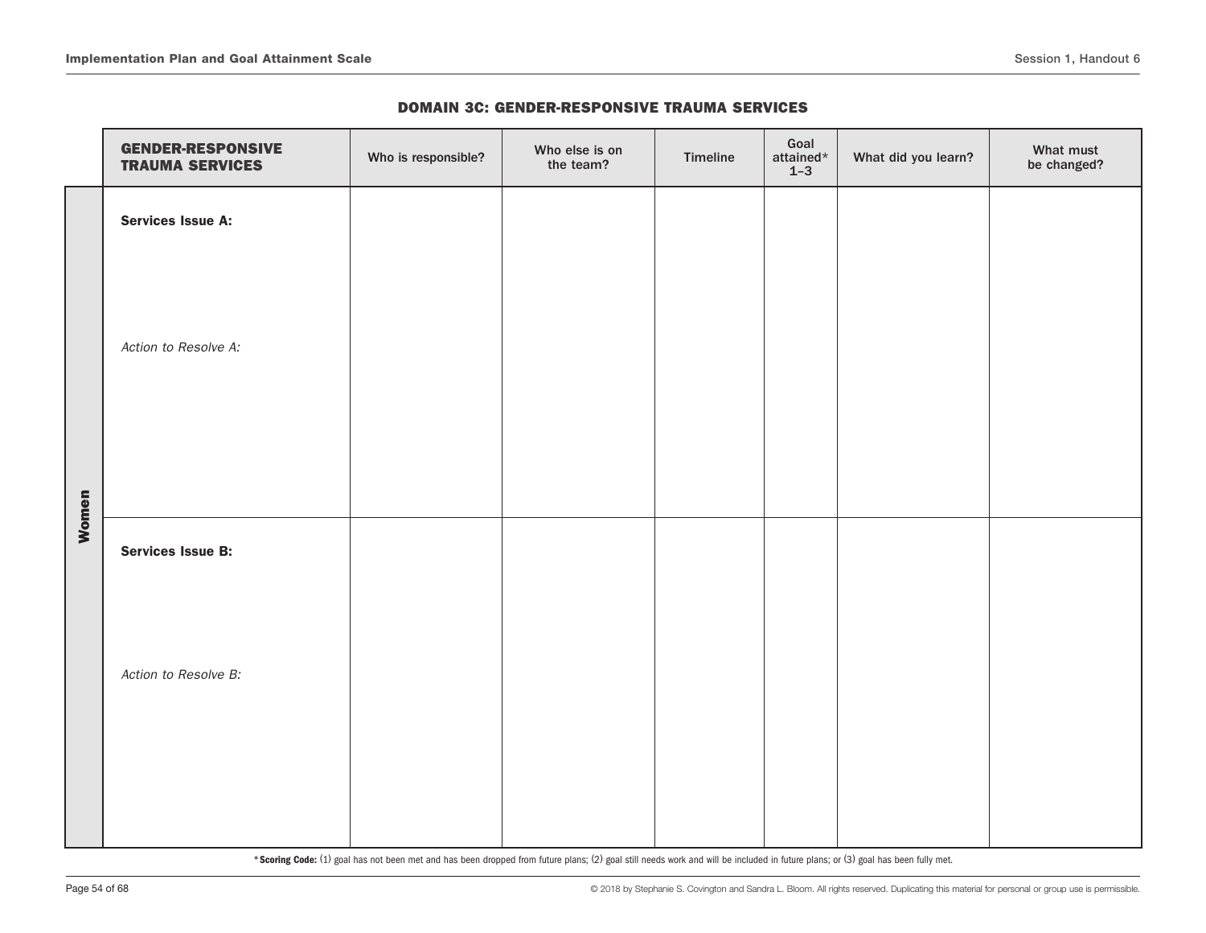### DOMAIN 3C: GENDER-RESPONSIVE TRAUMA SERVICES

| | GENDER-RESPONSIVE TRAUMA SERVICES | Who is responsible? | Who else is on the team? | Timeline | Goal attained* 1–3 | What did you learn? | What must be changed? |
|---|---|---|---|---|---|---|---|
| Women | **Services Issue A:**<br><br>*Action to Resolve A:* | | | | | | |
| | **Services Issue B:**<br><br>*Action to Resolve B:* | | | | | | |

***Scoring Code:** (1) goal has not been met and has been dropped from future plans; (2) goal still needs work and will be included in future plans; or (3) goal has been fully met.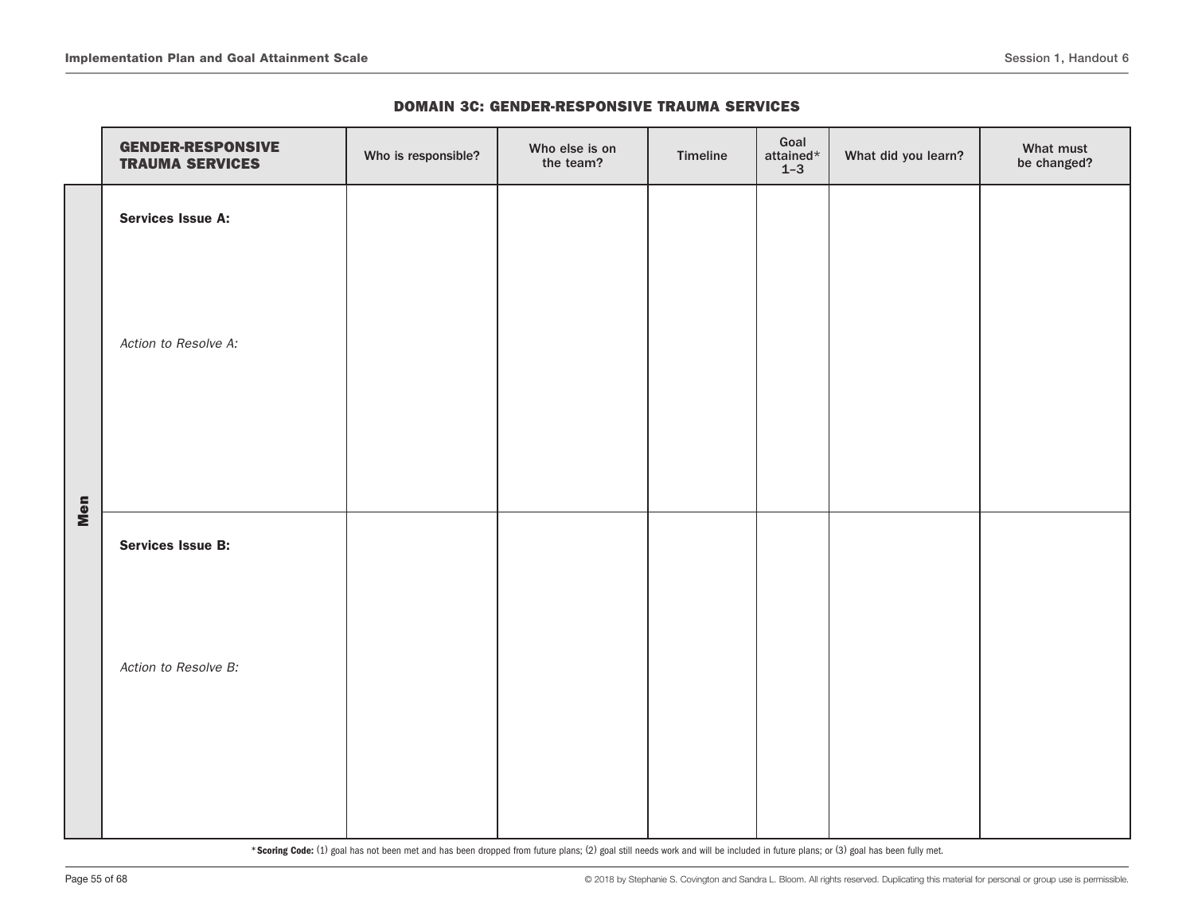### DOMAIN 3C: GENDER-RESPONSIVE TRAUMA SERVICES

| | GENDER-RESPONSIVE TRAUMA SERVICES | Who is responsible? | Who else is on the team? | Timeline | Goal attained* 1–3 | What did you learn? | What must be changed? |
|---|---|---|---|---|---|---|---|
| **Men** | **Services Issue A:**<br><br>*Action to Resolve A:* | | | | | | |
| | **Services Issue B:**<br><br>*Action to Resolve B:* | | | | | | |

***Scoring Code:** (1) goal has not been met and has been dropped from future plans; (2) goal still needs work and will be included in future plans; or (3) goal has been fully met.

© 2018 by Stephanie S. Covington and Sandra L. Bloom. All rights reserved. Duplicating this material for personal or group use is permissible.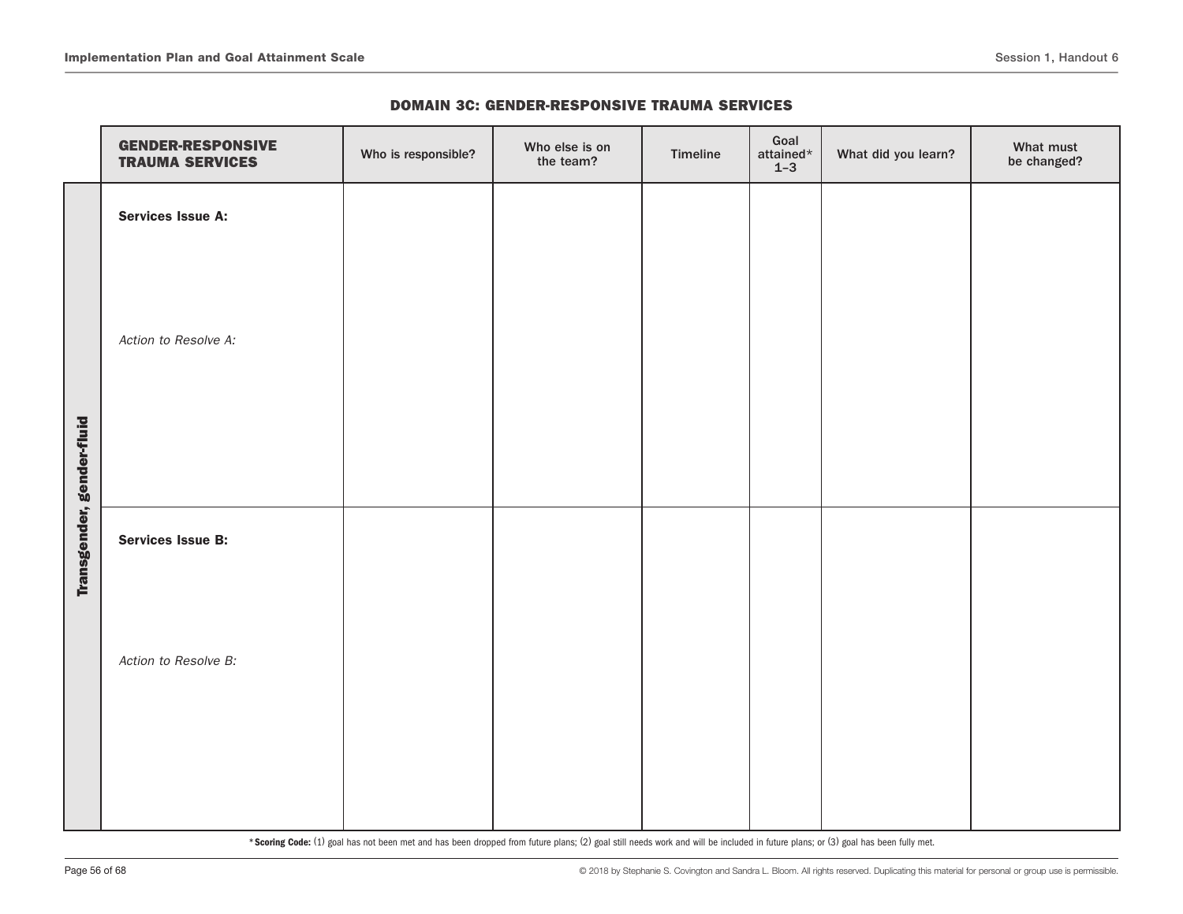### DOMAIN 3C: GENDER-RESPONSIVE TRAUMA SERVICES

| | GENDER-RESPONSIVE TRAUMA SERVICES | Who is responsible? | Who else is on the team? | Timeline | Goal attained* 1–3 | What did you learn? | What must be changed? |
|---|---|---|---|---|---|---|---|
| **Transgender, gender-fluid** | **Services Issue A:**<br><br>*Action to Resolve A:* | | | | | | |
| | **Services Issue B:**<br><br>*Action to Resolve B:* | | | | | | |

***Scoring Code:** (1) goal has not been met and has been dropped from future plans; (2) goal still needs work and will be included in future plans; or (3) goal has been fully met.

© 2018 by Stephanie S. Covington and Sandra L. Bloom. All rights reserved. Duplicating this material for personal or group use is permissible.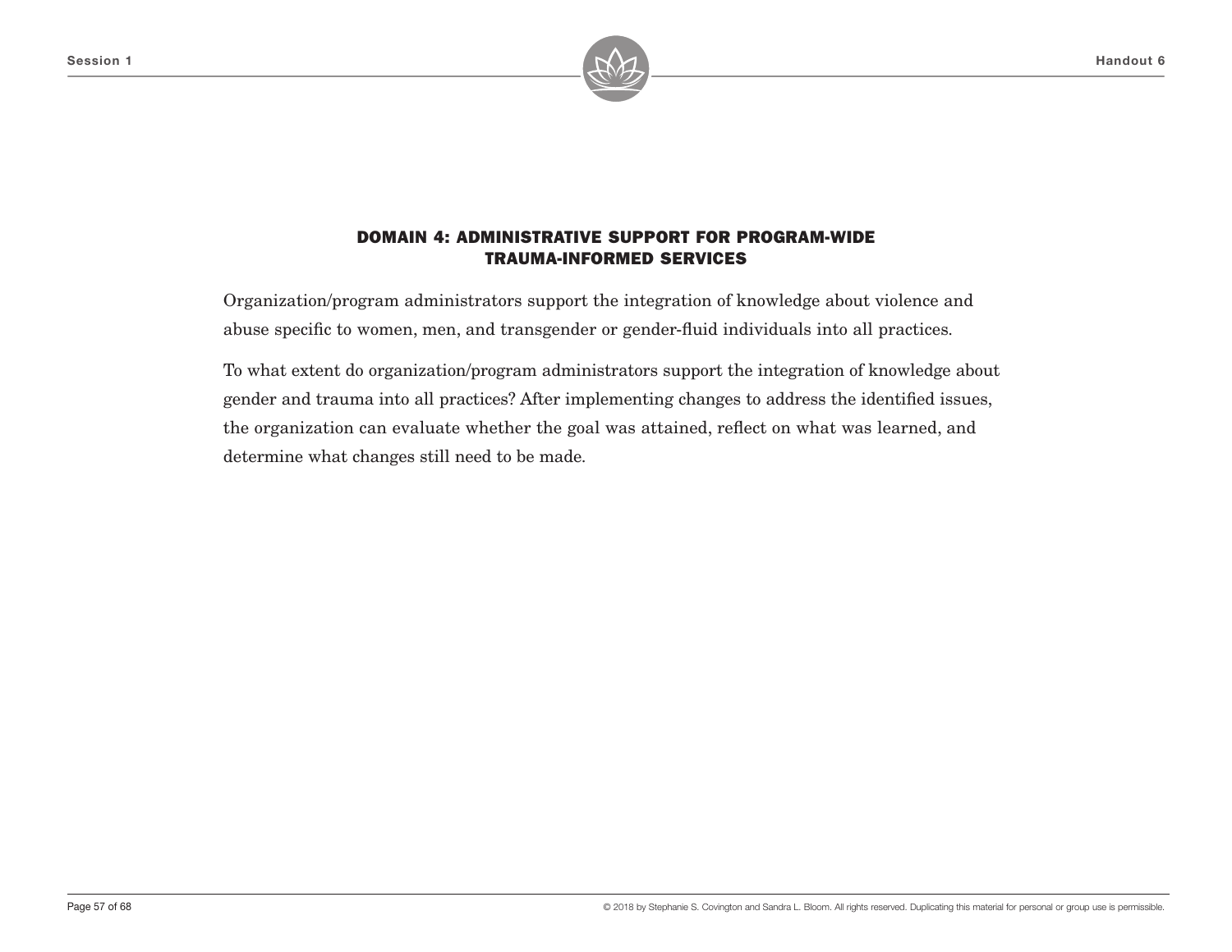## DOMAIN 4: ADMINISTRATIVE SUPPORT FOR PROGRAM-WIDE TRAUMA-INFORMED SERVICES

Organization/program administrators support the integration of knowledge about violence and abuse specific to women, men, and transgender or gender-fluid individuals into all practices.

To what extent do organization/program administrators support the integration of knowledge about gender and trauma into all practices? After implementing changes to address the identified issues, the organization can evaluate whether the goal was attained, reflect on what was learned, and determine what changes still need to be made.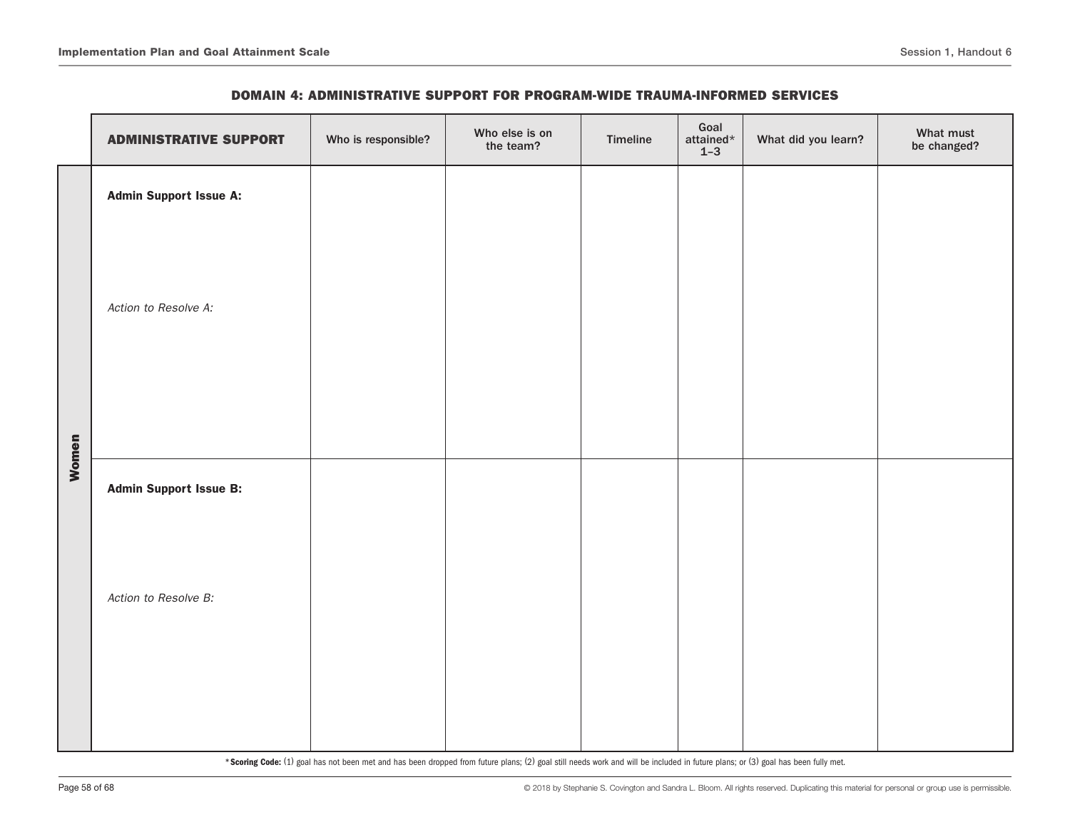## DOMAIN 4: ADMINISTRATIVE SUPPORT FOR PROGRAM-WIDE TRAUMA-INFORMED SERVICES

| | ADMINISTRATIVE SUPPORT | Who is responsible? | Who else is on the team? | Timeline | Goal attained* 1–3 | What did you learn? | What must be changed? |
|---|---|---|---|---|---|---|---|
| Women | **Admin Support Issue A:**<br><br>*Action to Resolve A:* | | | | | | |
| | **Admin Support Issue B:**<br><br>*Action to Resolve B:* | | | | | | |

***Scoring Code:** (1) goal has not been met and has been dropped from future plans; (2) goal still needs work and will be included in future plans; or (3) goal has been fully met.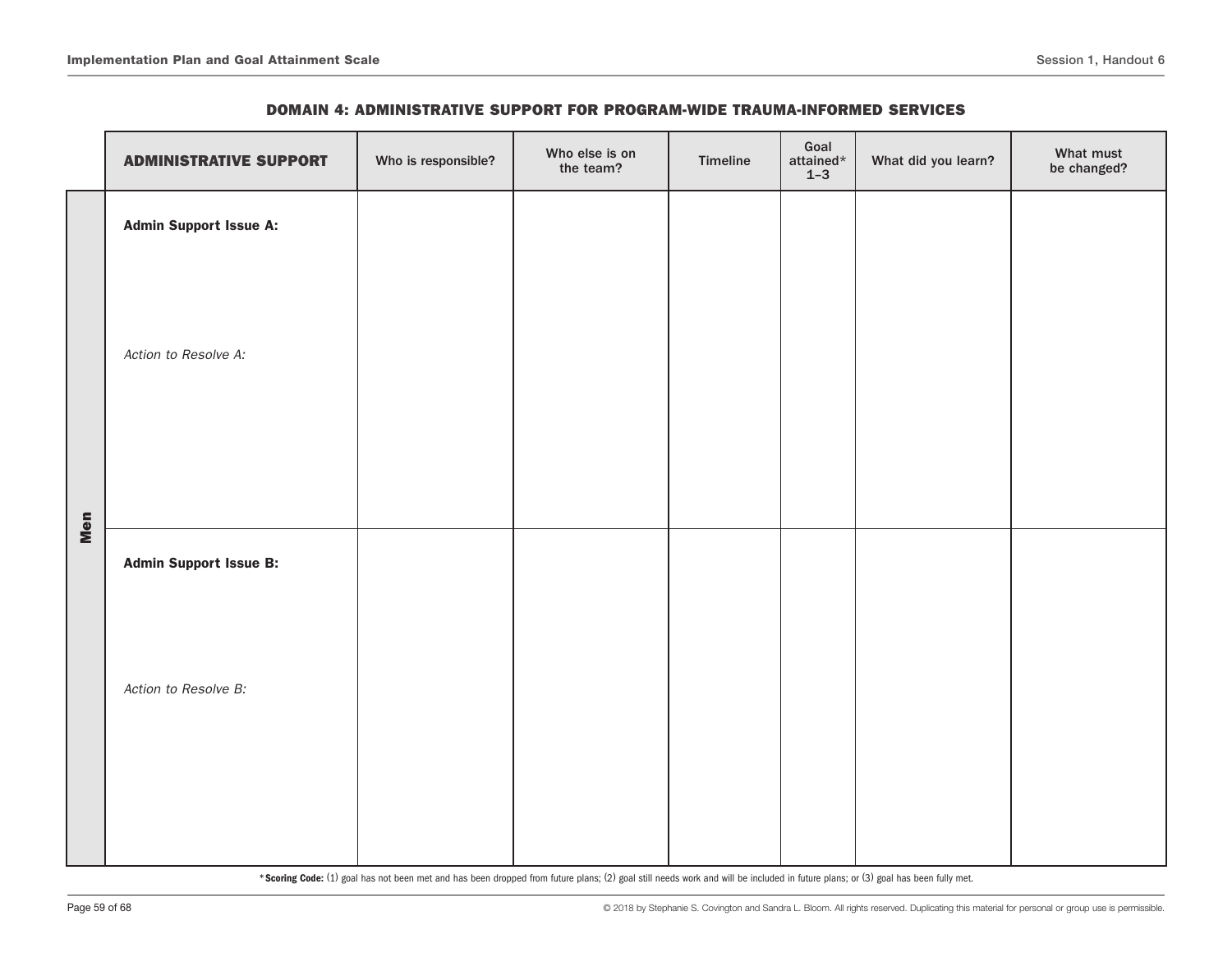### DOMAIN 4: ADMINISTRATIVE SUPPORT FOR PROGRAM-WIDE TRAUMA-INFORMED SERVICES

| | ADMINISTRATIVE SUPPORT | Who is responsible? | Who else is on the team? | Timeline | Goal attained* 1–3 | What did you learn? | What must be changed? |
|---|---|---|---|---|---|---|---|
| Men | **Admin Support Issue A:**<br><br>*Action to Resolve A:* | | | | | | |
| Men | **Admin Support Issue B:**<br><br>*Action to Resolve B:* | | | | | | |

***Scoring Code:** (1) goal has not been met and has been dropped from future plans; (2) goal still needs work and will be included in future plans; or (3) goal has been fully met.

© 2018 by Stephanie S. Covington and Sandra L. Bloom. All rights reserved. Duplicating this material for personal or group use is permissible.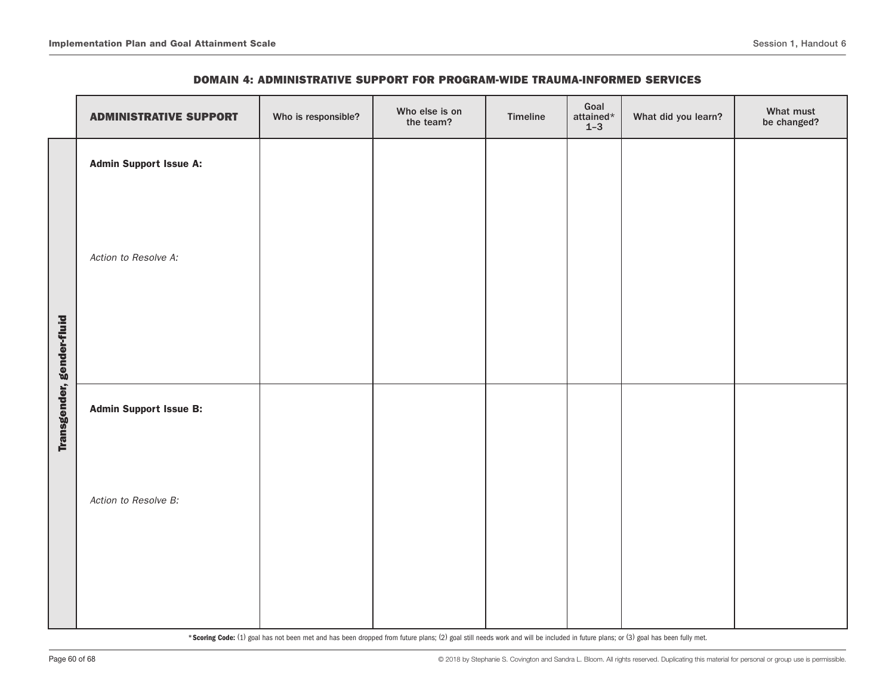## DOMAIN 4: ADMINISTRATIVE SUPPORT FOR PROGRAM-WIDE TRAUMA-INFORMED SERVICES

| | ADMINISTRATIVE SUPPORT | Who is responsible? | Who else is on the team? | Timeline | Goal attained* 1–3 | What did you learn? | What must be changed? |
|---|---|---|---|---|---|---|---|
| **Transgender, gender-fluid** | **Admin Support Issue A:**<br><br>*Action to Resolve A:* | | | | | | |
| | **Admin Support Issue B:**<br><br>*Action to Resolve B:* | | | | | | |

***Scoring Code:** (1) goal has not been met and has been dropped from future plans; (2) goal still needs work and will be included in future plans; or (3) goal has been fully met.

© 2018 by Stephanie S. Covington and Sandra L. Bloom. All rights reserved. Duplicating this material for personal or group use is permissible.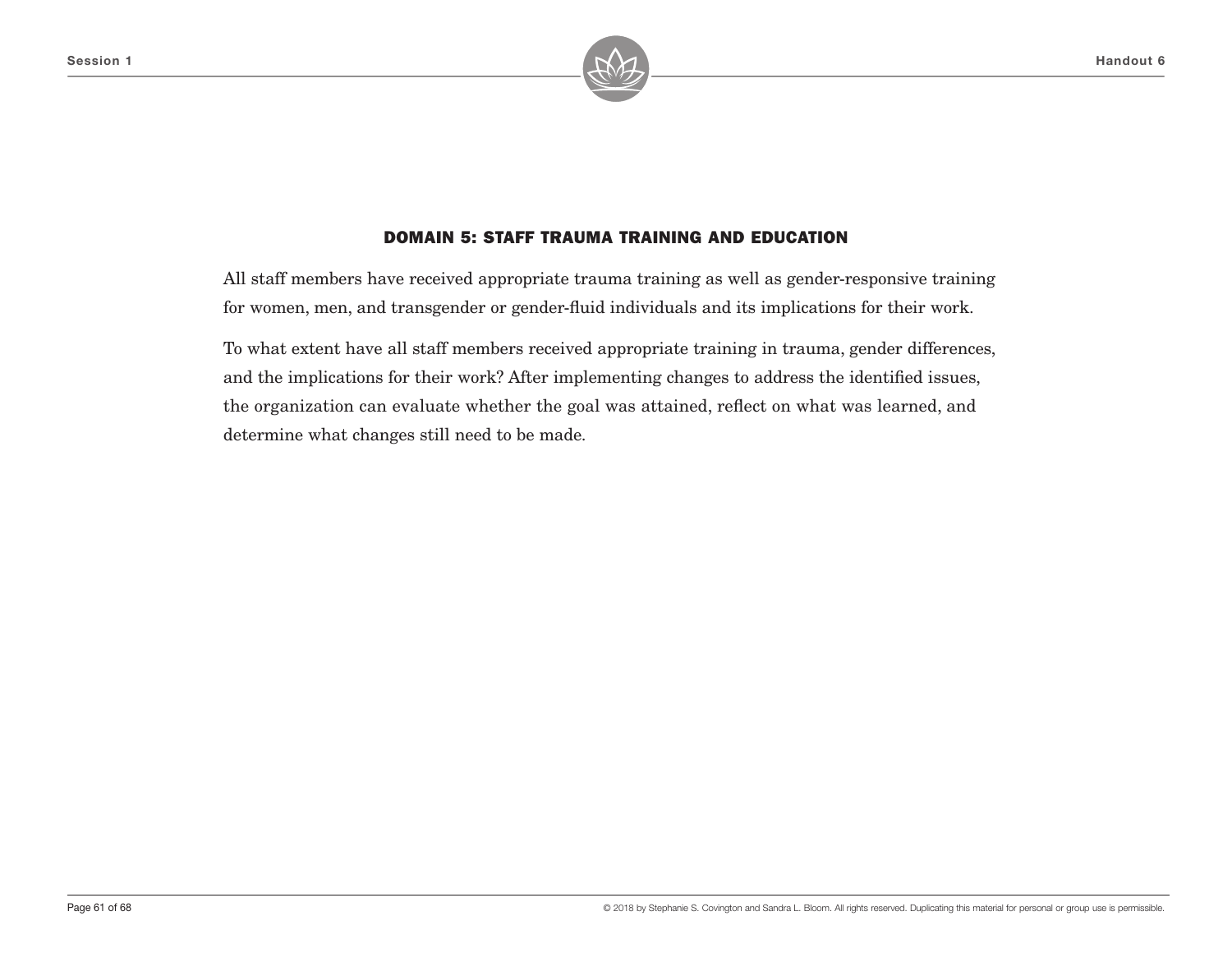## DOMAIN 5: STAFF TRAUMA TRAINING AND EDUCATION

All staff members have received appropriate trauma training as well as gender-responsive training for women, men, and transgender or gender-fluid individuals and its implications for their work.

To what extent have all staff members received appropriate training in trauma, gender differences, and the implications for their work? After implementing changes to address the identified issues, the organization can evaluate whether the goal was attained, reflect on what was learned, and determine what changes still need to be made.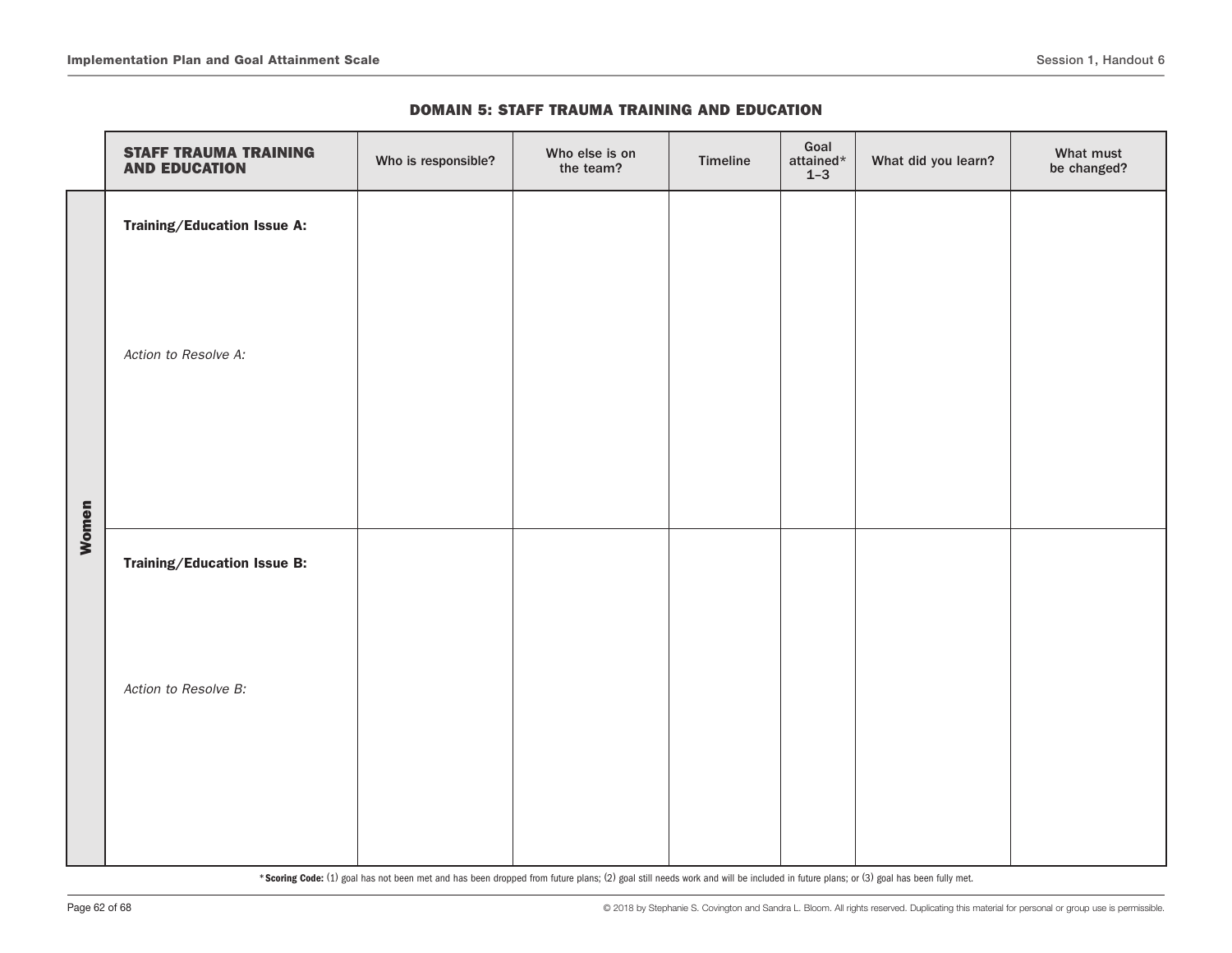## DOMAIN 5: STAFF TRAUMA TRAINING AND EDUCATION

| | STAFF TRAUMA TRAINING AND EDUCATION | Who is responsible? | Who else is on the team? | Timeline | Goal attained* 1–3 | What did you learn? | What must be changed? |
|---|---|---|---|---|---|---|---|
| **Women** | **Training/Education Issue A:**<br><br>*Action to Resolve A:* | | | | | | |
| | **Training/Education Issue B:**<br><br>*Action to Resolve B:* | | | | | | |

***Scoring Code:** (1) goal has not been met and has been dropped from future plans; (2) goal still needs work and will be included in future plans; or (3) goal has been fully met.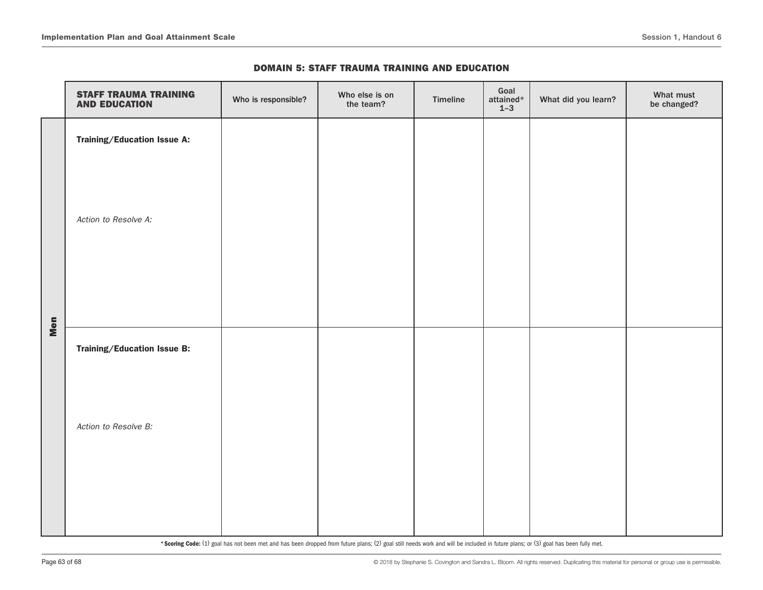## DOMAIN 5: STAFF TRAUMA TRAINING AND EDUCATION

| | STAFF TRAUMA TRAINING AND EDUCATION | Who is responsible? | Who else is on the team? | Timeline | Goal attained* 1–3 | What did you learn? | What must be changed? |
|---|---|---|---|---|---|---|---|
| Men | **Training/Education Issue A:**<br><br>*Action to Resolve A:* | | | | | | |
| | **Training/Education Issue B:**<br><br>*Action to Resolve B:* | | | | | | |

***Scoring Code:** (1) goal has not been met and has been dropped from future plans; (2) goal still needs work and will be included in future plans; or (3) goal has been fully met.

© 2018 by Stephanie S. Covington and Sandra L. Bloom. All rights reserved. Duplicating this material for personal or group use is permissible.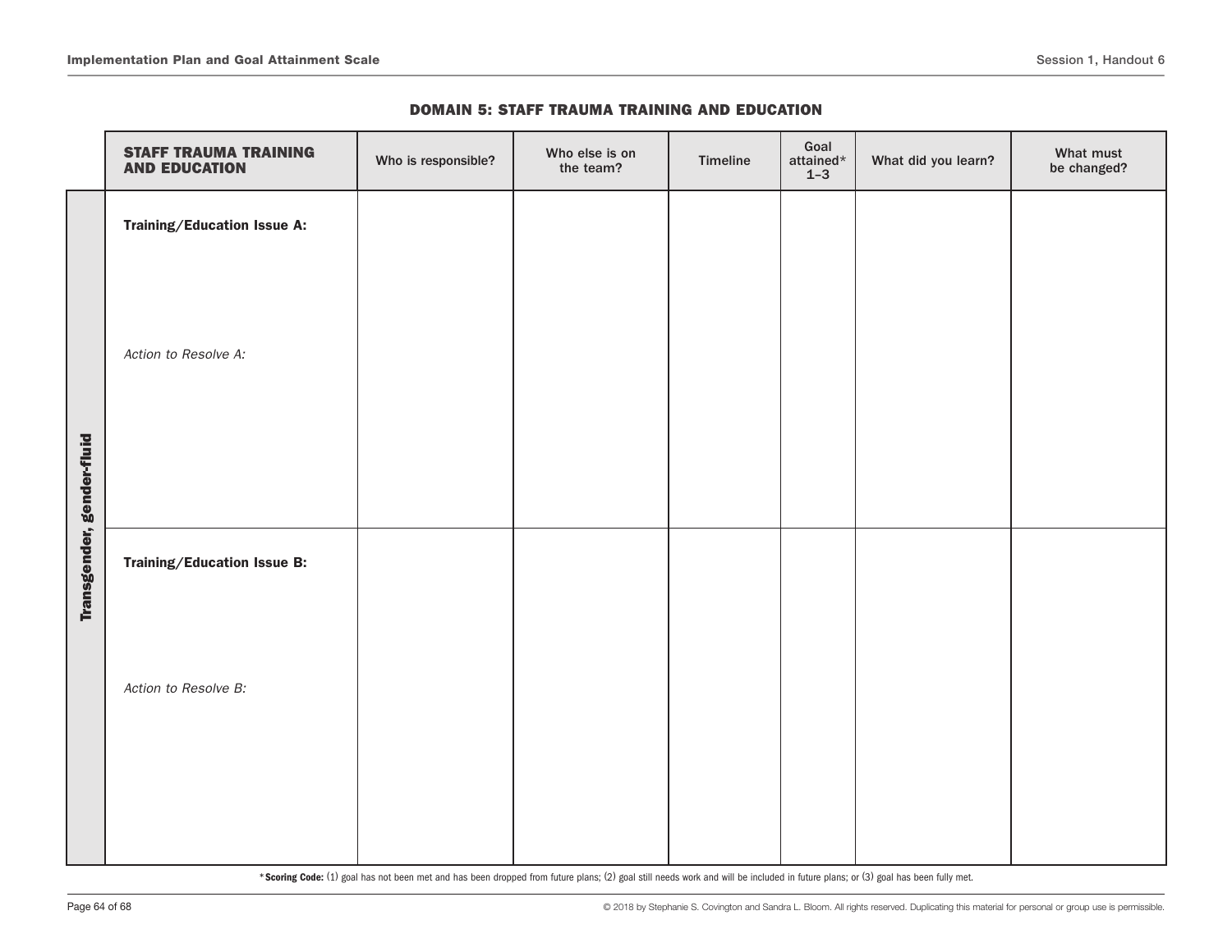## DOMAIN 5: STAFF TRAUMA TRAINING AND EDUCATION

| | STAFF TRAUMA TRAINING AND EDUCATION | Who is responsible? | Who else is on the team? | Timeline | Goal attained* 1–3 | What did you learn? | What must be changed? |
|---|---|---|---|---|---|---|---|
| **Transgender, gender-fluid** | **Training/Education Issue A:**<br><br>*Action to Resolve A:* | | | | | | |
| | **Training/Education Issue B:**<br><br>*Action to Resolve B:* | | | | | | |

***Scoring Code:** (1) goal has not been met and has been dropped from future plans; (2) goal still needs work and will be included in future plans; or (3) goal has been fully met.

© 2018 by Stephanie S. Covington and Sandra L. Bloom. All rights reserved. Duplicating this material for personal or group use is permissible.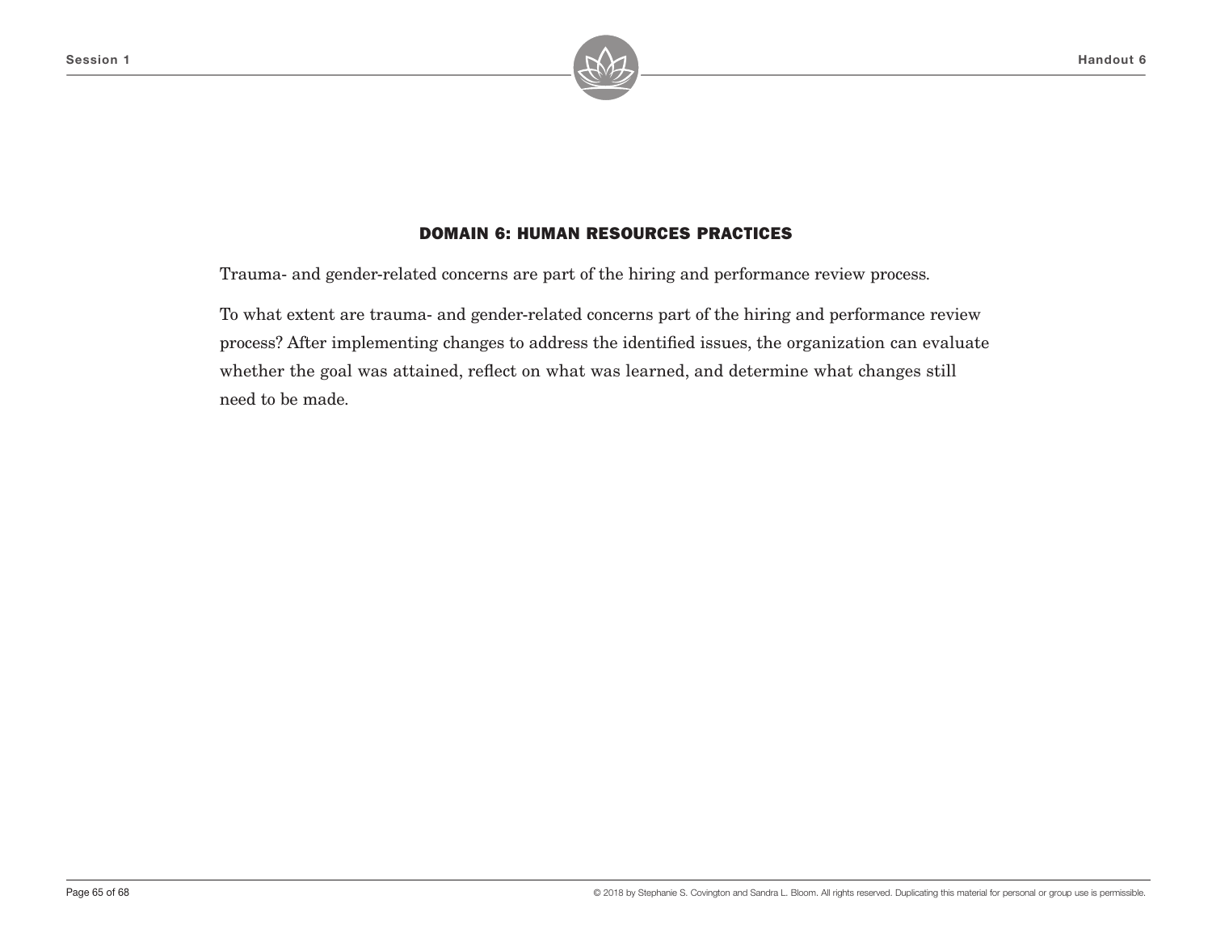## DOMAIN 6: HUMAN RESOURCES PRACTICES

Trauma- and gender-related concerns are part of the hiring and performance review process.

To what extent are trauma- and gender-related concerns part of the hiring and performance review process? After implementing changes to address the identified issues, the organization can evaluate whether the goal was attained, reflect on what was learned, and determine what changes still need to be made.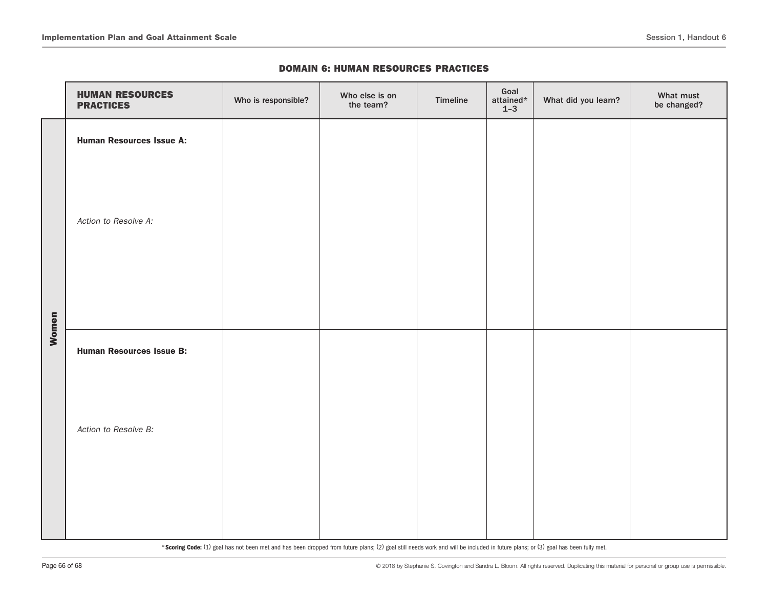## DOMAIN 6: HUMAN RESOURCES PRACTICES

| | HUMAN RESOURCES PRACTICES | Who is responsible? | Who else is on the team? | Timeline | Goal attained* 1–3 | What did you learn? | What must be changed? |
|---|---|---|---|---|---|---|---|
| Women | **Human Resources Issue A:**<br><br>*Action to Resolve A:* | | | | | | |
| | **Human Resources Issue B:**<br><br>*Action to Resolve B:* | | | | | | |

***Scoring Code:** (1) goal has not been met and has been dropped from future plans; (2) goal still needs work and will be included in future plans; or (3) goal has been fully met.

© 2018 by Stephanie S. Covington and Sandra L. Bloom. All rights reserved. Duplicating this material for personal or group use is permissible.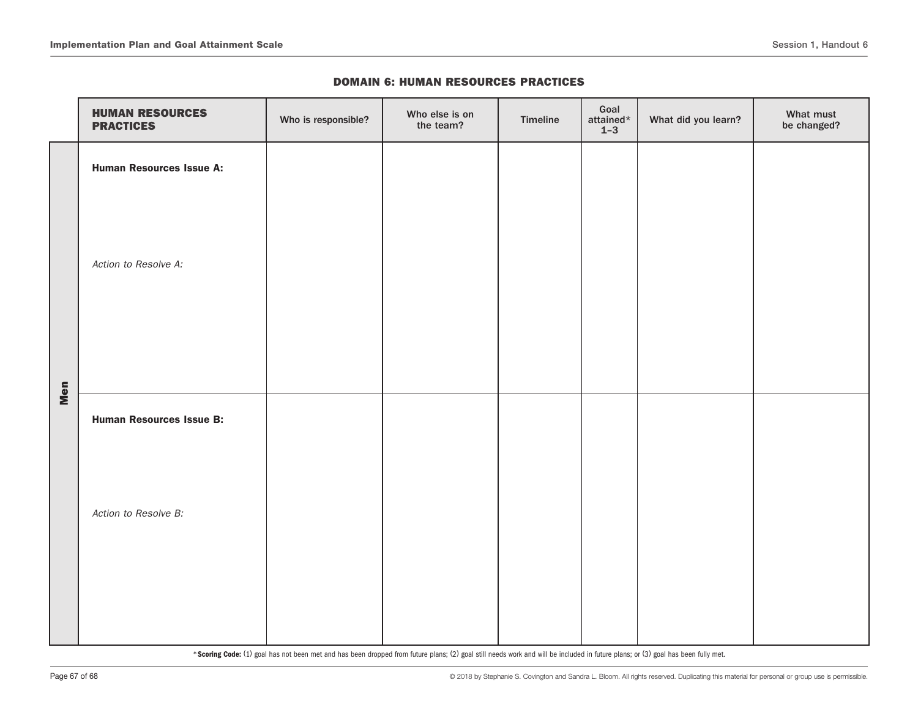### DOMAIN 6: HUMAN RESOURCES PRACTICES

| | HUMAN RESOURCES PRACTICES | Who is responsible? | Who else is on the team? | Timeline | Goal attained* 1–3 | What did you learn? | What must be changed? |
|---|---|---|---|---|---|---|---|
| Men | **Human Resources Issue A:** <br><br> *Action to Resolve A:* | | | | | | |
| | **Human Resources Issue B:** <br><br> *Action to Resolve B:* | | | | | | |

***Scoring Code:** (1) goal has not been met and has been dropped from future plans; (2) goal still needs work and will be included in future plans; or (3) goal has been fully met.

© 2018 by Stephanie S. Covington and Sandra L. Bloom. All rights reserved. Duplicating this material for personal or group use is permissible.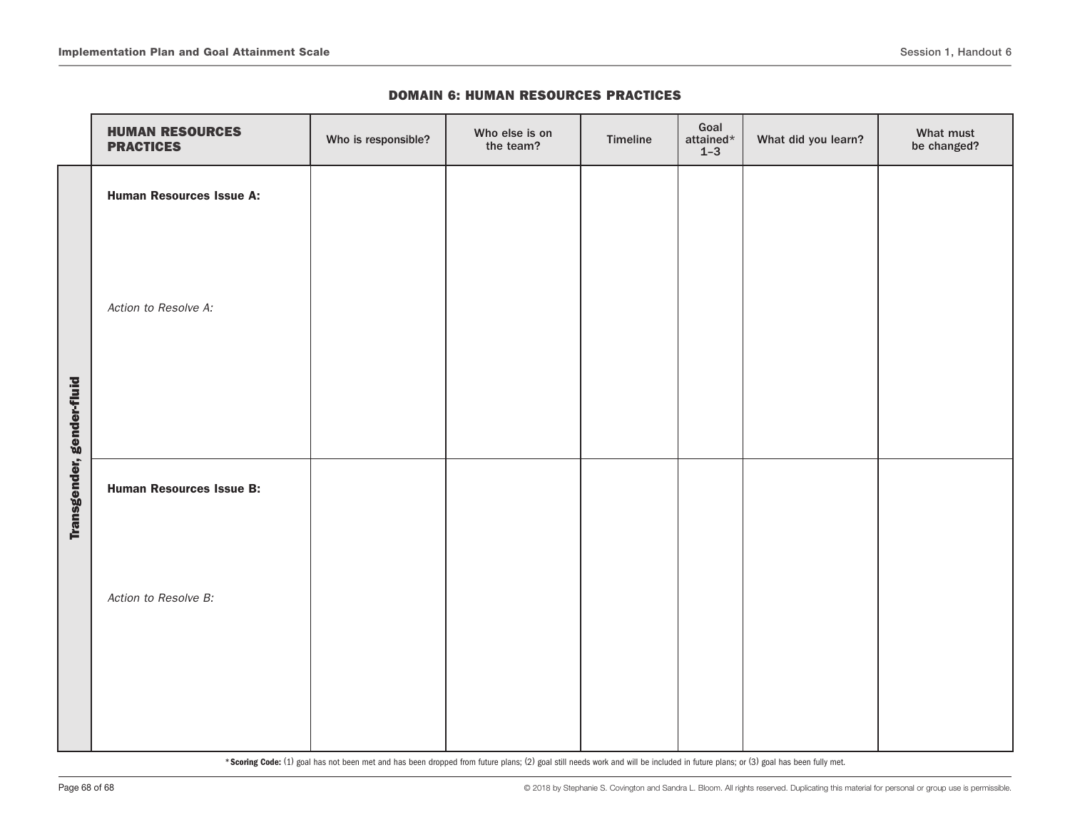## DOMAIN 6: HUMAN RESOURCES PRACTICES

| | HUMAN RESOURCES PRACTICES | Who is responsible? | Who else is on the team? | Timeline | Goal attained* 1–3 | What did you learn? | What must be changed? |
|---|---|---|---|---|---|---|---|
| **Transgender, gender-fluid** | **Human Resources Issue A:**<br><br>*Action to Resolve A:* | | | | | | |
| | **Human Resources Issue B:**<br><br>*Action to Resolve B:* | | | | | | |

***Scoring Code:** (1) goal has not been met and has been dropped from future plans; (2) goal still needs work and will be included in future plans; or (3) goal has been fully met.

© 2018 by Stephanie S. Covington and Sandra L. Bloom. All rights reserved. Duplicating this material for personal or group use is permissible.